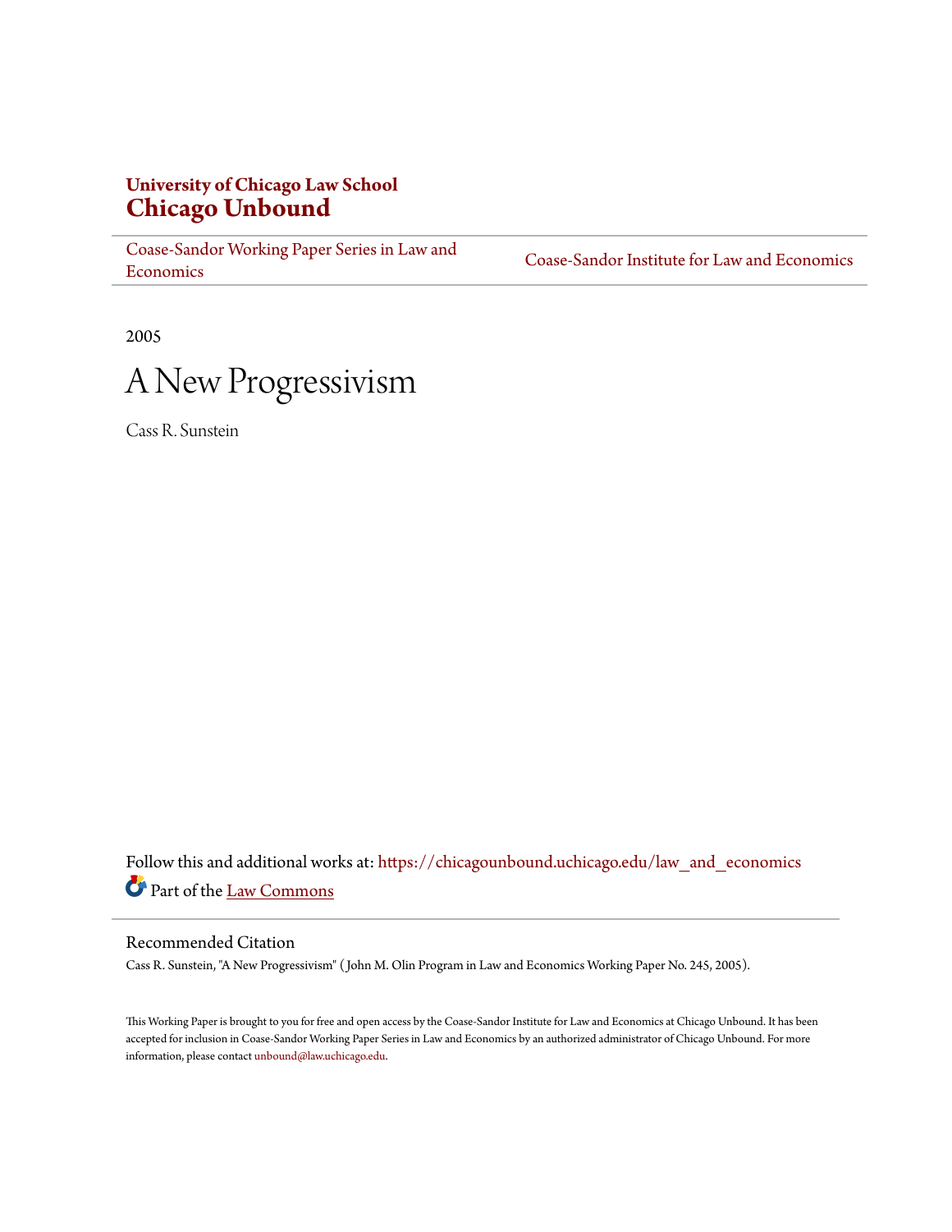**University of Chicago Law School**
**Chicago Unbound**

Coase-Sandor Working Paper Series in Law and Economics | Coase-Sandor Institute for Law and Economics

2005

# A New Progressivism

Cass R. Sunstein

Follow this and additional works at: https://chicagounbound.uchicago.edu/law_and_economics

Part of the Law Commons

## Recommended Citation

Cass R. Sunstein, "A New Progressivism" (John M. Olin Program in Law and Economics Working Paper No. 245, 2005).

This Working Paper is brought to you for free and open access by the Coase-Sandor Institute for Law and Economics at Chicago Unbound. It has been accepted for inclusion in Coase-Sandor Working Paper Series in Law and Economics by an authorized administrator of Chicago Unbound. For more information, please contact unbound@law.uchicago.edu.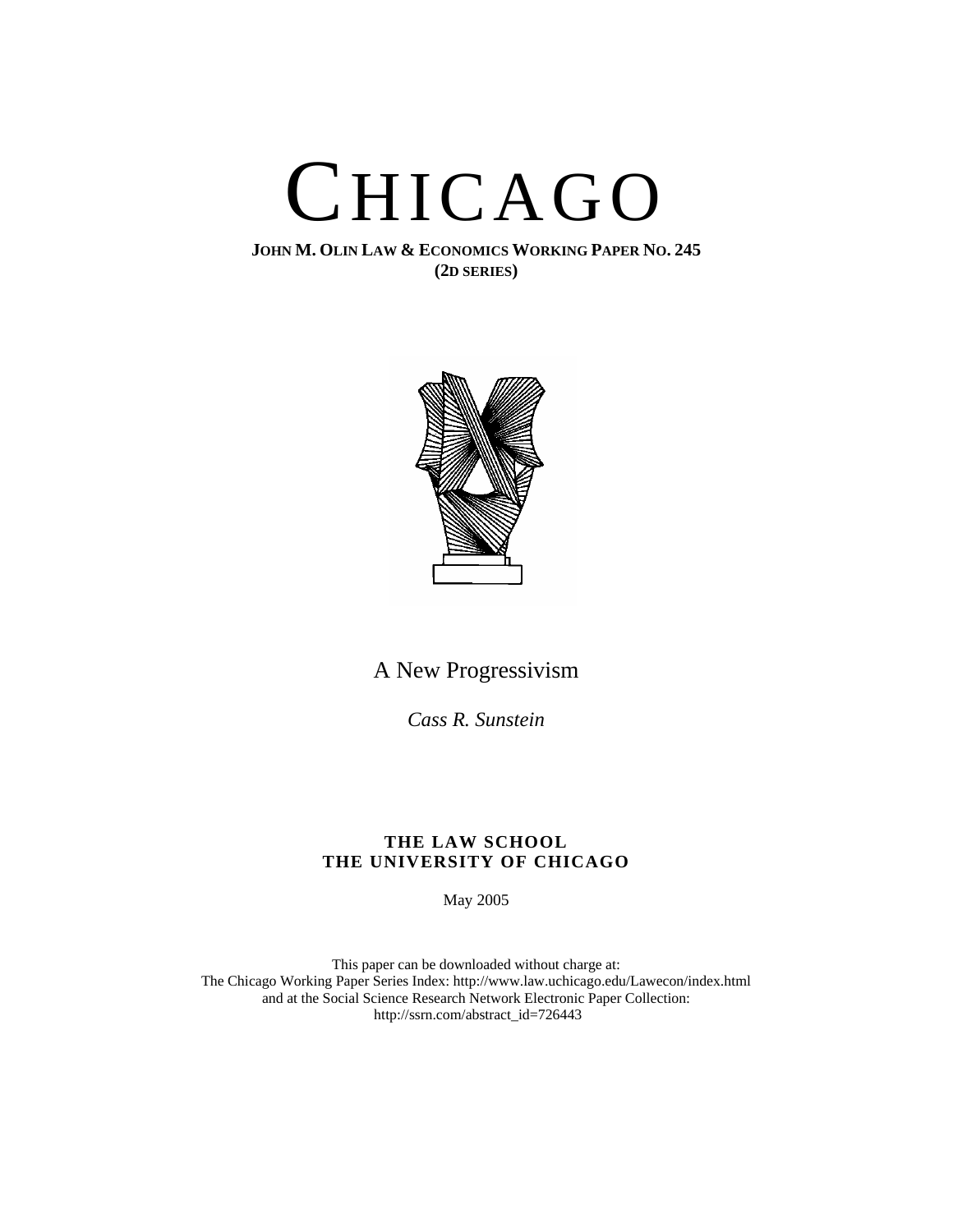# CHICAGO

**JOHN M. OLIN LAW & ECONOMICS WORKING PAPER NO. 245**
**(2D SERIES)**

## A New Progressivism

*Cass R. Sunstein*

**THE LAW SCHOOL**
**THE UNIVERSITY OF CHICAGO**

May 2005

This paper can be downloaded without charge at:
The Chicago Working Paper Series Index: http://www.law.uchicago.edu/Lawecon/index.html
and at the Social Science Research Network Electronic Paper Collection:
http://ssrn.com/abstract_id=726443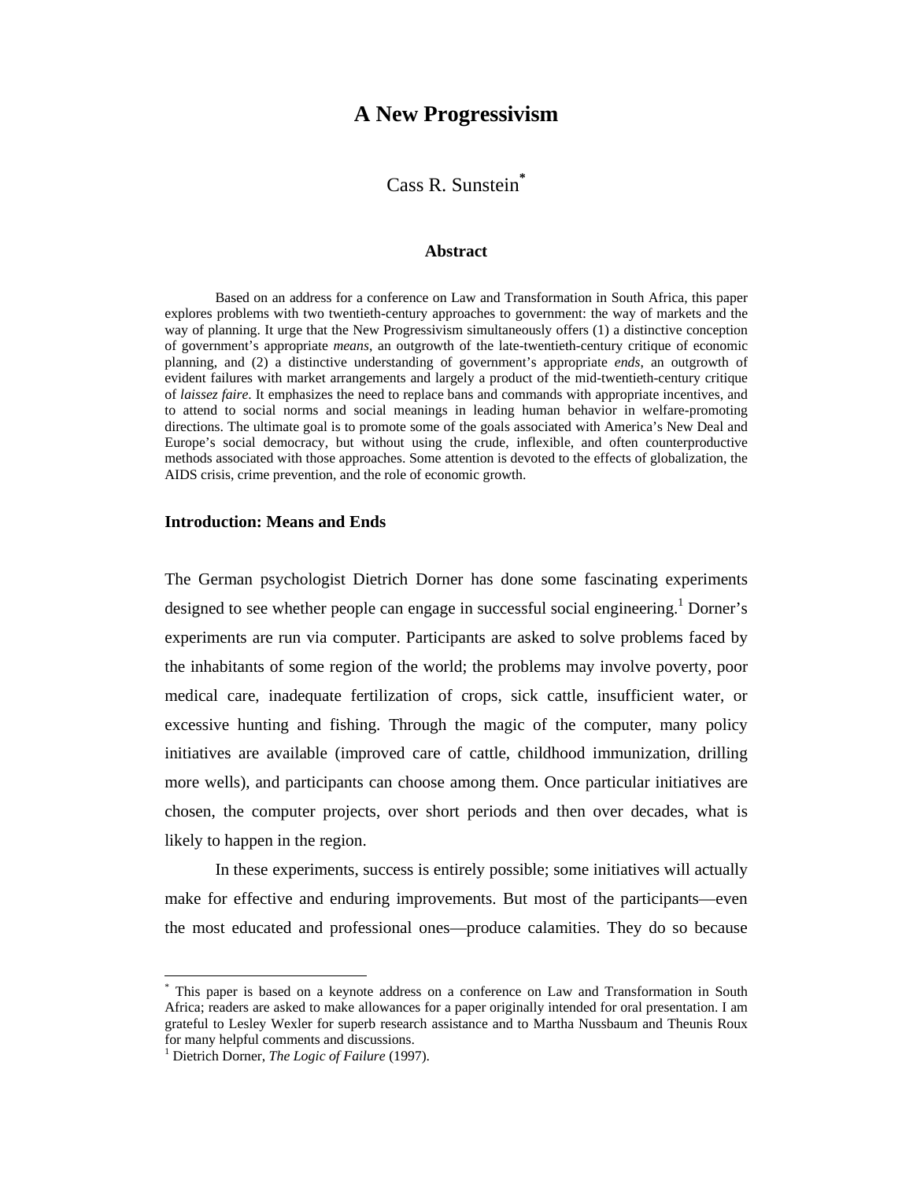# A New Progressivism

Cass R. Sunstein[*]

### Abstract

Based on an address for a conference on Law and Transformation in South Africa, this paper explores problems with two twentieth-century approaches to government: the way of markets and the way of planning. It urge that the New Progressivism simultaneously offers (1) a distinctive conception of government's appropriate *means*, an outgrowth of the late-twentieth-century critique of economic planning, and (2) a distinctive understanding of government's appropriate *ends*, an outgrowth of evident failures with market arrangements and largely a product of the mid-twentieth-century critique of *laissez faire*. It emphasizes the need to replace bans and commands with appropriate incentives, and to attend to social norms and social meanings in leading human behavior in welfare-promoting directions. The ultimate goal is to promote some of the goals associated with America's New Deal and Europe's social democracy, but without using the crude, inflexible, and often counterproductive methods associated with those approaches. Some attention is devoted to the effects of globalization, the AIDS crisis, crime prevention, and the role of economic growth.

## Introduction: Means and Ends

The German psychologist Dietrich Dorner has done some fascinating experiments designed to see whether people can engage in successful social engineering.[1] Dorner's experiments are run via computer. Participants are asked to solve problems faced by the inhabitants of some region of the world; the problems may involve poverty, poor medical care, inadequate fertilization of crops, sick cattle, insufficient water, or excessive hunting and fishing. Through the magic of the computer, many policy initiatives are available (improved care of cattle, childhood immunization, drilling more wells), and participants can choose among them. Once particular initiatives are chosen, the computer projects, over short periods and then over decades, what is likely to happen in the region.

In these experiments, success is entirely possible; some initiatives will actually make for effective and enduring improvements. But most of the participants—even the most educated and professional ones—produce calamities. They do so because

---

[*] This paper is based on a keynote address on a conference on Law and Transformation in South Africa; readers are asked to make allowances for a paper originally intended for oral presentation. I am grateful to Lesley Wexler for superb research assistance and to Martha Nussbaum and Theunis Roux for many helpful comments and discussions.

[1] Dietrich Dorner, *The Logic of Failure* (1997).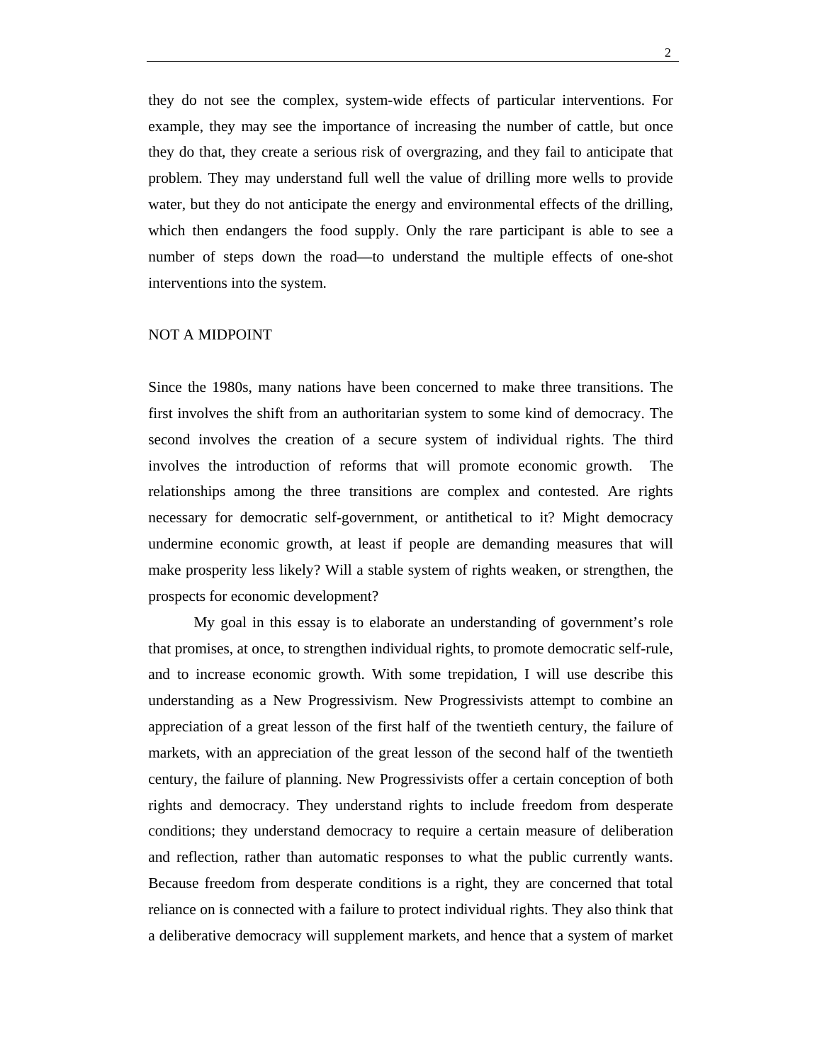they do not see the complex, system-wide effects of particular interventions. For example, they may see the importance of increasing the number of cattle, but once they do that, they create a serious risk of overgrazing, and they fail to anticipate that problem. They may understand full well the value of drilling more wells to provide water, but they do not anticipate the energy and environmental effects of the drilling, which then endangers the food supply. Only the rare participant is able to see a number of steps down the road—to understand the multiple effects of one-shot interventions into the system.

## NOT A MIDPOINT

Since the 1980s, many nations have been concerned to make three transitions. The first involves the shift from an authoritarian system to some kind of democracy. The second involves the creation of a secure system of individual rights. The third involves the introduction of reforms that will promote economic growth. The relationships among the three transitions are complex and contested. Are rights necessary for democratic self-government, or antithetical to it? Might democracy undermine economic growth, at least if people are demanding measures that will make prosperity less likely? Will a stable system of rights weaken, or strengthen, the prospects for economic development?

My goal in this essay is to elaborate an understanding of government's role that promises, at once, to strengthen individual rights, to promote democratic self-rule, and to increase economic growth. With some trepidation, I will use describe this understanding as a New Progressivism. New Progressivists attempt to combine an appreciation of a great lesson of the first half of the twentieth century, the failure of markets, with an appreciation of the great lesson of the second half of the twentieth century, the failure of planning. New Progressivists offer a certain conception of both rights and democracy. They understand rights to include freedom from desperate conditions; they understand democracy to require a certain measure of deliberation and reflection, rather than automatic responses to what the public currently wants. Because freedom from desperate conditions is a right, they are concerned that total reliance on is connected with a failure to protect individual rights. They also think that a deliberative democracy will supplement markets, and hence that a system of market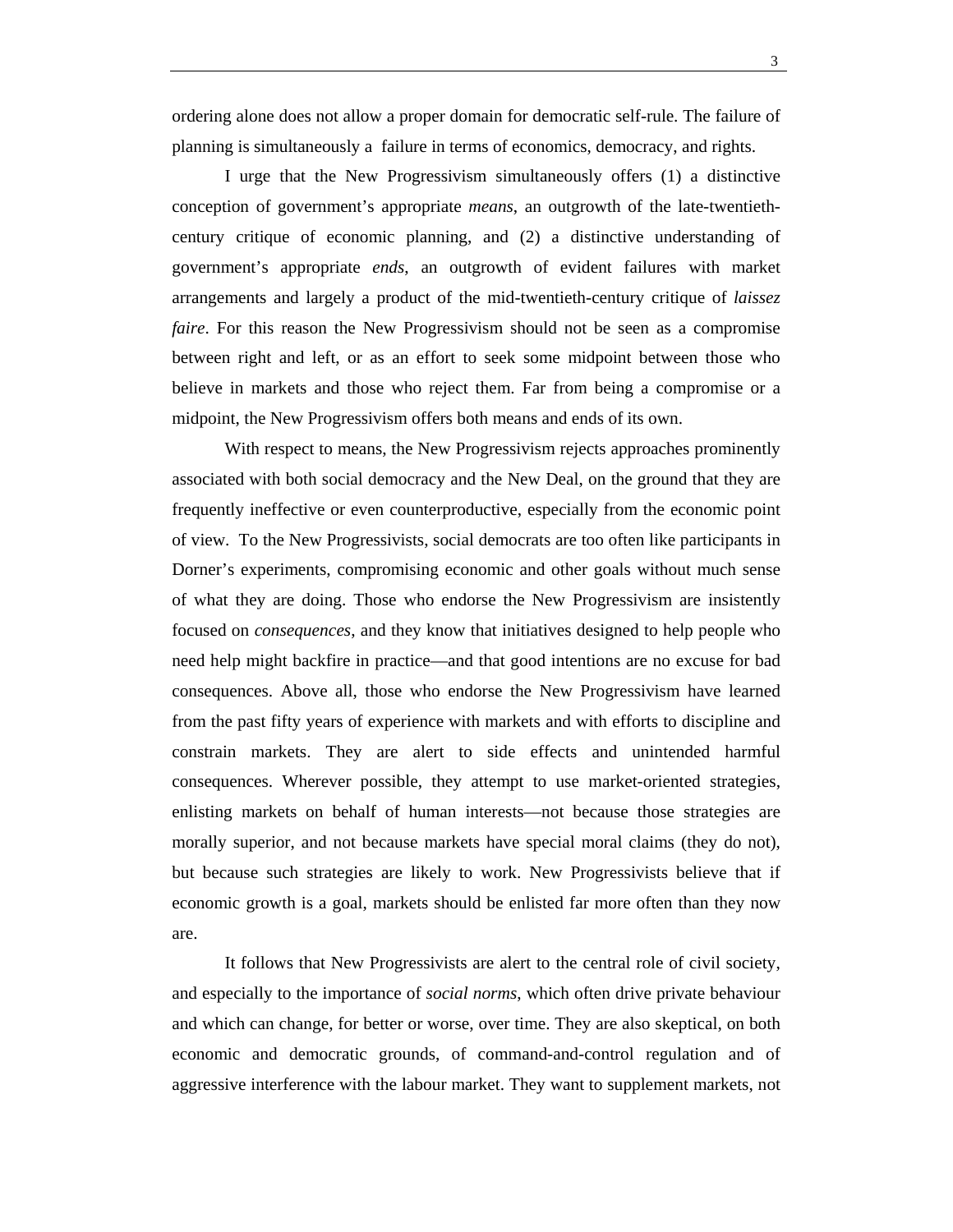ordering alone does not allow a proper domain for democratic self-rule. The failure of planning is simultaneously a failure in terms of economics, democracy, and rights.

I urge that the New Progressivism simultaneously offers (1) a distinctive conception of government's appropriate *means*, an outgrowth of the late-twentieth-century critique of economic planning, and (2) a distinctive understanding of government's appropriate *ends*, an outgrowth of evident failures with market arrangements and largely a product of the mid-twentieth-century critique of *laissez faire*. For this reason the New Progressivism should not be seen as a compromise between right and left, or as an effort to seek some midpoint between those who believe in markets and those who reject them. Far from being a compromise or a midpoint, the New Progressivism offers both means and ends of its own.

With respect to means, the New Progressivism rejects approaches prominently associated with both social democracy and the New Deal, on the ground that they are frequently ineffective or even counterproductive, especially from the economic point of view. To the New Progressivists, social democrats are too often like participants in Dorner's experiments, compromising economic and other goals without much sense of what they are doing. Those who endorse the New Progressivism are insistently focused on *consequences*, and they know that initiatives designed to help people who need help might backfire in practice—and that good intentions are no excuse for bad consequences. Above all, those who endorse the New Progressivism have learned from the past fifty years of experience with markets and with efforts to discipline and constrain markets. They are alert to side effects and unintended harmful consequences. Wherever possible, they attempt to use market-oriented strategies, enlisting markets on behalf of human interests—not because those strategies are morally superior, and not because markets have special moral claims (they do not), but because such strategies are likely to work. New Progressivists believe that if economic growth is a goal, markets should be enlisted far more often than they now are.

It follows that New Progressivists are alert to the central role of civil society, and especially to the importance of *social norms*, which often drive private behaviour and which can change, for better or worse, over time. They are also skeptical, on both economic and democratic grounds, of command-and-control regulation and of aggressive interference with the labour market. They want to supplement markets, not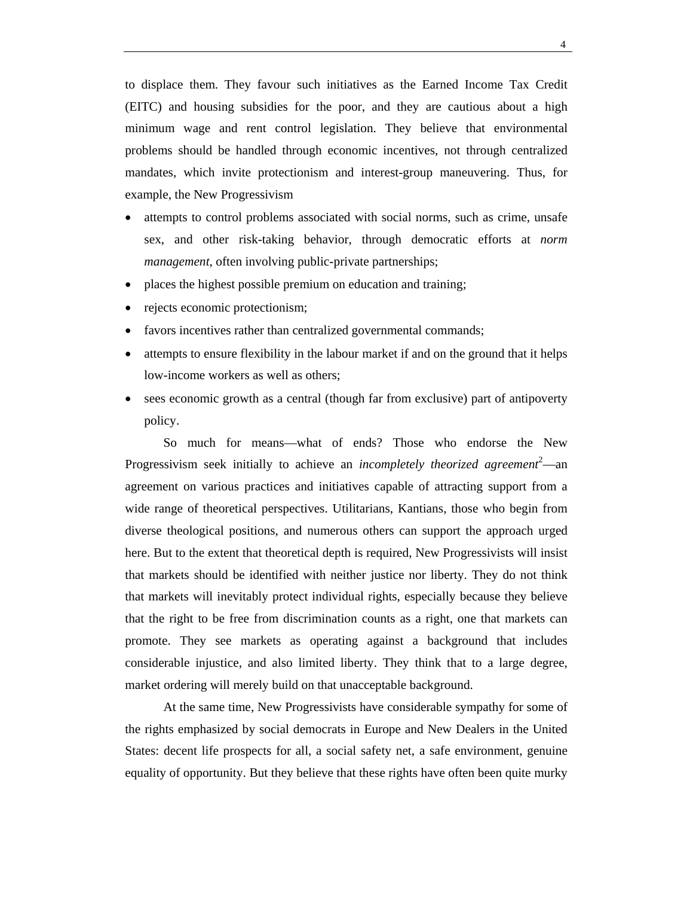to displace them. They favour such initiatives as the Earned Income Tax Credit (EITC) and housing subsidies for the poor, and they are cautious about a high minimum wage and rent control legislation. They believe that environmental problems should be handled through economic incentives, not through centralized mandates, which invite protectionism and interest-group maneuvering. Thus, for example, the New Progressivism

- attempts to control problems associated with social norms, such as crime, unsafe sex, and other risk-taking behavior, through democratic efforts at *norm management*, often involving public-private partnerships;
- places the highest possible premium on education and training;
- rejects economic protectionism;
- favors incentives rather than centralized governmental commands;
- attempts to ensure flexibility in the labour market if and on the ground that it helps low-income workers as well as others;
- sees economic growth as a central (though far from exclusive) part of antipoverty policy.

So much for means—what of ends? Those who endorse the New Progressivism seek initially to achieve an *incompletely theorized agreement*[2]—an agreement on various practices and initiatives capable of attracting support from a wide range of theoretical perspectives. Utilitarians, Kantians, those who begin from diverse theological positions, and numerous others can support the approach urged here. But to the extent that theoretical depth is required, New Progressivists will insist that markets should be identified with neither justice nor liberty. They do not think that markets will inevitably protect individual rights, especially because they believe that the right to be free from discrimination counts as a right, one that markets can promote. They see markets as operating against a background that includes considerable injustice, and also limited liberty. They think that to a large degree, market ordering will merely build on that unacceptable background.

At the same time, New Progressivists have considerable sympathy for some of the rights emphasized by social democrats in Europe and New Dealers in the United States: decent life prospects for all, a social safety net, a safe environment, genuine equality of opportunity. But they believe that these rights have often been quite murky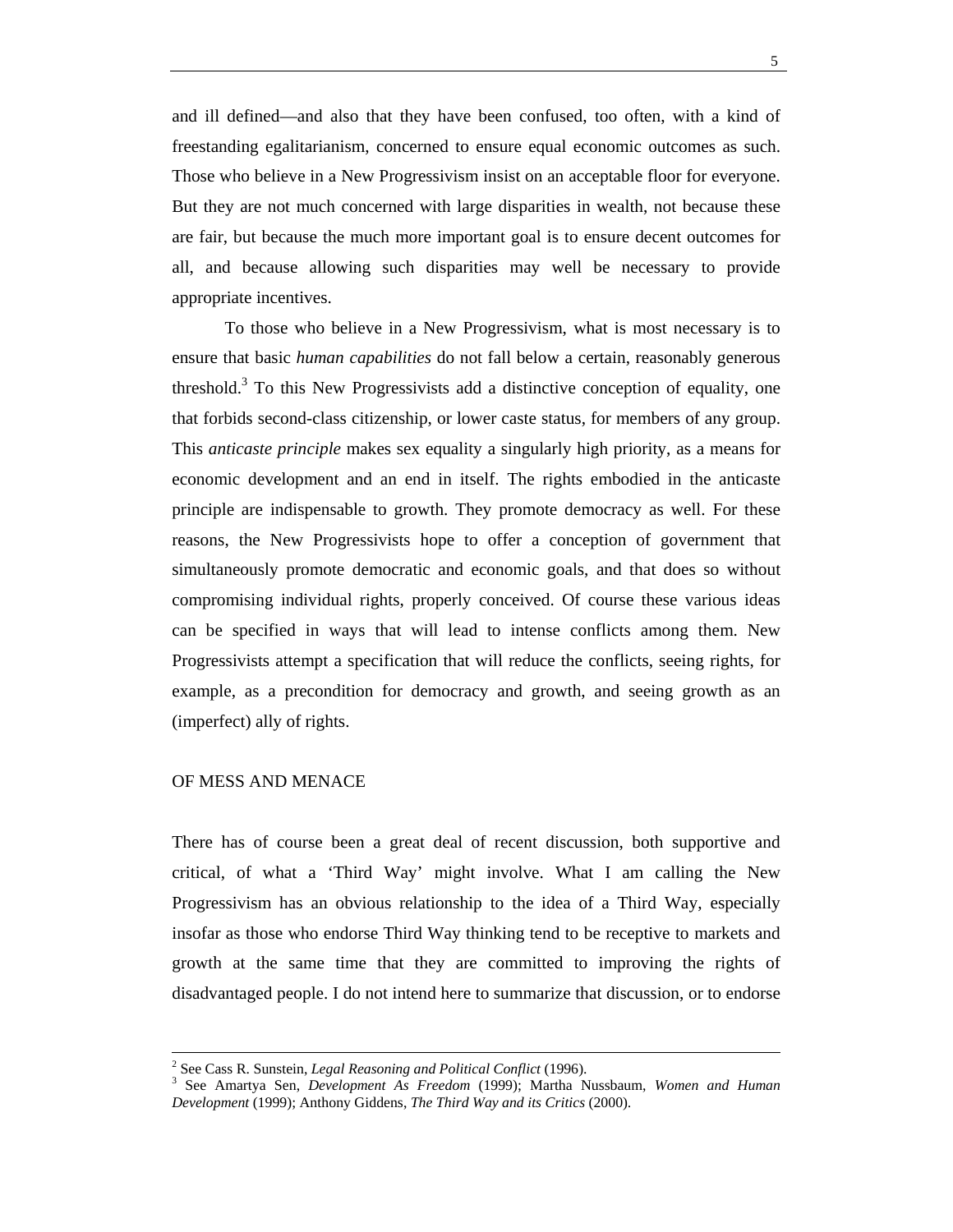and ill defined—and also that they have been confused, too often, with a kind of freestanding egalitarianism, concerned to ensure equal economic outcomes as such. Those who believe in a New Progressivism insist on an acceptable floor for everyone. But they are not much concerned with large disparities in wealth, not because these are fair, but because the much more important goal is to ensure decent outcomes for all, and because allowing such disparities may well be necessary to provide appropriate incentives.

To those who believe in a New Progressivism, what is most necessary is to ensure that basic *human capabilities* do not fall below a certain, reasonably generous threshold.[3] To this New Progressivists add a distinctive conception of equality, one that forbids second-class citizenship, or lower caste status, for members of any group. This *anticaste principle* makes sex equality a singularly high priority, as a means for economic development and an end in itself. The rights embodied in the anticaste principle are indispensable to growth. They promote democracy as well. For these reasons, the New Progressivists hope to offer a conception of government that simultaneously promote democratic and economic goals, and that does so without compromising individual rights, properly conceived. Of course these various ideas can be specified in ways that will lead to intense conflicts among them. New Progressivists attempt a specification that will reduce the conflicts, seeing rights, for example, as a precondition for democracy and growth, and seeing growth as an (imperfect) ally of rights.

## OF MESS AND MENACE

There has of course been a great deal of recent discussion, both supportive and critical, of what a 'Third Way' might involve. What I am calling the New Progressivism has an obvious relationship to the idea of a Third Way, especially insofar as those who endorse Third Way thinking tend to be receptive to markets and growth at the same time that they are committed to improving the rights of disadvantaged people. I do not intend here to summarize that discussion, or to endorse

---

[2] See Cass R. Sunstein, *Legal Reasoning and Political Conflict* (1996).

[3] See Amartya Sen, *Development As Freedom* (1999); Martha Nussbaum, *Women and Human Development* (1999); Anthony Giddens, *The Third Way and its Critics* (2000).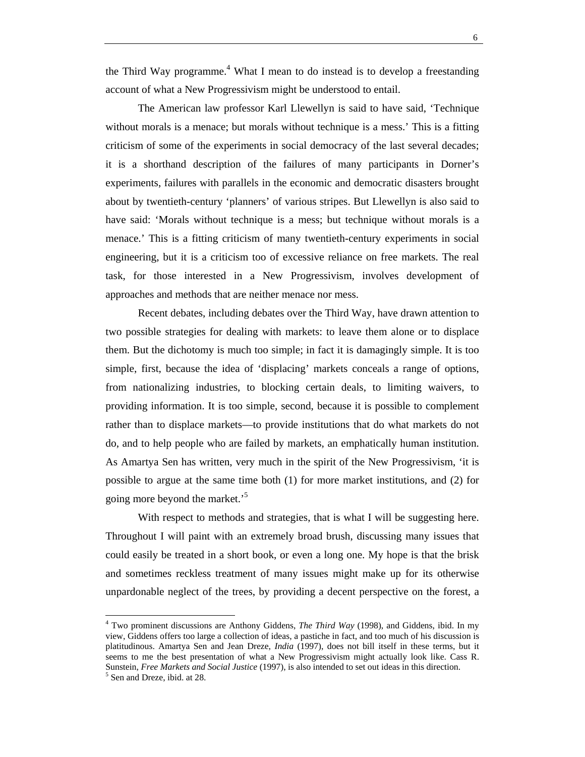the Third Way programme.[4] What I mean to do instead is to develop a freestanding account of what a New Progressivism might be understood to entail.

The American law professor Karl Llewellyn is said to have said, 'Technique without morals is a menace; but morals without technique is a mess.' This is a fitting criticism of some of the experiments in social democracy of the last several decades; it is a shorthand description of the failures of many participants in Dorner's experiments, failures with parallels in the economic and democratic disasters brought about by twentieth-century 'planners' of various stripes. But Llewellyn is also said to have said: 'Morals without technique is a mess; but technique without morals is a menace.' This is a fitting criticism of many twentieth-century experiments in social engineering, but it is a criticism too of excessive reliance on free markets. The real task, for those interested in a New Progressivism, involves development of approaches and methods that are neither menace nor mess.

Recent debates, including debates over the Third Way, have drawn attention to two possible strategies for dealing with markets: to leave them alone or to displace them. But the dichotomy is much too simple; in fact it is damagingly simple. It is too simple, first, because the idea of 'displacing' markets conceals a range of options, from nationalizing industries, to blocking certain deals, to limiting waivers, to providing information. It is too simple, second, because it is possible to complement rather than to displace markets—to provide institutions that do what markets do not do, and to help people who are failed by markets, an emphatically human institution. As Amartya Sen has written, very much in the spirit of the New Progressivism, 'it is possible to argue at the same time both (1) for more market institutions, and (2) for going more beyond the market.'[5]

With respect to methods and strategies, that is what I will be suggesting here. Throughout I will paint with an extremely broad brush, discussing many issues that could easily be treated in a short book, or even a long one. My hope is that the brisk and sometimes reckless treatment of many issues might make up for its otherwise unpardonable neglect of the trees, by providing a decent perspective on the forest, a

---

[4] Two prominent discussions are Anthony Giddens, *The Third Way* (1998), and Giddens, ibid. In my view, Giddens offers too large a collection of ideas, a pastiche in fact, and too much of his discussion is platitudinous. Amartya Sen and Jean Dreze, *India* (1997), does not bill itself in these terms, but it seems to me the best presentation of what a New Progressivism might actually look like. Cass R. Sunstein, *Free Markets and Social Justice* (1997), is also intended to set out ideas in this direction.

[5] Sen and Dreze, ibid. at 28.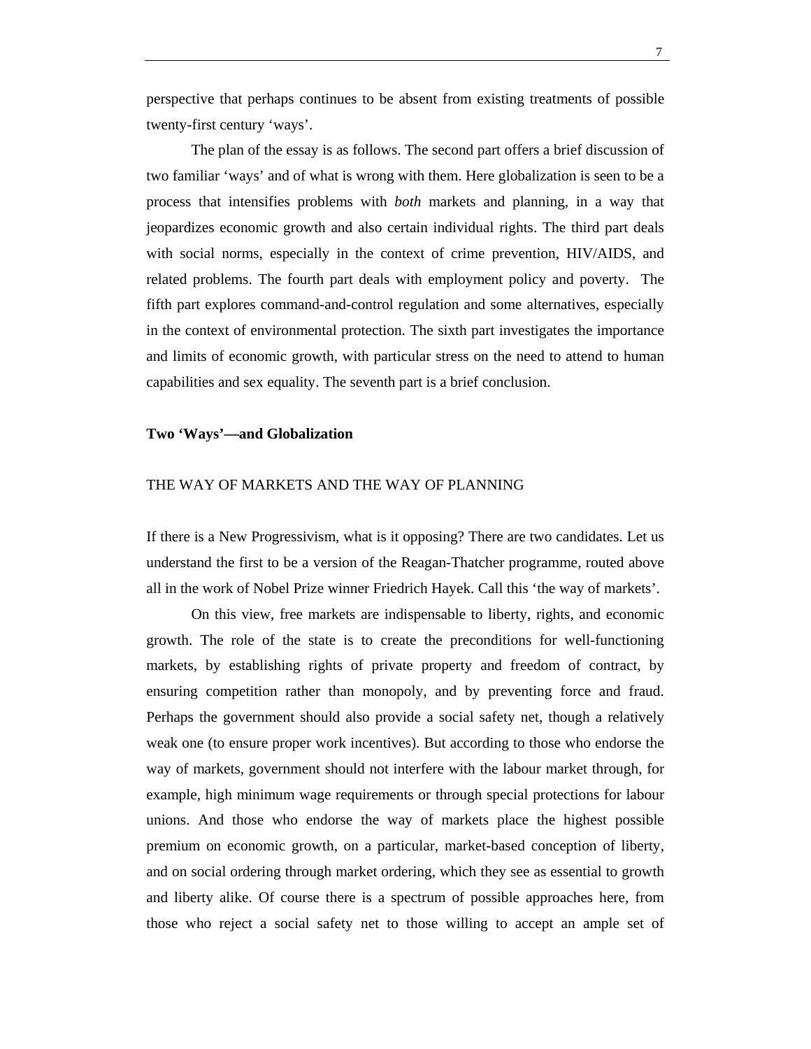perspective that perhaps continues to be absent from existing treatments of possible twenty-first century 'ways'.

The plan of the essay is as follows. The second part offers a brief discussion of two familiar 'ways' and of what is wrong with them. Here globalization is seen to be a process that intensifies problems with *both* markets and planning, in a way that jeopardizes economic growth and also certain individual rights. The third part deals with social norms, especially in the context of crime prevention, HIV/AIDS, and related problems. The fourth part deals with employment policy and poverty. The fifth part explores command-and-control regulation and some alternatives, especially in the context of environmental protection. The sixth part investigates the importance and limits of economic growth, with particular stress on the need to attend to human capabilities and sex equality. The seventh part is a brief conclusion.

## Two 'Ways'—and Globalization

### THE WAY OF MARKETS AND THE WAY OF PLANNING

If there is a New Progressivism, what is it opposing? There are two candidates. Let us understand the first to be a version of the Reagan-Thatcher programme, routed above all in the work of Nobel Prize winner Friedrich Hayek. Call this 'the way of markets'.

On this view, free markets are indispensable to liberty, rights, and economic growth. The role of the state is to create the preconditions for well-functioning markets, by establishing rights of private property and freedom of contract, by ensuring competition rather than monopoly, and by preventing force and fraud. Perhaps the government should also provide a social safety net, though a relatively weak one (to ensure proper work incentives). But according to those who endorse the way of markets, government should not interfere with the labour market through, for example, high minimum wage requirements or through special protections for labour unions. And those who endorse the way of markets place the highest possible premium on economic growth, on a particular, market-based conception of liberty, and on social ordering through market ordering, which they see as essential to growth and liberty alike. Of course there is a spectrum of possible approaches here, from those who reject a social safety net to those willing to accept an ample set of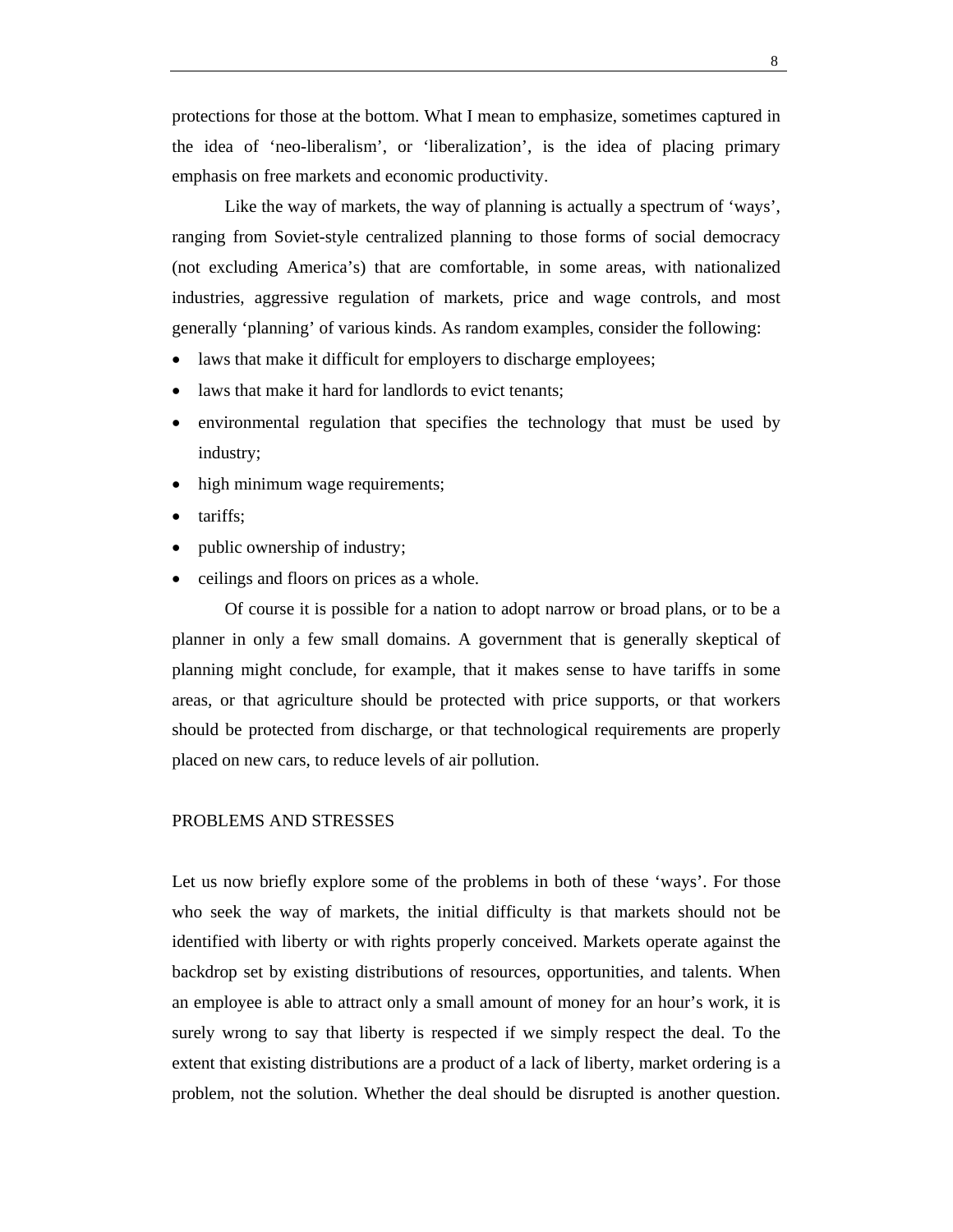protections for those at the bottom. What I mean to emphasize, sometimes captured in the idea of 'neo-liberalism', or 'liberalization', is the idea of placing primary emphasis on free markets and economic productivity.

Like the way of markets, the way of planning is actually a spectrum of 'ways', ranging from Soviet-style centralized planning to those forms of social democracy (not excluding America's) that are comfortable, in some areas, with nationalized industries, aggressive regulation of markets, price and wage controls, and most generally 'planning' of various kinds. As random examples, consider the following:

- laws that make it difficult for employers to discharge employees;
- laws that make it hard for landlords to evict tenants;
- environmental regulation that specifies the technology that must be used by industry;
- high minimum wage requirements;
- tariffs;
- public ownership of industry;
- ceilings and floors on prices as a whole.

Of course it is possible for a nation to adopt narrow or broad plans, or to be a planner in only a few small domains. A government that is generally skeptical of planning might conclude, for example, that it makes sense to have tariffs in some areas, or that agriculture should be protected with price supports, or that workers should be protected from discharge, or that technological requirements are properly placed on new cars, to reduce levels of air pollution.

## PROBLEMS AND STRESSES

Let us now briefly explore some of the problems in both of these 'ways'. For those who seek the way of markets, the initial difficulty is that markets should not be identified with liberty or with rights properly conceived. Markets operate against the backdrop set by existing distributions of resources, opportunities, and talents. When an employee is able to attract only a small amount of money for an hour's work, it is surely wrong to say that liberty is respected if we simply respect the deal. To the extent that existing distributions are a product of a lack of liberty, market ordering is a problem, not the solution. Whether the deal should be disrupted is another question.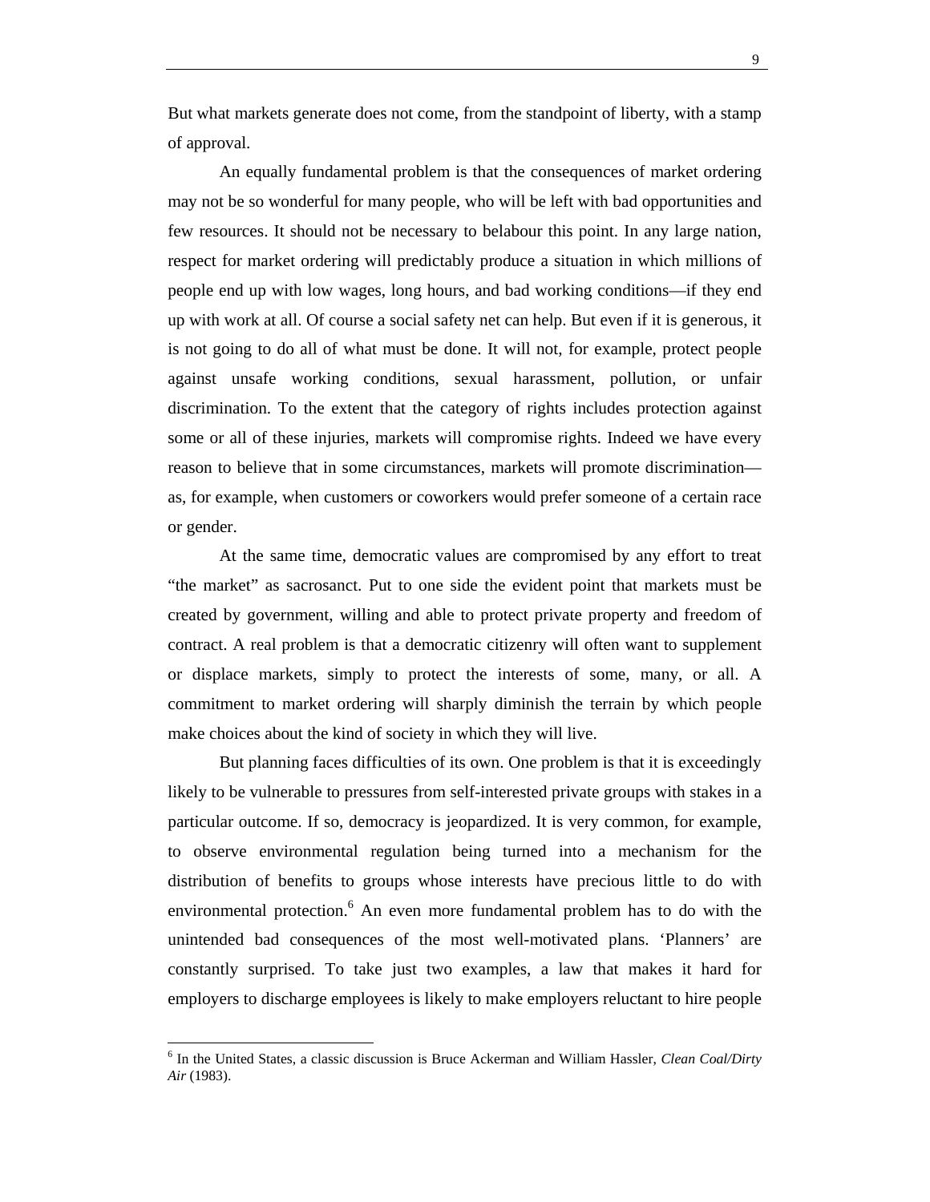But what markets generate does not come, from the standpoint of liberty, with a stamp of approval.

An equally fundamental problem is that the consequences of market ordering may not be so wonderful for many people, who will be left with bad opportunities and few resources. It should not be necessary to belabour this point. In any large nation, respect for market ordering will predictably produce a situation in which millions of people end up with low wages, long hours, and bad working conditions—if they end up with work at all. Of course a social safety net can help. But even if it is generous, it is not going to do all of what must be done. It will not, for example, protect people against unsafe working conditions, sexual harassment, pollution, or unfair discrimination. To the extent that the category of rights includes protection against some or all of these injuries, markets will compromise rights. Indeed we have every reason to believe that in some circumstances, markets will promote discrimination—as, for example, when customers or coworkers would prefer someone of a certain race or gender.

At the same time, democratic values are compromised by any effort to treat "the market" as sacrosanct. Put to one side the evident point that markets must be created by government, willing and able to protect private property and freedom of contract. A real problem is that a democratic citizenry will often want to supplement or displace markets, simply to protect the interests of some, many, or all. A commitment to market ordering will sharply diminish the terrain by which people make choices about the kind of society in which they will live.

But planning faces difficulties of its own. One problem is that it is exceedingly likely to be vulnerable to pressures from self-interested private groups with stakes in a particular outcome. If so, democracy is jeopardized. It is very common, for example, to observe environmental regulation being turned into a mechanism for the distribution of benefits to groups whose interests have precious little to do with environmental protection.[6] An even more fundamental problem has to do with the unintended bad consequences of the most well-motivated plans. 'Planners' are constantly surprised. To take just two examples, a law that makes it hard for employers to discharge employees is likely to make employers reluctant to hire people

---

[6] In the United States, a classic discussion is Bruce Ackerman and William Hassler, *Clean Coal/Dirty Air* (1983).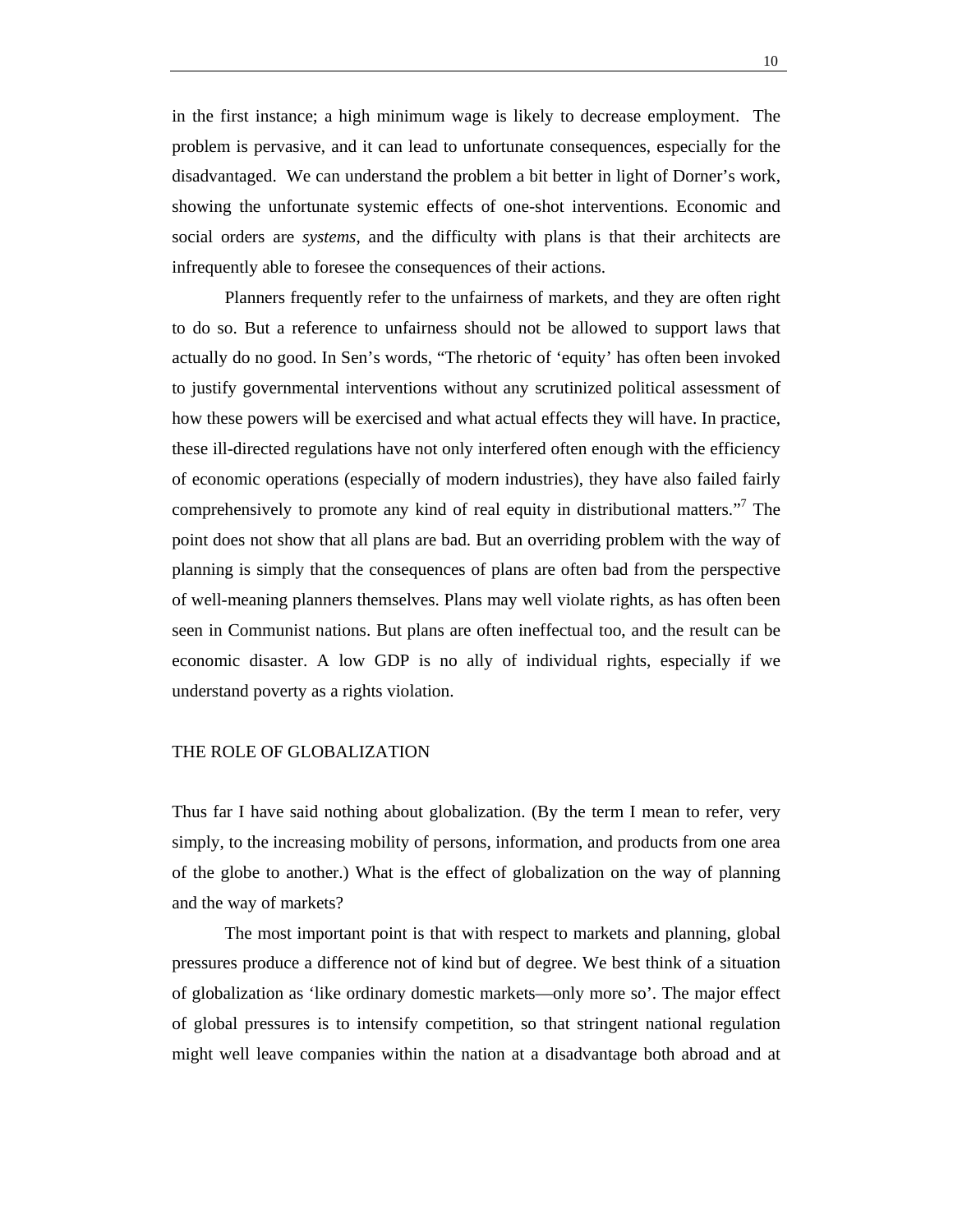in the first instance; a high minimum wage is likely to decrease employment. The problem is pervasive, and it can lead to unfortunate consequences, especially for the disadvantaged. We can understand the problem a bit better in light of Dorner's work, showing the unfortunate systemic effects of one-shot interventions. Economic and social orders are *systems*, and the difficulty with plans is that their architects are infrequently able to foresee the consequences of their actions.

Planners frequently refer to the unfairness of markets, and they are often right to do so. But a reference to unfairness should not be allowed to support laws that actually do no good. In Sen's words, "The rhetoric of 'equity' has often been invoked to justify governmental interventions without any scrutinized political assessment of how these powers will be exercised and what actual effects they will have. In practice, these ill-directed regulations have not only interfered often enough with the efficiency of economic operations (especially of modern industries), they have also failed fairly comprehensively to promote any kind of real equity in distributional matters."[7] The point does not show that all plans are bad. But an overriding problem with the way of planning is simply that the consequences of plans are often bad from the perspective of well-meaning planners themselves. Plans may well violate rights, as has often been seen in Communist nations. But plans are often ineffectual too, and the result can be economic disaster. A low GDP is no ally of individual rights, especially if we understand poverty as a rights violation.

## THE ROLE OF GLOBALIZATION

Thus far I have said nothing about globalization. (By the term I mean to refer, very simply, to the increasing mobility of persons, information, and products from one area of the globe to another.) What is the effect of globalization on the way of planning and the way of markets?

The most important point is that with respect to markets and planning, global pressures produce a difference not of kind but of degree. We best think of a situation of globalization as 'like ordinary domestic markets—only more so'. The major effect of global pressures is to intensify competition, so that stringent national regulation might well leave companies within the nation at a disadvantage both abroad and at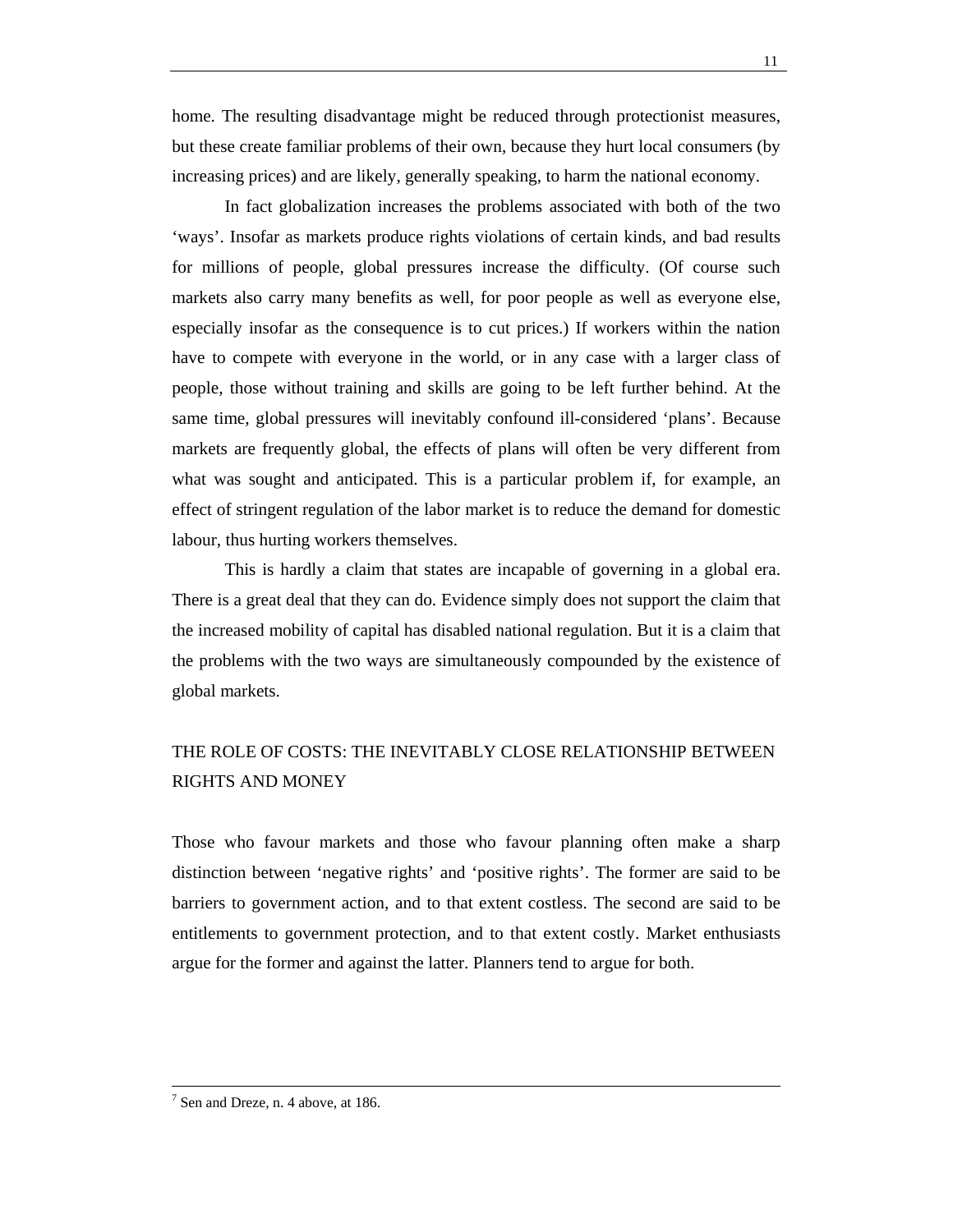home. The resulting disadvantage might be reduced through protectionist measures, but these create familiar problems of their own, because they hurt local consumers (by increasing prices) and are likely, generally speaking, to harm the national economy.

In fact globalization increases the problems associated with both of the two 'ways'. Insofar as markets produce rights violations of certain kinds, and bad results for millions of people, global pressures increase the difficulty. (Of course such markets also carry many benefits as well, for poor people as well as everyone else, especially insofar as the consequence is to cut prices.) If workers within the nation have to compete with everyone in the world, or in any case with a larger class of people, those without training and skills are going to be left further behind. At the same time, global pressures will inevitably confound ill-considered 'plans'. Because markets are frequently global, the effects of plans will often be very different from what was sought and anticipated. This is a particular problem if, for example, an effect of stringent regulation of the labor market is to reduce the demand for domestic labour, thus hurting workers themselves.

This is hardly a claim that states are incapable of governing in a global era. There is a great deal that they can do. Evidence simply does not support the claim that the increased mobility of capital has disabled national regulation. But it is a claim that the problems with the two ways are simultaneously compounded by the existence of global markets.

## THE ROLE OF COSTS: THE INEVITABLY CLOSE RELATIONSHIP BETWEEN RIGHTS AND MONEY

Those who favour markets and those who favour planning often make a sharp distinction between 'negative rights' and 'positive rights'. The former are said to be barriers to government action, and to that extent costless. The second are said to be entitlements to government protection, and to that extent costly. Market enthusiasts argue for the former and against the latter. Planners tend to argue for both.

[7] Sen and Dreze, n. 4 above, at 186.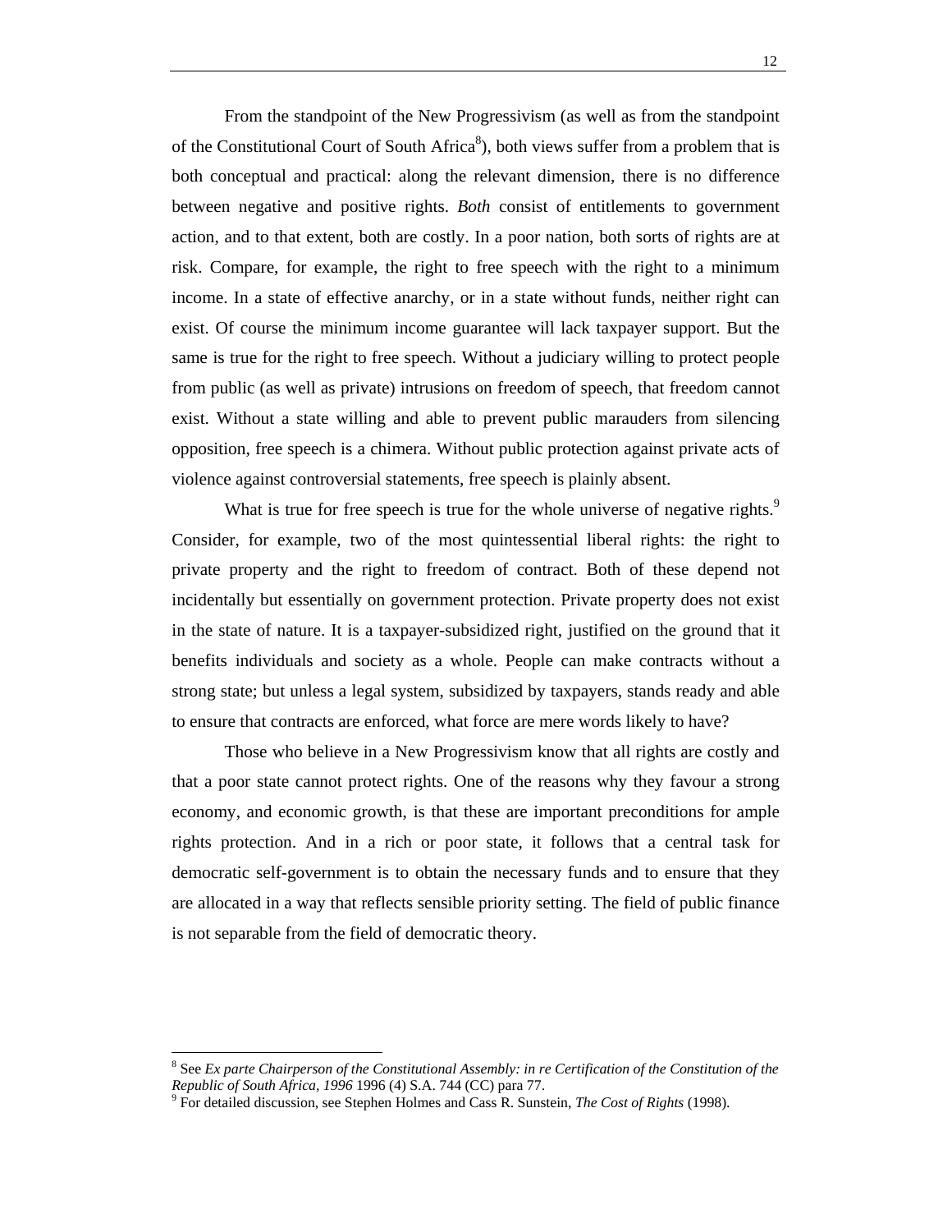From the standpoint of the New Progressivism (as well as from the standpoint of the Constitutional Court of South Africa[8]), both views suffer from a problem that is both conceptual and practical: along the relevant dimension, there is no difference between negative and positive rights. *Both* consist of entitlements to government action, and to that extent, both are costly. In a poor nation, both sorts of rights are at risk. Compare, for example, the right to free speech with the right to a minimum income. In a state of effective anarchy, or in a state without funds, neither right can exist. Of course the minimum income guarantee will lack taxpayer support. But the same is true for the right to free speech. Without a judiciary willing to protect people from public (as well as private) intrusions on freedom of speech, that freedom cannot exist. Without a state willing and able to prevent public marauders from silencing opposition, free speech is a chimera. Without public protection against private acts of violence against controversial statements, free speech is plainly absent.

What is true for free speech is true for the whole universe of negative rights.[9] Consider, for example, two of the most quintessential liberal rights: the right to private property and the right to freedom of contract. Both of these depend not incidentally but essentially on government protection. Private property does not exist in the state of nature. It is a taxpayer-subsidized right, justified on the ground that it benefits individuals and society as a whole. People can make contracts without a strong state; but unless a legal system, subsidized by taxpayers, stands ready and able to ensure that contracts are enforced, what force are mere words likely to have?

Those who believe in a New Progressivism know that all rights are costly and that a poor state cannot protect rights. One of the reasons why they favour a strong economy, and economic growth, is that these are important preconditions for ample rights protection. And in a rich or poor state, it follows that a central task for democratic self-government is to obtain the necessary funds and to ensure that they are allocated in a way that reflects sensible priority setting. The field of public finance is not separable from the field of democratic theory.

---

[8] See *Ex parte Chairperson of the Constitutional Assembly: in re Certification of the Constitution of the Republic of South Africa, 1996* 1996 (4) S.A. 744 (CC) para 77.

[9] For detailed discussion, see Stephen Holmes and Cass R. Sunstein, *The Cost of Rights* (1998).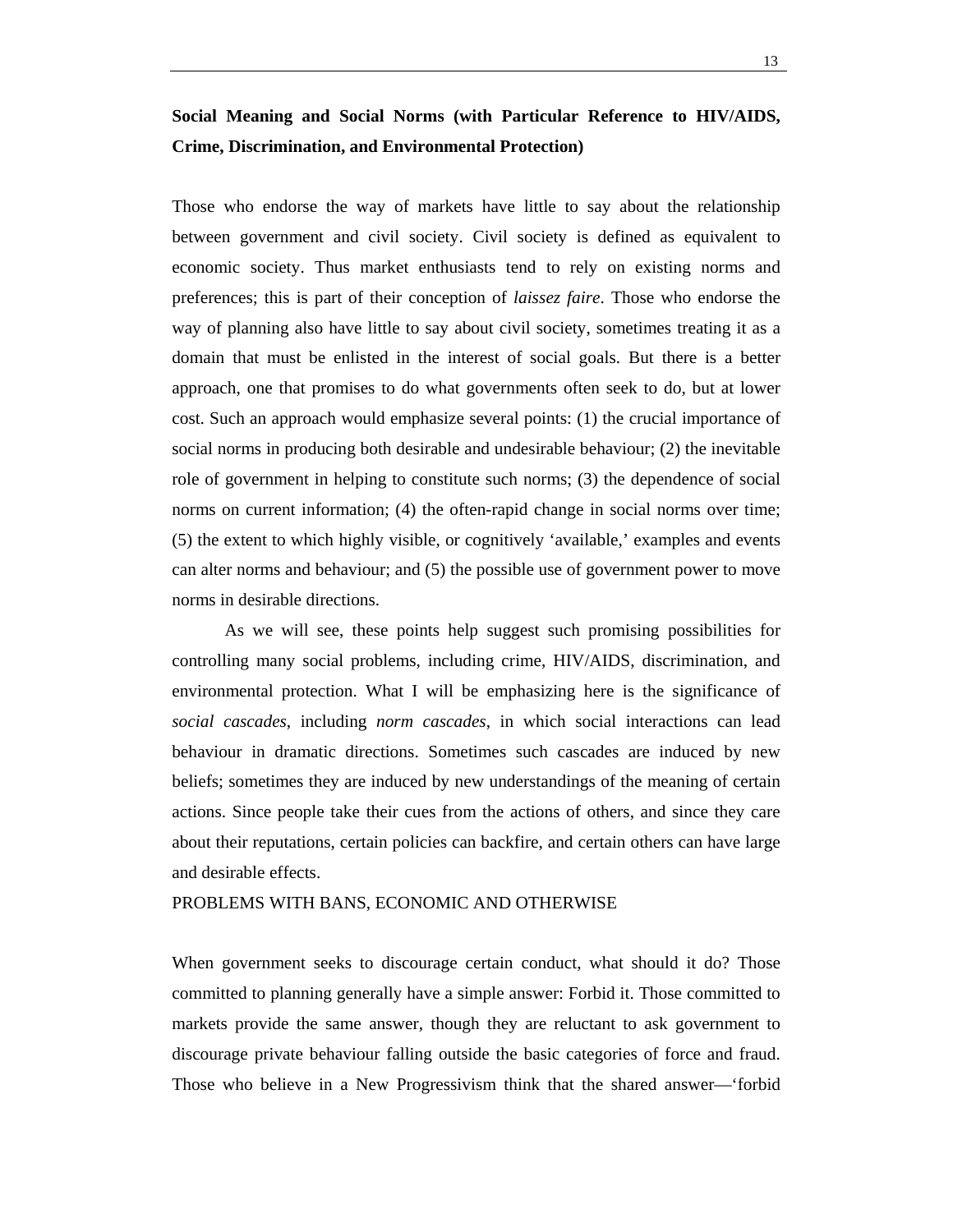**Social Meaning and Social Norms (with Particular Reference to HIV/AIDS, Crime, Discrimination, and Environmental Protection)**

Those who endorse the way of markets have little to say about the relationship between government and civil society. Civil society is defined as equivalent to economic society. Thus market enthusiasts tend to rely on existing norms and preferences; this is part of their conception of *laissez faire*. Those who endorse the way of planning also have little to say about civil society, sometimes treating it as a domain that must be enlisted in the interest of social goals. But there is a better approach, one that promises to do what governments often seek to do, but at lower cost. Such an approach would emphasize several points: (1) the crucial importance of social norms in producing both desirable and undesirable behaviour; (2) the inevitable role of government in helping to constitute such norms; (3) the dependence of social norms on current information; (4) the often-rapid change in social norms over time; (5) the extent to which highly visible, or cognitively 'available,' examples and events can alter norms and behaviour; and (5) the possible use of government power to move norms in desirable directions.

As we will see, these points help suggest such promising possibilities for controlling many social problems, including crime, HIV/AIDS, discrimination, and environmental protection. What I will be emphasizing here is the significance of *social cascades*, including *norm cascades*, in which social interactions can lead behaviour in dramatic directions. Sometimes such cascades are induced by new beliefs; sometimes they are induced by new understandings of the meaning of certain actions. Since people take their cues from the actions of others, and since they care about their reputations, certain policies can backfire, and certain others can have large and desirable effects.

PROBLEMS WITH BANS, ECONOMIC AND OTHERWISE

When government seeks to discourage certain conduct, what should it do? Those committed to planning generally have a simple answer: Forbid it. Those committed to markets provide the same answer, though they are reluctant to ask government to discourage private behaviour falling outside the basic categories of force and fraud. Those who believe in a New Progressivism think that the shared answer—'forbid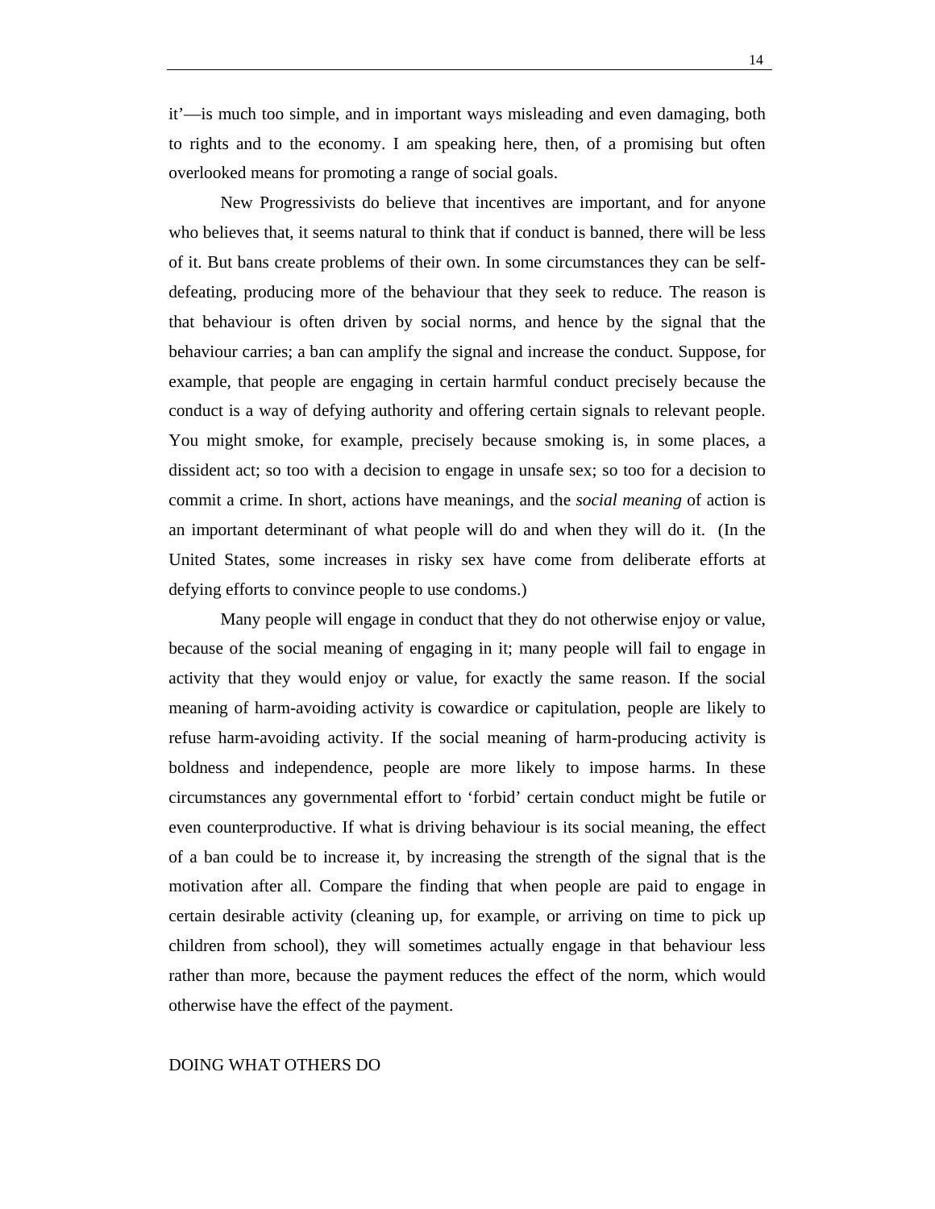it'—is much too simple, and in important ways misleading and even damaging, both to rights and to the economy. I am speaking here, then, of a promising but often overlooked means for promoting a range of social goals.

New Progressivists do believe that incentives are important, and for anyone who believes that, it seems natural to think that if conduct is banned, there will be less of it. But bans create problems of their own. In some circumstances they can be self-defeating, producing more of the behaviour that they seek to reduce. The reason is that behaviour is often driven by social norms, and hence by the signal that the behaviour carries; a ban can amplify the signal and increase the conduct. Suppose, for example, that people are engaging in certain harmful conduct precisely because the conduct is a way of defying authority and offering certain signals to relevant people. You might smoke, for example, precisely because smoking is, in some places, a dissident act; so too with a decision to engage in unsafe sex; so too for a decision to commit a crime. In short, actions have meanings, and the *social meaning* of action is an important determinant of what people will do and when they will do it. (In the United States, some increases in risky sex have come from deliberate efforts at defying efforts to convince people to use condoms.)

Many people will engage in conduct that they do not otherwise enjoy or value, because of the social meaning of engaging in it; many people will fail to engage in activity that they would enjoy or value, for exactly the same reason. If the social meaning of harm-avoiding activity is cowardice or capitulation, people are likely to refuse harm-avoiding activity. If the social meaning of harm-producing activity is boldness and independence, people are more likely to impose harms. In these circumstances any governmental effort to 'forbid' certain conduct might be futile or even counterproductive. If what is driving behaviour is its social meaning, the effect of a ban could be to increase it, by increasing the strength of the signal that is the motivation after all. Compare the finding that when people are paid to engage in certain desirable activity (cleaning up, for example, or arriving on time to pick up children from school), they will sometimes actually engage in that behaviour less rather than more, because the payment reduces the effect of the norm, which would otherwise have the effect of the payment.

## DOING WHAT OTHERS DO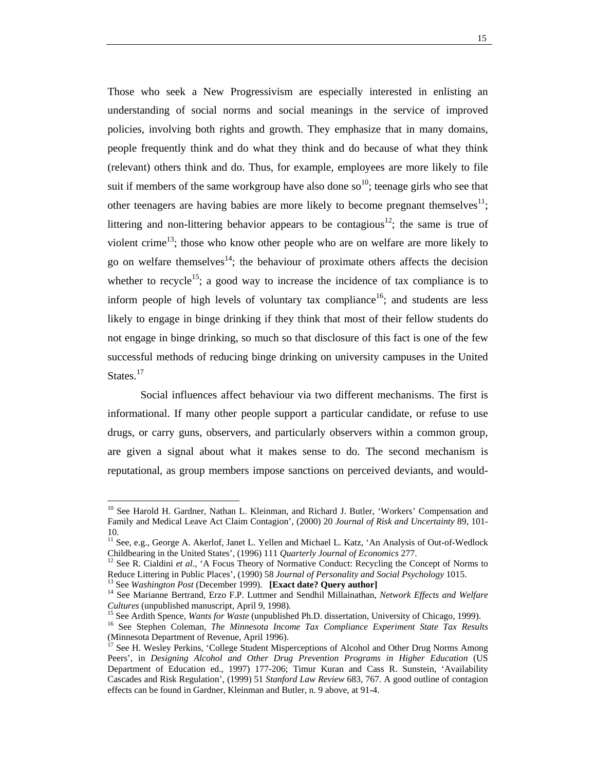Those who seek a New Progressivism are especially interested in enlisting an understanding of social norms and social meanings in the service of improved policies, involving both rights and growth. They emphasize that in many domains, people frequently think and do what they think and do because of what they think (relevant) others think and do. Thus, for example, employees are more likely to file suit if members of the same workgroup have also done so[10]; teenage girls who see that other teenagers are having babies are more likely to become pregnant themselves[11]; littering and non-littering behavior appears to be contagious[12]; the same is true of violent crime[13]; those who know other people who are on welfare are more likely to go on welfare themselves[14]; the behaviour of proximate others affects the decision whether to recycle[15]; a good way to increase the incidence of tax compliance is to inform people of high levels of voluntary tax compliance[16]; and students are less likely to engage in binge drinking if they think that most of their fellow students do not engage in binge drinking, so much so that disclosure of this fact is one of the few successful methods of reducing binge drinking on university campuses in the United States.[17]

Social influences affect behaviour via two different mechanisms. The first is informational. If many other people support a particular candidate, or refuse to use drugs, or carry guns, observers, and particularly observers within a common group, are given a signal about what it makes sense to do. The second mechanism is reputational, as group members impose sanctions on perceived deviants, and would-

---

[10] See Harold H. Gardner, Nathan L. Kleinman, and Richard J. Butler, 'Workers' Compensation and Family and Medical Leave Act Claim Contagion', (2000) 20 *Journal of Risk and Uncertainty* 89, 101-10.

[11] See, e.g., George A. Akerlof, Janet L. Yellen and Michael L. Katz, 'An Analysis of Out-of-Wedlock Childbearing in the United States', (1996) 111 *Quarterly Journal of Economics* 277.

[12] See R. Cialdini *et al*., 'A Focus Theory of Normative Conduct: Recycling the Concept of Norms to Reduce Littering in Public Places', (1990) 58 *Journal of Personality and Social Psychology* 1015.

[13] See *Washington Post* (December 1999). **[Exact date? Query author]**

[14] See Marianne Bertrand, Erzo F.P. Luttmer and Sendhil Millainathan, *Network Effects and Welfare Cultures* (unpublished manuscript, April 9, 1998).

[15] See Ardith Spence, *Wants for Waste* (unpublished Ph.D. dissertation, University of Chicago, 1999).

[16] See Stephen Coleman, *The Minnesota Income Tax Compliance Experiment State Tax Results* (Minnesota Department of Revenue, April 1996).

[17] See H. Wesley Perkins, 'College Student Misperceptions of Alcohol and Other Drug Norms Among Peers', in *Designing Alcohol and Other Drug Prevention Programs in Higher Education* (US Department of Education ed., 1997) 177-206; Timur Kuran and Cass R. Sunstein, 'Availability Cascades and Risk Regulation', (1999) 51 *Stanford Law Review* 683, 767. A good outline of contagion effects can be found in Gardner, Kleinman and Butler, n. 9 above, at 91-4.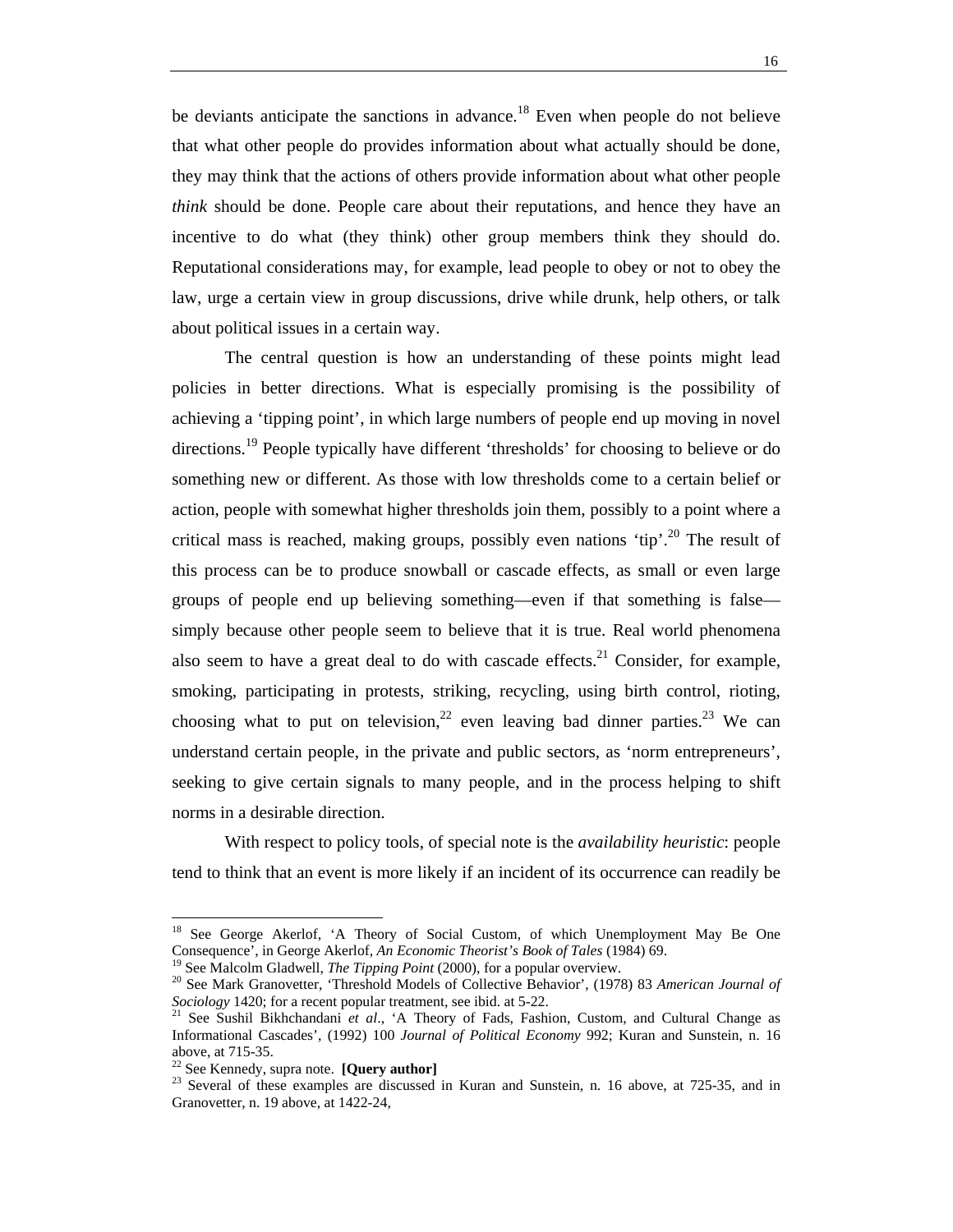be deviants anticipate the sanctions in advance.[18] Even when people do not believe that what other people do provides information about what actually should be done, they may think that the actions of others provide information about what other people *think* should be done. People care about their reputations, and hence they have an incentive to do what (they think) other group members think they should do. Reputational considerations may, for example, lead people to obey or not to obey the law, urge a certain view in group discussions, drive while drunk, help others, or talk about political issues in a certain way.

The central question is how an understanding of these points might lead policies in better directions. What is especially promising is the possibility of achieving a 'tipping point', in which large numbers of people end up moving in novel directions.[19] People typically have different 'thresholds' for choosing to believe or do something new or different. As those with low thresholds come to a certain belief or action, people with somewhat higher thresholds join them, possibly to a point where a critical mass is reached, making groups, possibly even nations 'tip'.[20] The result of this process can be to produce snowball or cascade effects, as small or even large groups of people end up believing something—even if that something is false—simply because other people seem to believe that it is true. Real world phenomena also seem to have a great deal to do with cascade effects.[21] Consider, for example, smoking, participating in protests, striking, recycling, using birth control, rioting, choosing what to put on television,[22] even leaving bad dinner parties.[23] We can understand certain people, in the private and public sectors, as 'norm entrepreneurs', seeking to give certain signals to many people, and in the process helping to shift norms in a desirable direction.

With respect to policy tools, of special note is the *availability heuristic*: people tend to think that an event is more likely if an incident of its occurrence can readily be

---

[18] See George Akerlof, 'A Theory of Social Custom, of which Unemployment May Be One Consequence', in George Akerlof, *An Economic Theorist's Book of Tales* (1984) 69.

[19] See Malcolm Gladwell, *The Tipping Point* (2000), for a popular overview.

[20] See Mark Granovetter, 'Threshold Models of Collective Behavior', (1978) 83 *American Journal of Sociology* 1420; for a recent popular treatment, see ibid. at 5-22.

[21] See Sushil Bikhchandani *et al*., 'A Theory of Fads, Fashion, Custom, and Cultural Change as Informational Cascades', (1992) 100 *Journal of Political Economy* 992; Kuran and Sunstein, n. 16 above, at 715-35.

[22] See Kennedy, supra note. **[Query author]**

[23] Several of these examples are discussed in Kuran and Sunstein, n. 16 above, at 725-35, and in Granovetter, n. 19 above, at 1422-24,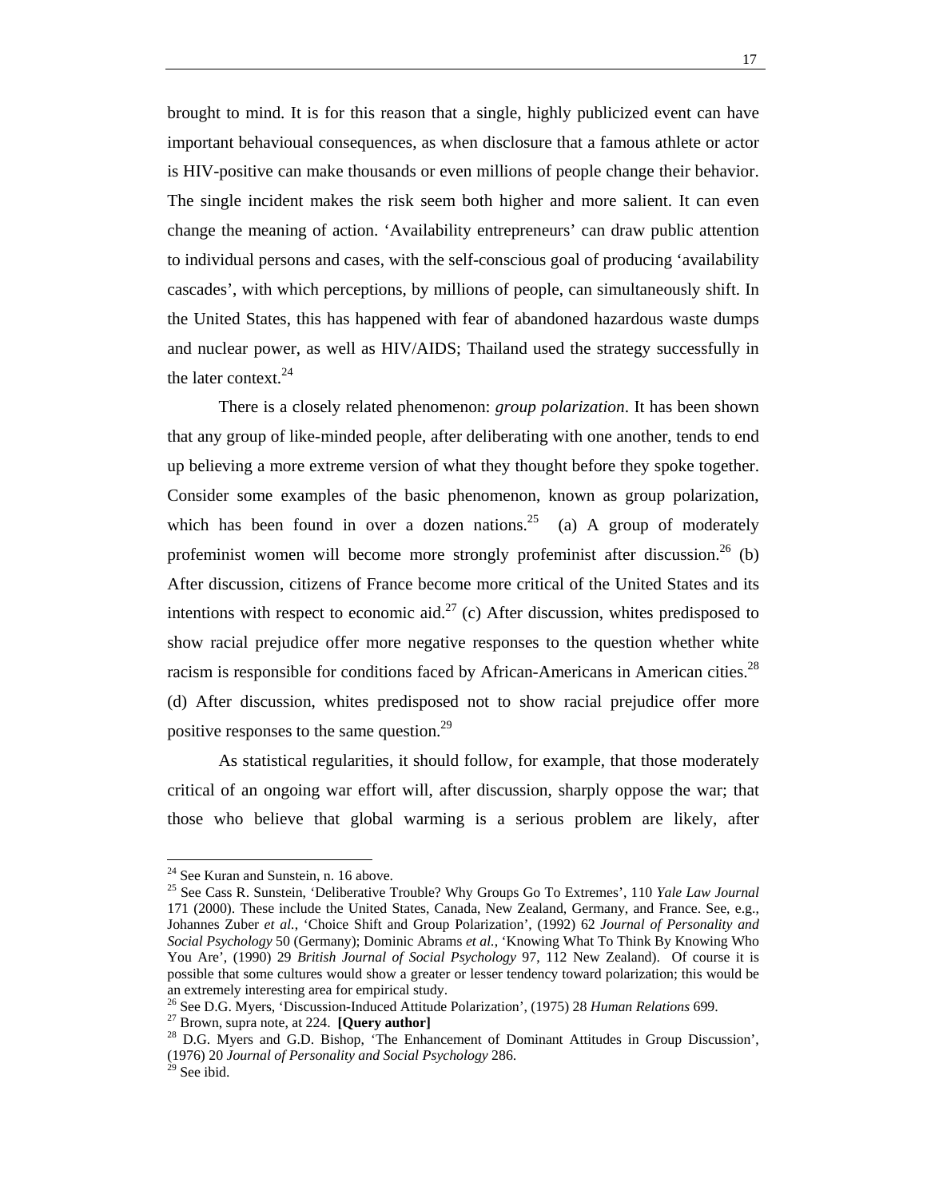brought to mind. It is for this reason that a single, highly publicized event can have important behavioual consequences, as when disclosure that a famous athlete or actor is HIV-positive can make thousands or even millions of people change their behavior. The single incident makes the risk seem both higher and more salient. It can even change the meaning of action. 'Availability entrepreneurs' can draw public attention to individual persons and cases, with the self-conscious goal of producing 'availability cascades', with which perceptions, by millions of people, can simultaneously shift. In the United States, this has happened with fear of abandoned hazardous waste dumps and nuclear power, as well as HIV/AIDS; Thailand used the strategy successfully in the later context.[24]

There is a closely related phenomenon: *group polarization*. It has been shown that any group of like-minded people, after deliberating with one another, tends to end up believing a more extreme version of what they thought before they spoke together. Consider some examples of the basic phenomenon, known as group polarization, which has been found in over a dozen nations.[25] (a) A group of moderately profeminist women will become more strongly profeminist after discussion.[26] (b) After discussion, citizens of France become more critical of the United States and its intentions with respect to economic aid.[27] (c) After discussion, whites predisposed to show racial prejudice offer more negative responses to the question whether white racism is responsible for conditions faced by African-Americans in American cities.[28] (d) After discussion, whites predisposed not to show racial prejudice offer more positive responses to the same question.[29]

As statistical regularities, it should follow, for example, that those moderately critical of an ongoing war effort will, after discussion, sharply oppose the war; that those who believe that global warming is a serious problem are likely, after

---

[24] See Kuran and Sunstein, n. 16 above.

[25] See Cass R. Sunstein, 'Deliberative Trouble? Why Groups Go To Extremes', 110 *Yale Law Journal* 171 (2000). These include the United States, Canada, New Zealand, Germany, and France. See, e.g., Johannes Zuber *et al.*, 'Choice Shift and Group Polarization', (1992) 62 *Journal of Personality and Social Psychology* 50 (Germany); Dominic Abrams *et al.*, 'Knowing What To Think By Knowing Who You Are', (1990) 29 *British Journal of Social Psychology* 97, 112 New Zealand). Of course it is possible that some cultures would show a greater or lesser tendency toward polarization; this would be an extremely interesting area for empirical study.

[26] See D.G. Myers, 'Discussion-Induced Attitude Polarization', (1975) 28 *Human Relations* 699.

[27] Brown, supra note, at 224. **[Query author]**

[28] D.G. Myers and G.D. Bishop, 'The Enhancement of Dominant Attitudes in Group Discussion', (1976) 20 *Journal of Personality and Social Psychology* 286.

[29] See ibid.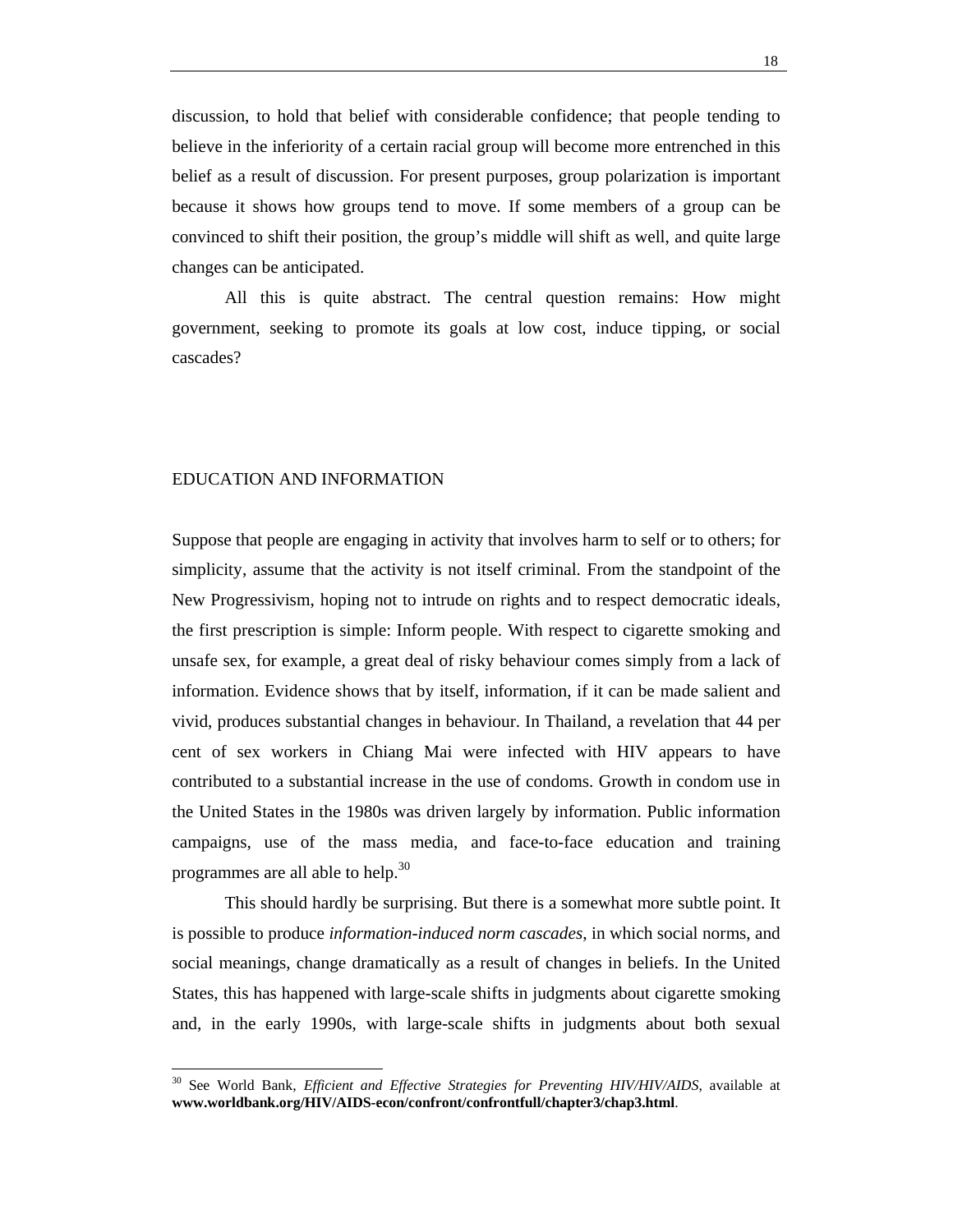discussion, to hold that belief with considerable confidence; that people tending to believe in the inferiority of a certain racial group will become more entrenched in this belief as a result of discussion. For present purposes, group polarization is important because it shows how groups tend to move. If some members of a group can be convinced to shift their position, the group's middle will shift as well, and quite large changes can be anticipated.

All this is quite abstract. The central question remains: How might government, seeking to promote its goals at low cost, induce tipping, or social cascades?

## EDUCATION AND INFORMATION

Suppose that people are engaging in activity that involves harm to self or to others; for simplicity, assume that the activity is not itself criminal. From the standpoint of the New Progressivism, hoping not to intrude on rights and to respect democratic ideals, the first prescription is simple: Inform people. With respect to cigarette smoking and unsafe sex, for example, a great deal of risky behaviour comes simply from a lack of information. Evidence shows that by itself, information, if it can be made salient and vivid, produces substantial changes in behaviour. In Thailand, a revelation that 44 per cent of sex workers in Chiang Mai were infected with HIV appears to have contributed to a substantial increase in the use of condoms. Growth in condom use in the United States in the 1980s was driven largely by information. Public information campaigns, use of the mass media, and face-to-face education and training programmes are all able to help.[30]

This should hardly be surprising. But there is a somewhat more subtle point. It is possible to produce *information-induced norm cascades*, in which social norms, and social meanings, change dramatically as a result of changes in beliefs. In the United States, this has happened with large-scale shifts in judgments about cigarette smoking and, in the early 1990s, with large-scale shifts in judgments about both sexual

---

[30] See World Bank, *Efficient and Effective Strategies for Preventing HIV/HIV/AIDS*, available at **www.worldbank.org/HIV/AIDS-econ/confront/confrontfull/chapter3/chap3.html**.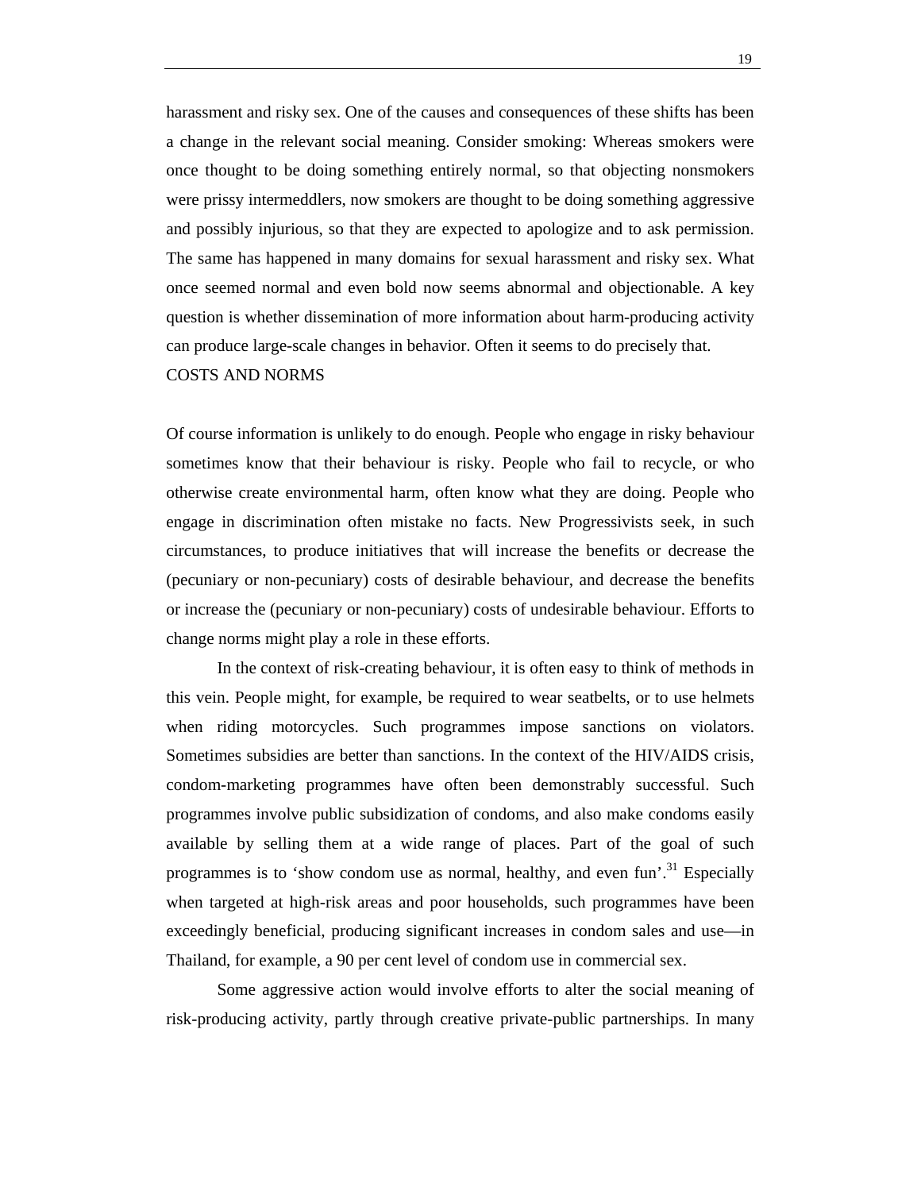harassment and risky sex. One of the causes and consequences of these shifts has been a change in the relevant social meaning. Consider smoking: Whereas smokers were once thought to be doing something entirely normal, so that objecting nonsmokers were prissy intermeddlers, now smokers are thought to be doing something aggressive and possibly injurious, so that they are expected to apologize and to ask permission. The same has happened in many domains for sexual harassment and risky sex. What once seemed normal and even bold now seems abnormal and objectionable. A key question is whether dissemination of more information about harm-producing activity can produce large-scale changes in behavior. Often it seems to do precisely that.

## COSTS AND NORMS

Of course information is unlikely to do enough. People who engage in risky behaviour sometimes know that their behaviour is risky. People who fail to recycle, or who otherwise create environmental harm, often know what they are doing. People who engage in discrimination often mistake no facts. New Progressivists seek, in such circumstances, to produce initiatives that will increase the benefits or decrease the (pecuniary or non-pecuniary) costs of desirable behaviour, and decrease the benefits or increase the (pecuniary or non-pecuniary) costs of undesirable behaviour. Efforts to change norms might play a role in these efforts.

In the context of risk-creating behaviour, it is often easy to think of methods in this vein. People might, for example, be required to wear seatbelts, or to use helmets when riding motorcycles. Such programmes impose sanctions on violators. Sometimes subsidies are better than sanctions. In the context of the HIV/AIDS crisis, condom-marketing programmes have often been demonstrably successful. Such programmes involve public subsidization of condoms, and also make condoms easily available by selling them at a wide range of places. Part of the goal of such programmes is to 'show condom use as normal, healthy, and even fun'.[31] Especially when targeted at high-risk areas and poor households, such programmes have been exceedingly beneficial, producing significant increases in condom sales and use—in Thailand, for example, a 90 per cent level of condom use in commercial sex.

Some aggressive action would involve efforts to alter the social meaning of risk-producing activity, partly through creative private-public partnerships. In many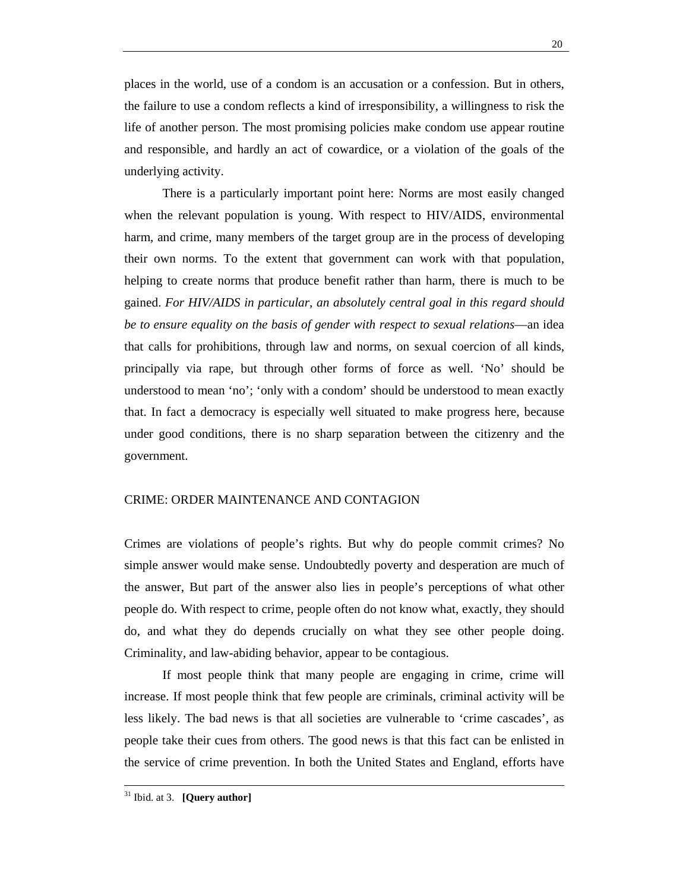places in the world, use of a condom is an accusation or a confession. But in others, the failure to use a condom reflects a kind of irresponsibility, a willingness to risk the life of another person. The most promising policies make condom use appear routine and responsible, and hardly an act of cowardice, or a violation of the goals of the underlying activity.

There is a particularly important point here: Norms are most easily changed when the relevant population is young. With respect to HIV/AIDS, environmental harm, and crime, many members of the target group are in the process of developing their own norms. To the extent that government can work with that population, helping to create norms that produce benefit rather than harm, there is much to be gained. *For HIV/AIDS in particular, an absolutely central goal in this regard should be to ensure equality on the basis of gender with respect to sexual relations*—an idea that calls for prohibitions, through law and norms, on sexual coercion of all kinds, principally via rape, but through other forms of force as well. 'No' should be understood to mean 'no'; 'only with a condom' should be understood to mean exactly that. In fact a democracy is especially well situated to make progress here, because under good conditions, there is no sharp separation between the citizenry and the government.

## CRIME: ORDER MAINTENANCE AND CONTAGION

Crimes are violations of people's rights. But why do people commit crimes? No simple answer would make sense. Undoubtedly poverty and desperation are much of the answer, But part of the answer also lies in people's perceptions of what other people do. With respect to crime, people often do not know what, exactly, they should do, and what they do depends crucially on what they see other people doing. Criminality, and law-abiding behavior, appear to be contagious.

If most people think that many people are engaging in crime, crime will increase. If most people think that few people are criminals, criminal activity will be less likely. The bad news is that all societies are vulnerable to 'crime cascades', as people take their cues from others. The good news is that this fact can be enlisted in the service of crime prevention. In both the United States and England, efforts have

[31] Ibid. at 3. **[Query author]**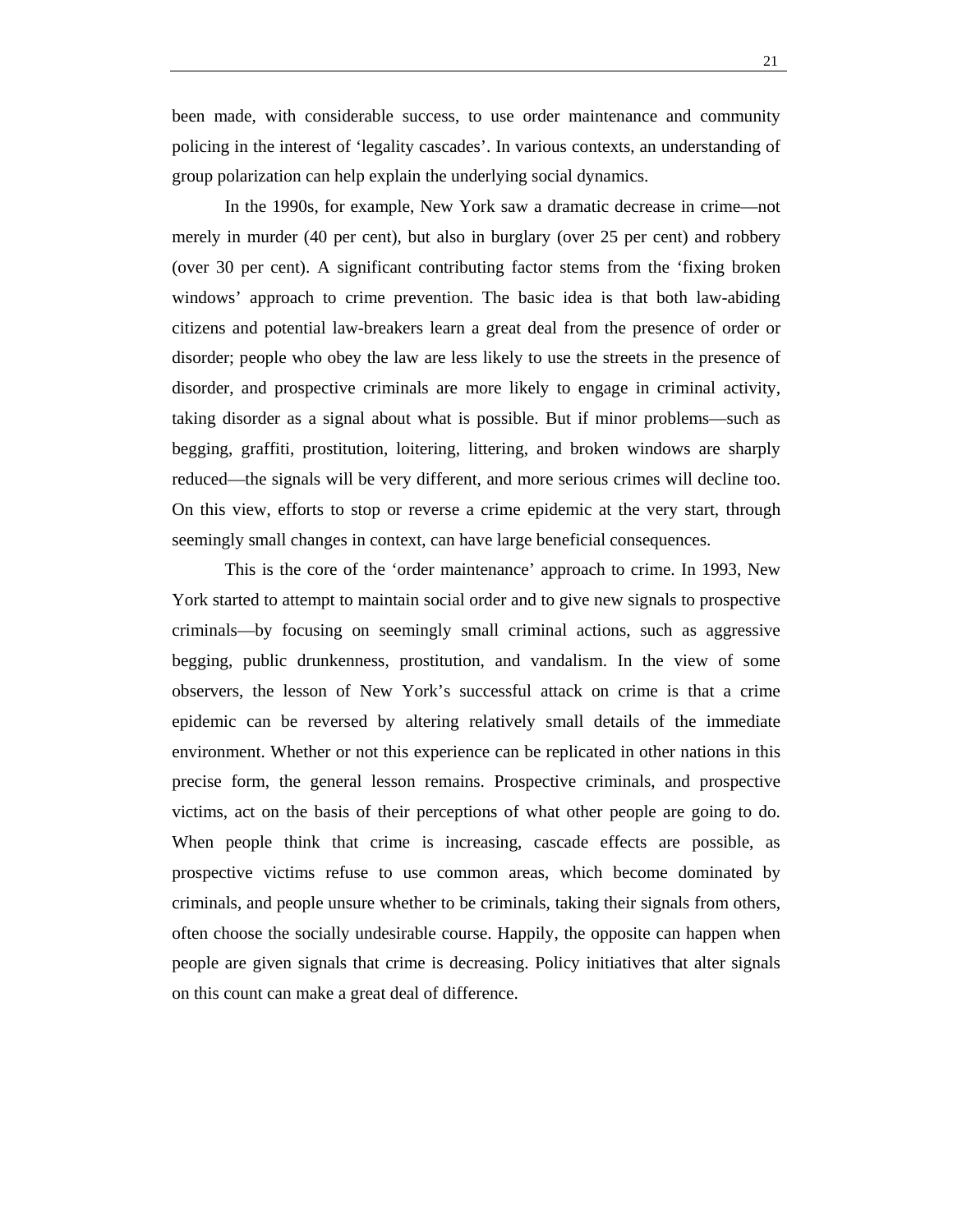been made, with considerable success, to use order maintenance and community policing in the interest of 'legality cascades'. In various contexts, an understanding of group polarization can help explain the underlying social dynamics.

In the 1990s, for example, New York saw a dramatic decrease in crime—not merely in murder (40 per cent), but also in burglary (over 25 per cent) and robbery (over 30 per cent). A significant contributing factor stems from the 'fixing broken windows' approach to crime prevention. The basic idea is that both law-abiding citizens and potential law-breakers learn a great deal from the presence of order or disorder; people who obey the law are less likely to use the streets in the presence of disorder, and prospective criminals are more likely to engage in criminal activity, taking disorder as a signal about what is possible. But if minor problems—such as begging, graffiti, prostitution, loitering, littering, and broken windows are sharply reduced—the signals will be very different, and more serious crimes will decline too. On this view, efforts to stop or reverse a crime epidemic at the very start, through seemingly small changes in context, can have large beneficial consequences.

This is the core of the 'order maintenance' approach to crime. In 1993, New York started to attempt to maintain social order and to give new signals to prospective criminals—by focusing on seemingly small criminal actions, such as aggressive begging, public drunkenness, prostitution, and vandalism. In the view of some observers, the lesson of New York's successful attack on crime is that a crime epidemic can be reversed by altering relatively small details of the immediate environment. Whether or not this experience can be replicated in other nations in this precise form, the general lesson remains. Prospective criminals, and prospective victims, act on the basis of their perceptions of what other people are going to do. When people think that crime is increasing, cascade effects are possible, as prospective victims refuse to use common areas, which become dominated by criminals, and people unsure whether to be criminals, taking their signals from others, often choose the socially undesirable course. Happily, the opposite can happen when people are given signals that crime is decreasing. Policy initiatives that alter signals on this count can make a great deal of difference.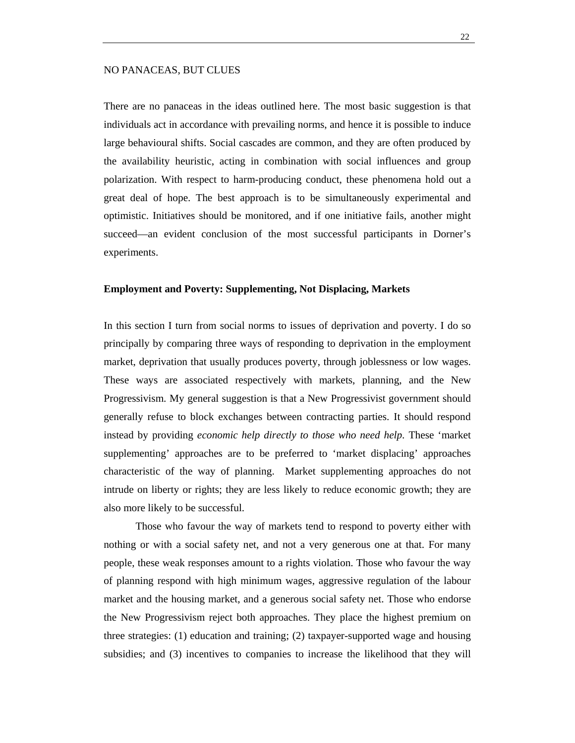NO PANACEAS, BUT CLUES

There are no panaceas in the ideas outlined here. The most basic suggestion is that individuals act in accordance with prevailing norms, and hence it is possible to induce large behavioural shifts. Social cascades are common, and they are often produced by the availability heuristic, acting in combination with social influences and group polarization. With respect to harm-producing conduct, these phenomena hold out a great deal of hope. The best approach is to be simultaneously experimental and optimistic. Initiatives should be monitored, and if one initiative fails, another might succeed—an evident conclusion of the most successful participants in Dorner's experiments.

**Employment and Poverty: Supplementing, Not Displacing, Markets**

In this section I turn from social norms to issues of deprivation and poverty. I do so principally by comparing three ways of responding to deprivation in the employment market, deprivation that usually produces poverty, through joblessness or low wages. These ways are associated respectively with markets, planning, and the New Progressivism. My general suggestion is that a New Progressivist government should generally refuse to block exchanges between contracting parties. It should respond instead by providing *economic help directly to those who need help*. These 'market supplementing' approaches are to be preferred to 'market displacing' approaches characteristic of the way of planning. Market supplementing approaches do not intrude on liberty or rights; they are less likely to reduce economic growth; they are also more likely to be successful.

Those who favour the way of markets tend to respond to poverty either with nothing or with a social safety net, and not a very generous one at that. For many people, these weak responses amount to a rights violation. Those who favour the way of planning respond with high minimum wages, aggressive regulation of the labour market and the housing market, and a generous social safety net. Those who endorse the New Progressivism reject both approaches. They place the highest premium on three strategies: (1) education and training; (2) taxpayer-supported wage and housing subsidies; and (3) incentives to companies to increase the likelihood that they will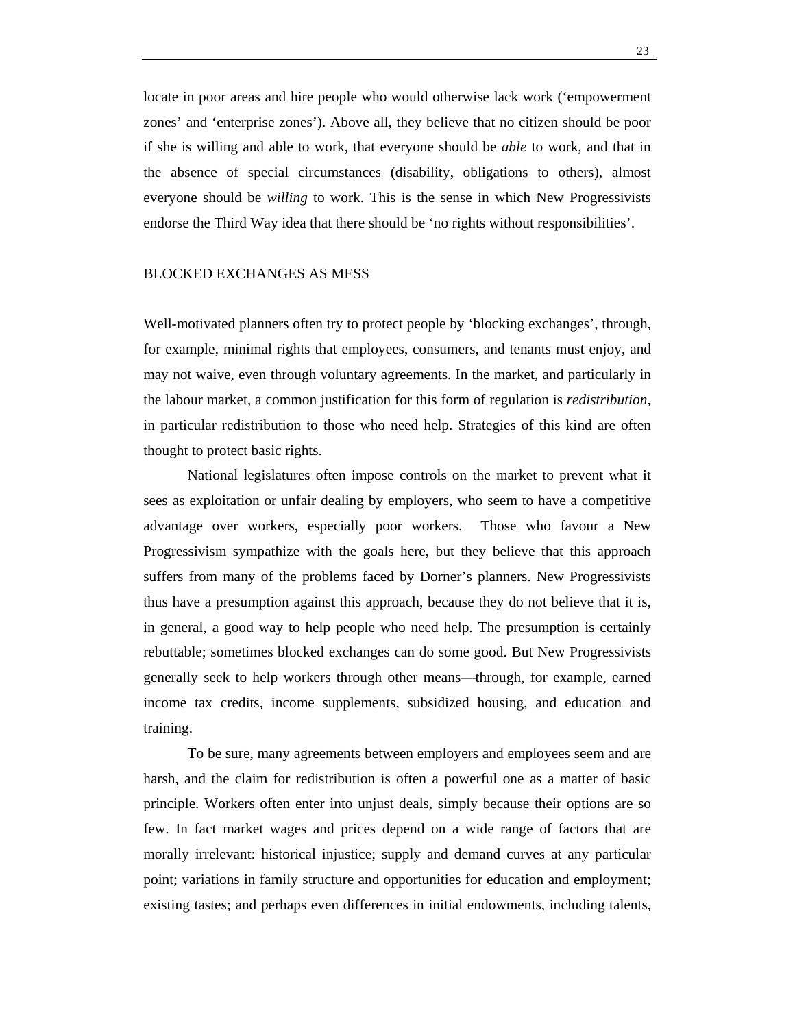locate in poor areas and hire people who would otherwise lack work ('empowerment zones' and 'enterprise zones'). Above all, they believe that no citizen should be poor if she is willing and able to work, that everyone should be *able* to work, and that in the absence of special circumstances (disability, obligations to others), almost everyone should be *willing* to work. This is the sense in which New Progressivists endorse the Third Way idea that there should be 'no rights without responsibilities'.

## BLOCKED EXCHANGES AS MESS

Well-motivated planners often try to protect people by 'blocking exchanges', through, for example, minimal rights that employees, consumers, and tenants must enjoy, and may not waive, even through voluntary agreements. In the market, and particularly in the labour market, a common justification for this form of regulation is *redistribution*, in particular redistribution to those who need help. Strategies of this kind are often thought to protect basic rights.

National legislatures often impose controls on the market to prevent what it sees as exploitation or unfair dealing by employers, who seem to have a competitive advantage over workers, especially poor workers. Those who favour a New Progressivism sympathize with the goals here, but they believe that this approach suffers from many of the problems faced by Dorner's planners. New Progressivists thus have a presumption against this approach, because they do not believe that it is, in general, a good way to help people who need help. The presumption is certainly rebuttable; sometimes blocked exchanges can do some good. But New Progressivists generally seek to help workers through other means—through, for example, earned income tax credits, income supplements, subsidized housing, and education and training.

To be sure, many agreements between employers and employees seem and are harsh, and the claim for redistribution is often a powerful one as a matter of basic principle. Workers often enter into unjust deals, simply because their options are so few. In fact market wages and prices depend on a wide range of factors that are morally irrelevant: historical injustice; supply and demand curves at any particular point; variations in family structure and opportunities for education and employment; existing tastes; and perhaps even differences in initial endowments, including talents,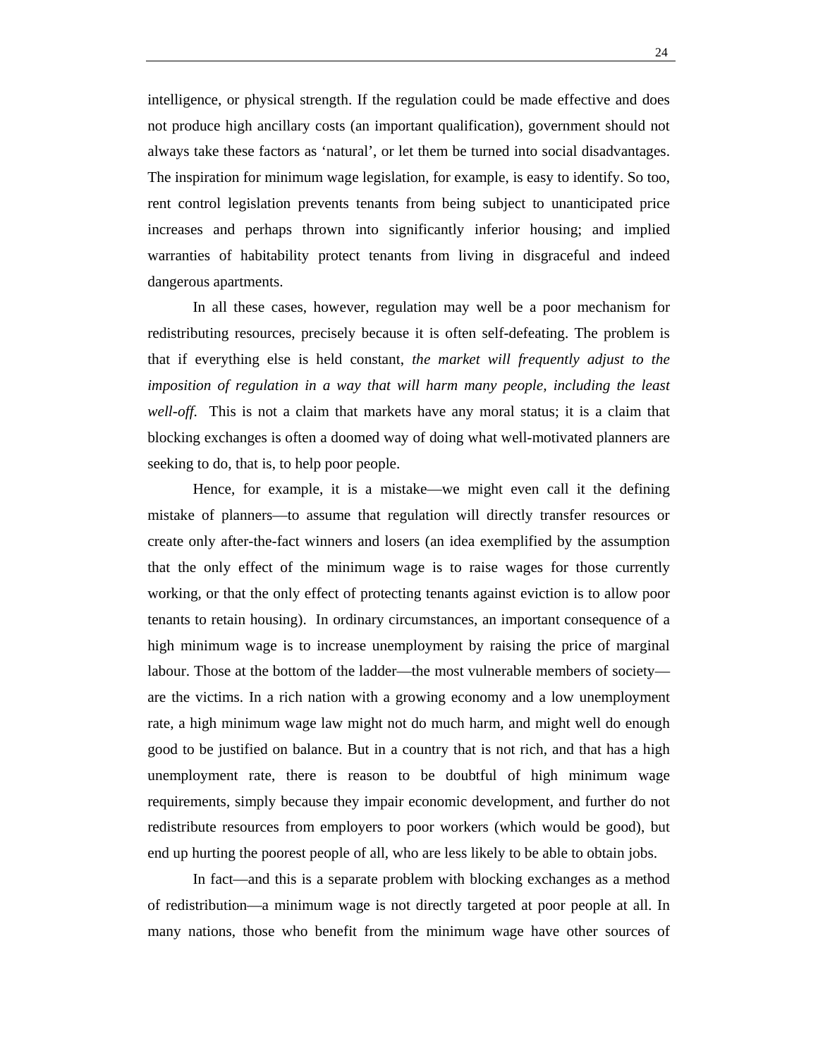intelligence, or physical strength. If the regulation could be made effective and does not produce high ancillary costs (an important qualification), government should not always take these factors as 'natural', or let them be turned into social disadvantages. The inspiration for minimum wage legislation, for example, is easy to identify. So too, rent control legislation prevents tenants from being subject to unanticipated price increases and perhaps thrown into significantly inferior housing; and implied warranties of habitability protect tenants from living in disgraceful and indeed dangerous apartments.

In all these cases, however, regulation may well be a poor mechanism for redistributing resources, precisely because it is often self-defeating. The problem is that if everything else is held constant, *the market will frequently adjust to the imposition of regulation in a way that will harm many people, including the least well-off*. This is not a claim that markets have any moral status; it is a claim that blocking exchanges is often a doomed way of doing what well-motivated planners are seeking to do, that is, to help poor people.

Hence, for example, it is a mistake—we might even call it the defining mistake of planners—to assume that regulation will directly transfer resources or create only after-the-fact winners and losers (an idea exemplified by the assumption that the only effect of the minimum wage is to raise wages for those currently working, or that the only effect of protecting tenants against eviction is to allow poor tenants to retain housing). In ordinary circumstances, an important consequence of a high minimum wage is to increase unemployment by raising the price of marginal labour. Those at the bottom of the ladder—the most vulnerable members of society—are the victims. In a rich nation with a growing economy and a low unemployment rate, a high minimum wage law might not do much harm, and might well do enough good to be justified on balance. But in a country that is not rich, and that has a high unemployment rate, there is reason to be doubtful of high minimum wage requirements, simply because they impair economic development, and further do not redistribute resources from employers to poor workers (which would be good), but end up hurting the poorest people of all, who are less likely to be able to obtain jobs.

In fact—and this is a separate problem with blocking exchanges as a method of redistribution—a minimum wage is not directly targeted at poor people at all. In many nations, those who benefit from the minimum wage have other sources of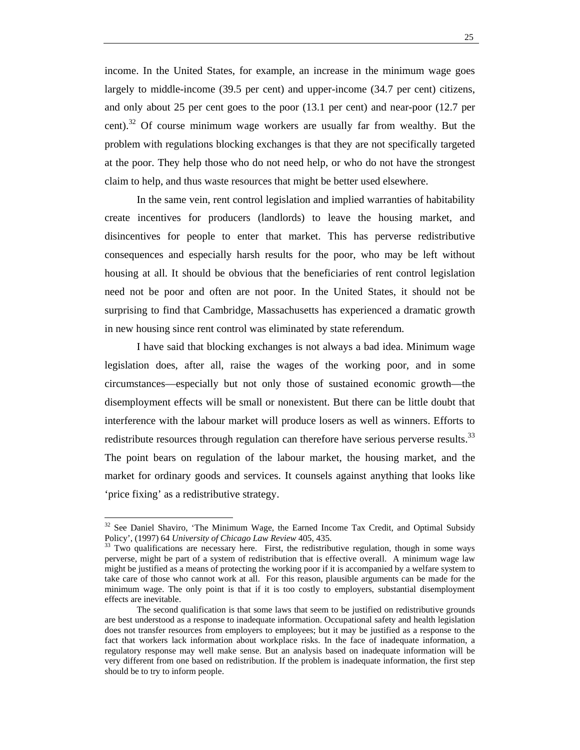income. In the United States, for example, an increase in the minimum wage goes largely to middle-income (39.5 per cent) and upper-income (34.7 per cent) citizens, and only about 25 per cent goes to the poor (13.1 per cent) and near-poor (12.7 per cent).[32] Of course minimum wage workers are usually far from wealthy. But the problem with regulations blocking exchanges is that they are not specifically targeted at the poor. They help those who do not need help, or who do not have the strongest claim to help, and thus waste resources that might be better used elsewhere.

In the same vein, rent control legislation and implied warranties of habitability create incentives for producers (landlords) to leave the housing market, and disincentives for people to enter that market. This has perverse redistributive consequences and especially harsh results for the poor, who may be left without housing at all. It should be obvious that the beneficiaries of rent control legislation need not be poor and often are not poor. In the United States, it should not be surprising to find that Cambridge, Massachusetts has experienced a dramatic growth in new housing since rent control was eliminated by state referendum.

I have said that blocking exchanges is not always a bad idea. Minimum wage legislation does, after all, raise the wages of the working poor, and in some circumstances—especially but not only those of sustained economic growth—the disemployment effects will be small or nonexistent. But there can be little doubt that interference with the labour market will produce losers as well as winners. Efforts to redistribute resources through regulation can therefore have serious perverse results.[33] The point bears on regulation of the labour market, the housing market, and the market for ordinary goods and services. It counsels against anything that looks like 'price fixing' as a redistributive strategy.

---

[32] See Daniel Shaviro, 'The Minimum Wage, the Earned Income Tax Credit, and Optimal Subsidy Policy', (1997) 64 *University of Chicago Law Review* 405, 435.

[33] Two qualifications are necessary here. First, the redistributive regulation, though in some ways perverse, might be part of a system of redistribution that is effective overall. A minimum wage law might be justified as a means of protecting the working poor if it is accompanied by a welfare system to take care of those who cannot work at all. For this reason, plausible arguments can be made for the minimum wage. The only point is that if it is too costly to employers, substantial disemployment effects are inevitable.

The second qualification is that some laws that seem to be justified on redistributive grounds are best understood as a response to inadequate information. Occupational safety and health legislation does not transfer resources from employers to employees; but it may be justified as a response to the fact that workers lack information about workplace risks. In the face of inadequate information, a regulatory response may well make sense. But an analysis based on inadequate information will be very different from one based on redistribution. If the problem is inadequate information, the first step should be to try to inform people.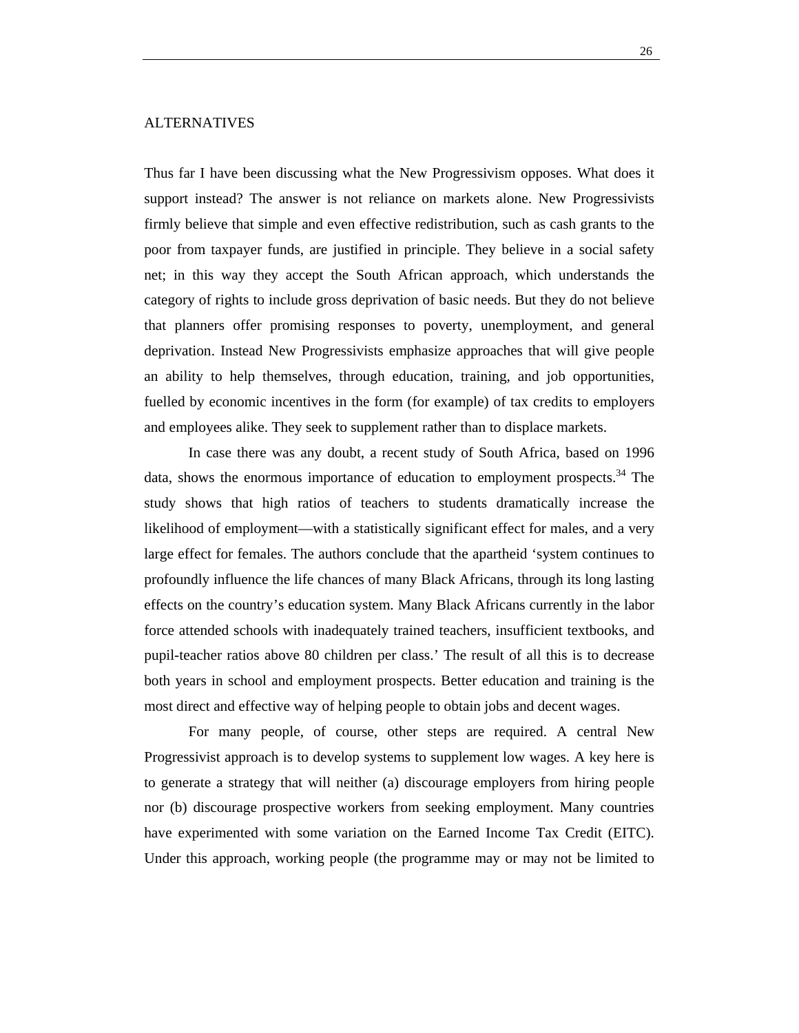## ALTERNATIVES

Thus far I have been discussing what the New Progressivism opposes. What does it support instead? The answer is not reliance on markets alone. New Progressivists firmly believe that simple and even effective redistribution, such as cash grants to the poor from taxpayer funds, are justified in principle. They believe in a social safety net; in this way they accept the South African approach, which understands the category of rights to include gross deprivation of basic needs. But they do not believe that planners offer promising responses to poverty, unemployment, and general deprivation. Instead New Progressivists emphasize approaches that will give people an ability to help themselves, through education, training, and job opportunities, fuelled by economic incentives in the form (for example) of tax credits to employers and employees alike. They seek to supplement rather than to displace markets.

In case there was any doubt, a recent study of South Africa, based on 1996 data, shows the enormous importance of education to employment prospects.[34] The study shows that high ratios of teachers to students dramatically increase the likelihood of employment—with a statistically significant effect for males, and a very large effect for females. The authors conclude that the apartheid 'system continues to profoundly influence the life chances of many Black Africans, through its long lasting effects on the country's education system. Many Black Africans currently in the labor force attended schools with inadequately trained teachers, insufficient textbooks, and pupil-teacher ratios above 80 children per class.' The result of all this is to decrease both years in school and employment prospects. Better education and training is the most direct and effective way of helping people to obtain jobs and decent wages.

For many people, of course, other steps are required. A central New Progressivist approach is to develop systems to supplement low wages. A key here is to generate a strategy that will neither (a) discourage employers from hiring people nor (b) discourage prospective workers from seeking employment. Many countries have experimented with some variation on the Earned Income Tax Credit (EITC). Under this approach, working people (the programme may or may not be limited to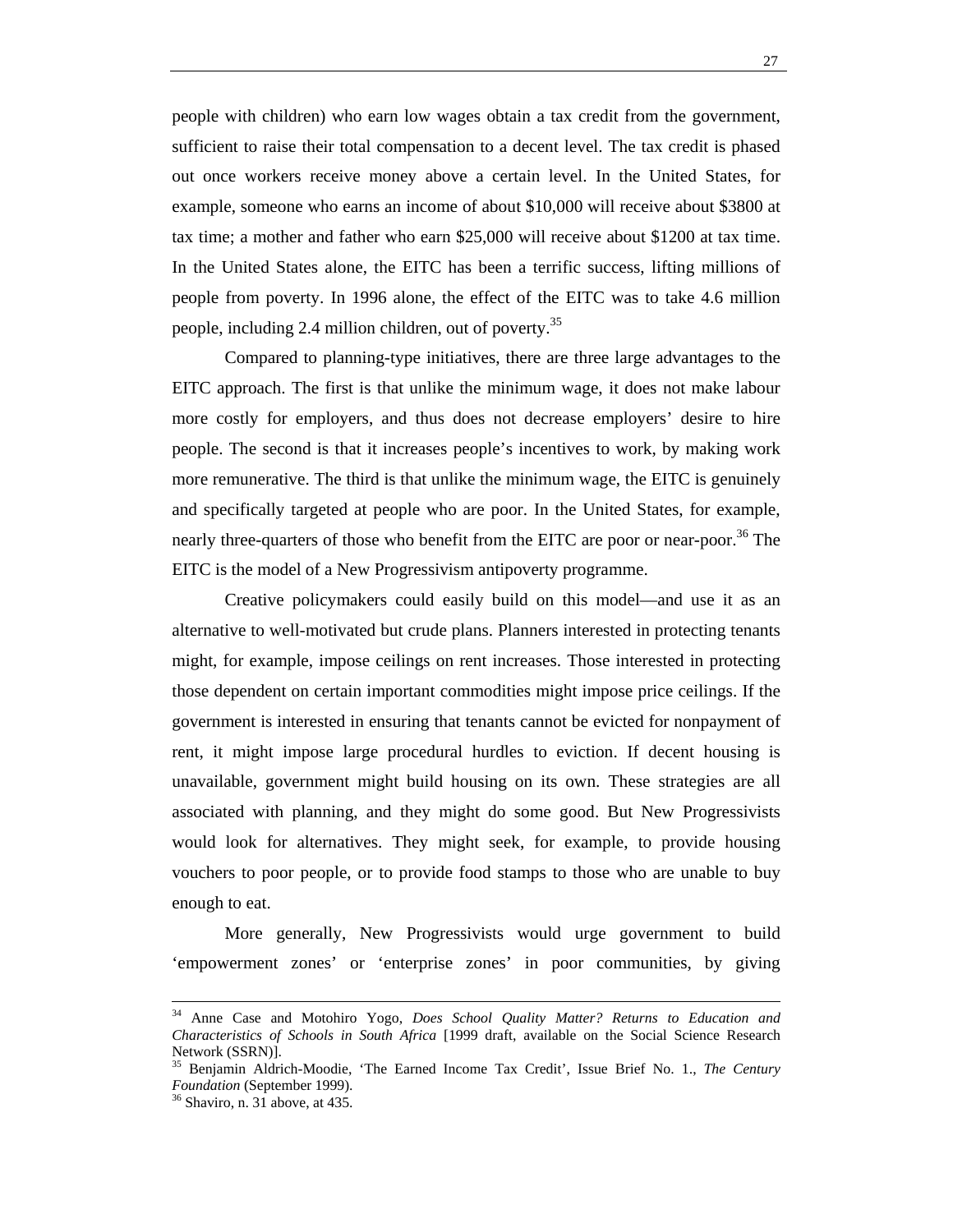people with children) who earn low wages obtain a tax credit from the government, sufficient to raise their total compensation to a decent level. The tax credit is phased out once workers receive money above a certain level. In the United States, for example, someone who earns an income of about $10,000 will receive about $3800 at tax time; a mother and father who earn $25,000 will receive about $1200 at tax time. In the United States alone, the EITC has been a terrific success, lifting millions of people from poverty. In 1996 alone, the effect of the EITC was to take 4.6 million people, including 2.4 million children, out of poverty.[35]

Compared to planning-type initiatives, there are three large advantages to the EITC approach. The first is that unlike the minimum wage, it does not make labour more costly for employers, and thus does not decrease employers' desire to hire people. The second is that it increases people's incentives to work, by making work more remunerative. The third is that unlike the minimum wage, the EITC is genuinely and specifically targeted at people who are poor. In the United States, for example, nearly three-quarters of those who benefit from the EITC are poor or near-poor.[36] The EITC is the model of a New Progressivism antipoverty programme.

Creative policymakers could easily build on this model—and use it as an alternative to well-motivated but crude plans. Planners interested in protecting tenants might, for example, impose ceilings on rent increases. Those interested in protecting those dependent on certain important commodities might impose price ceilings. If the government is interested in ensuring that tenants cannot be evicted for nonpayment of rent, it might impose large procedural hurdles to eviction. If decent housing is unavailable, government might build housing on its own. These strategies are all associated with planning, and they might do some good. But New Progressivists would look for alternatives. They might seek, for example, to provide housing vouchers to poor people, or to provide food stamps to those who are unable to buy enough to eat.

More generally, New Progressivists would urge government to build 'empowerment zones' or 'enterprise zones' in poor communities, by giving

---

[34] Anne Case and Motohiro Yogo, *Does School Quality Matter? Returns to Education and Characteristics of Schools in South Africa* [1999 draft, available on the Social Science Research Network (SSRN)].

[35] Benjamin Aldrich-Moodie, 'The Earned Income Tax Credit', Issue Brief No. 1., *The Century Foundation* (September 1999).

[36] Shaviro, n. 31 above, at 435.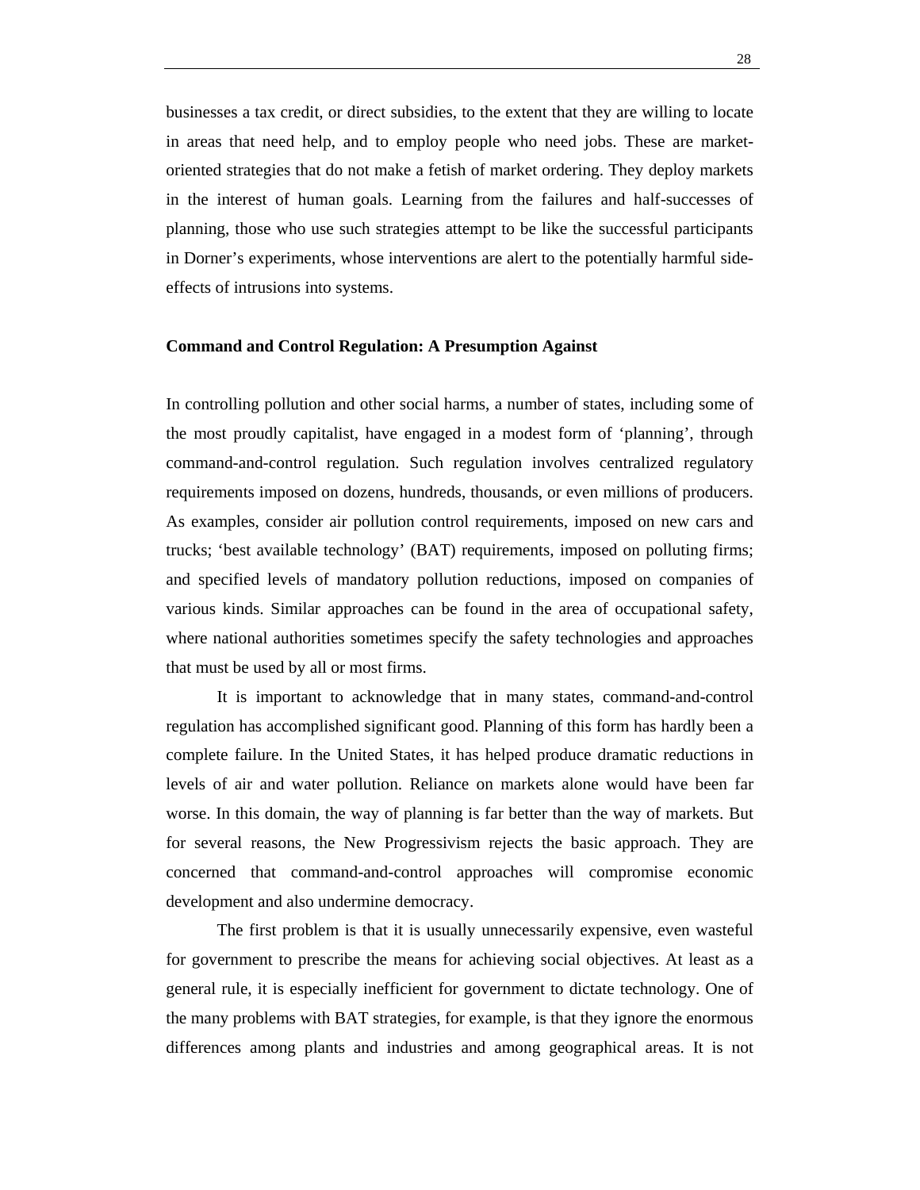businesses a tax credit, or direct subsidies, to the extent that they are willing to locate in areas that need help, and to employ people who need jobs. These are market-oriented strategies that do not make a fetish of market ordering. They deploy markets in the interest of human goals. Learning from the failures and half-successes of planning, those who use such strategies attempt to be like the successful participants in Dorner's experiments, whose interventions are alert to the potentially harmful side-effects of intrusions into systems.

**Command and Control Regulation: A Presumption Against**

In controlling pollution and other social harms, a number of states, including some of the most proudly capitalist, have engaged in a modest form of 'planning', through command-and-control regulation. Such regulation involves centralized regulatory requirements imposed on dozens, hundreds, thousands, or even millions of producers. As examples, consider air pollution control requirements, imposed on new cars and trucks; 'best available technology' (BAT) requirements, imposed on polluting firms; and specified levels of mandatory pollution reductions, imposed on companies of various kinds. Similar approaches can be found in the area of occupational safety, where national authorities sometimes specify the safety technologies and approaches that must be used by all or most firms.

It is important to acknowledge that in many states, command-and-control regulation has accomplished significant good. Planning of this form has hardly been a complete failure. In the United States, it has helped produce dramatic reductions in levels of air and water pollution. Reliance on markets alone would have been far worse. In this domain, the way of planning is far better than the way of markets. But for several reasons, the New Progressivism rejects the basic approach. They are concerned that command-and-control approaches will compromise economic development and also undermine democracy.

The first problem is that it is usually unnecessarily expensive, even wasteful for government to prescribe the means for achieving social objectives. At least as a general rule, it is especially inefficient for government to dictate technology. One of the many problems with BAT strategies, for example, is that they ignore the enormous differences among plants and industries and among geographical areas. It is not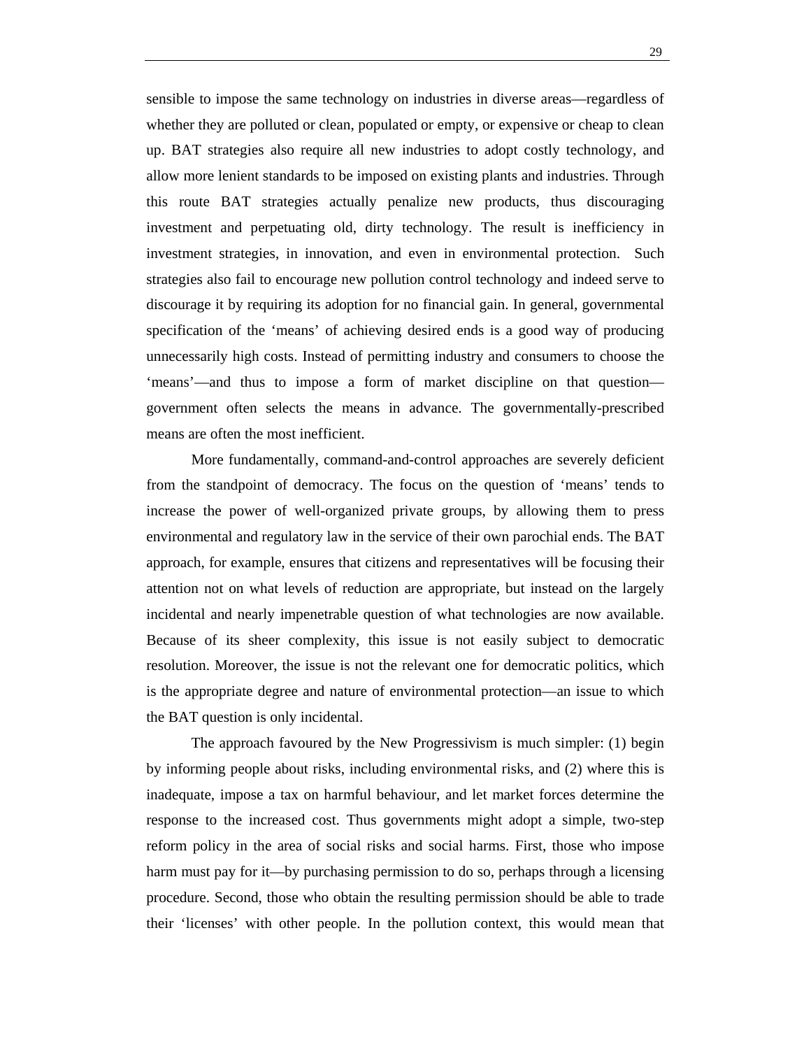sensible to impose the same technology on industries in diverse areas—regardless of whether they are polluted or clean, populated or empty, or expensive or cheap to clean up. BAT strategies also require all new industries to adopt costly technology, and allow more lenient standards to be imposed on existing plants and industries. Through this route BAT strategies actually penalize new products, thus discouraging investment and perpetuating old, dirty technology. The result is inefficiency in investment strategies, in innovation, and even in environmental protection. Such strategies also fail to encourage new pollution control technology and indeed serve to discourage it by requiring its adoption for no financial gain. In general, governmental specification of the 'means' of achieving desired ends is a good way of producing unnecessarily high costs. Instead of permitting industry and consumers to choose the 'means'—and thus to impose a form of market discipline on that question—government often selects the means in advance. The governmentally-prescribed means are often the most inefficient.

More fundamentally, command-and-control approaches are severely deficient from the standpoint of democracy. The focus on the question of 'means' tends to increase the power of well-organized private groups, by allowing them to press environmental and regulatory law in the service of their own parochial ends. The BAT approach, for example, ensures that citizens and representatives will be focusing their attention not on what levels of reduction are appropriate, but instead on the largely incidental and nearly impenetrable question of what technologies are now available. Because of its sheer complexity, this issue is not easily subject to democratic resolution. Moreover, the issue is not the relevant one for democratic politics, which is the appropriate degree and nature of environmental protection—an issue to which the BAT question is only incidental.

The approach favoured by the New Progressivism is much simpler: (1) begin by informing people about risks, including environmental risks, and (2) where this is inadequate, impose a tax on harmful behaviour, and let market forces determine the response to the increased cost. Thus governments might adopt a simple, two-step reform policy in the area of social risks and social harms. First, those who impose harm must pay for it—by purchasing permission to do so, perhaps through a licensing procedure. Second, those who obtain the resulting permission should be able to trade their 'licenses' with other people. In the pollution context, this would mean that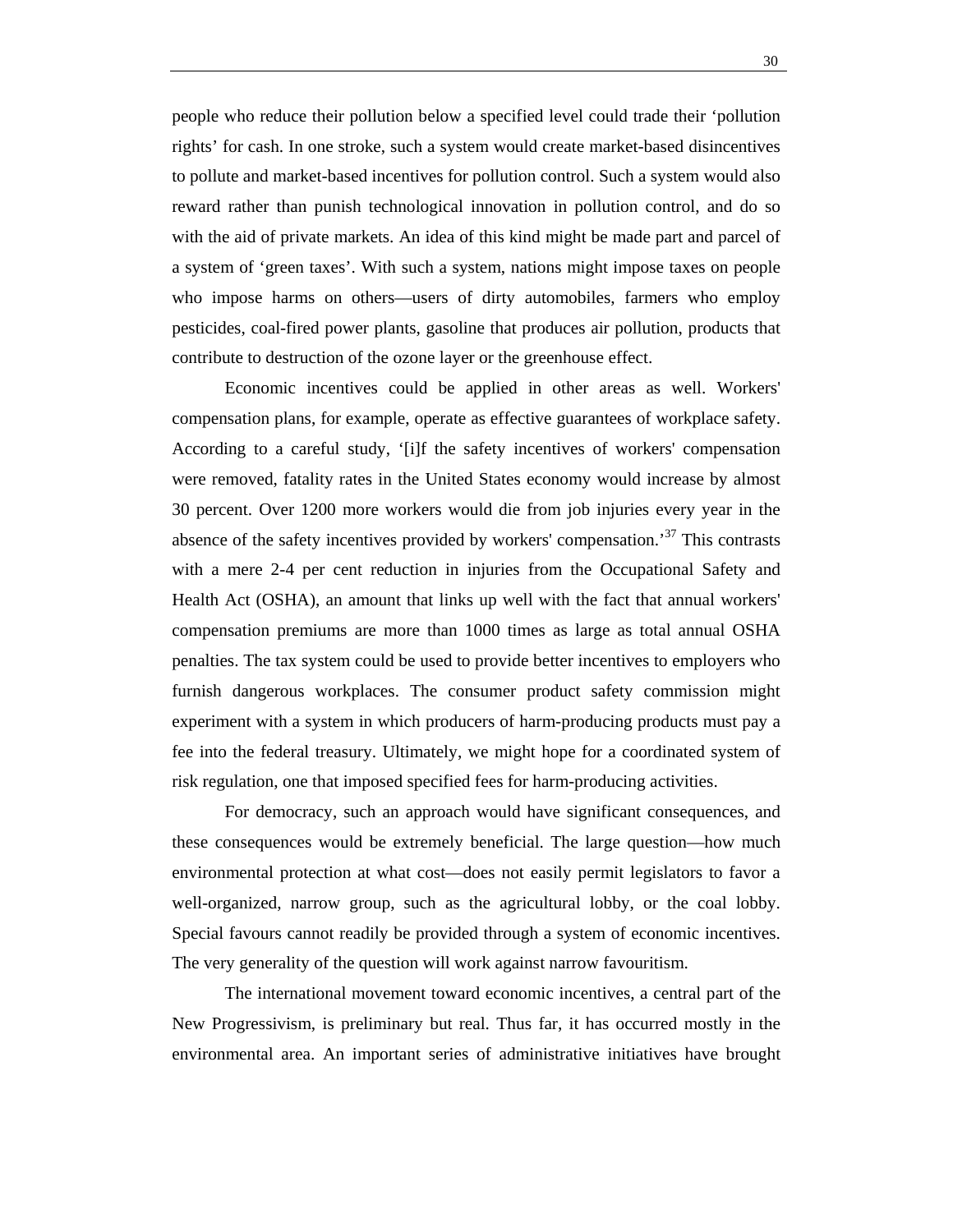people who reduce their pollution below a specified level could trade their ‘pollution rights’ for cash. In one stroke, such a system would create market-based disincentives to pollute and market-based incentives for pollution control. Such a system would also reward rather than punish technological innovation in pollution control, and do so with the aid of private markets. An idea of this kind might be made part and parcel of a system of ‘green taxes’. With such a system, nations might impose taxes on people who impose harms on others—users of dirty automobiles, farmers who employ pesticides, coal-fired power plants, gasoline that produces air pollution, products that contribute to destruction of the ozone layer or the greenhouse effect.

Economic incentives could be applied in other areas as well. Workers' compensation plans, for example, operate as effective guarantees of workplace safety. According to a careful study, ‘[i]f the safety incentives of workers' compensation were removed, fatality rates in the United States economy would increase by almost 30 percent. Over 1200 more workers would die from job injuries every year in the absence of the safety incentives provided by workers' compensation.’[37] This contrasts with a mere 2-4 per cent reduction in injuries from the Occupational Safety and Health Act (OSHA), an amount that links up well with the fact that annual workers' compensation premiums are more than 1000 times as large as total annual OSHA penalties. The tax system could be used to provide better incentives to employers who furnish dangerous workplaces. The consumer product safety commission might experiment with a system in which producers of harm-producing products must pay a fee into the federal treasury. Ultimately, we might hope for a coordinated system of risk regulation, one that imposed specified fees for harm-producing activities.

For democracy, such an approach would have significant consequences, and these consequences would be extremely beneficial. The large question—how much environmental protection at what cost—does not easily permit legislators to favor a well-organized, narrow group, such as the agricultural lobby, or the coal lobby. Special favours cannot readily be provided through a system of economic incentives. The very generality of the question will work against narrow favouritism.

The international movement toward economic incentives, a central part of the New Progressivism, is preliminary but real. Thus far, it has occurred mostly in the environmental area. An important series of administrative initiatives have brought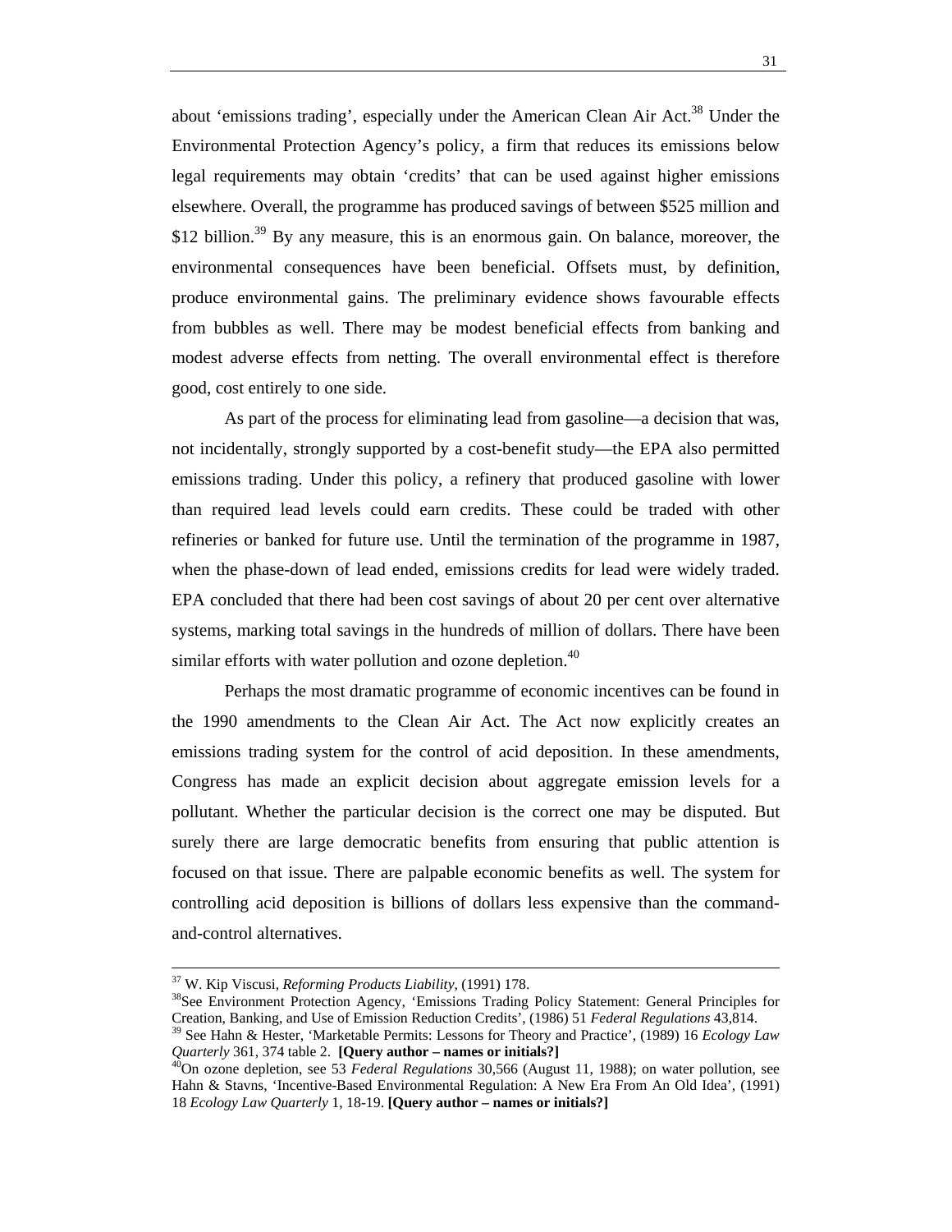about 'emissions trading', especially under the American Clean Air Act.[38] Under the Environmental Protection Agency's policy, a firm that reduces its emissions below legal requirements may obtain 'credits' that can be used against higher emissions elsewhere. Overall, the programme has produced savings of between $525 million and $12 billion.[39] By any measure, this is an enormous gain. On balance, moreover, the environmental consequences have been beneficial. Offsets must, by definition, produce environmental gains. The preliminary evidence shows favourable effects from bubbles as well. There may be modest beneficial effects from banking and modest adverse effects from netting. The overall environmental effect is therefore good, cost entirely to one side.

As part of the process for eliminating lead from gasoline—a decision that was, not incidentally, strongly supported by a cost-benefit study—the EPA also permitted emissions trading. Under this policy, a refinery that produced gasoline with lower than required lead levels could earn credits. These could be traded with other refineries or banked for future use. Until the termination of the programme in 1987, when the phase-down of lead ended, emissions credits for lead were widely traded. EPA concluded that there had been cost savings of about 20 per cent over alternative systems, marking total savings in the hundreds of million of dollars. There have been similar efforts with water pollution and ozone depletion.[40]

Perhaps the most dramatic programme of economic incentives can be found in the 1990 amendments to the Clean Air Act. The Act now explicitly creates an emissions trading system for the control of acid deposition. In these amendments, Congress has made an explicit decision about aggregate emission levels for a pollutant. Whether the particular decision is the correct one may be disputed. But surely there are large democratic benefits from ensuring that public attention is focused on that issue. There are palpable economic benefits as well. The system for controlling acid deposition is billions of dollars less expensive than the command-and-control alternatives.

---

[37] W. Kip Viscusi, *Reforming Products Liability*, (1991) 178.

[38] See Environment Protection Agency, 'Emissions Trading Policy Statement: General Principles for Creation, Banking, and Use of Emission Reduction Credits', (1986) 51 *Federal Regulations* 43,814.

[39] See Hahn & Hester, 'Marketable Permits: Lessons for Theory and Practice', (1989) 16 *Ecology Law Quarterly* 361, 374 table 2. **[Query author – names or initials?]**

[40] On ozone depletion, see 53 *Federal Regulations* 30,566 (August 11, 1988); on water pollution, see Hahn & Stavns, 'Incentive-Based Environmental Regulation: A New Era From An Old Idea', (1991) 18 *Ecology Law Quarterly* 1, 18-19. **[Query author – names or initials?]**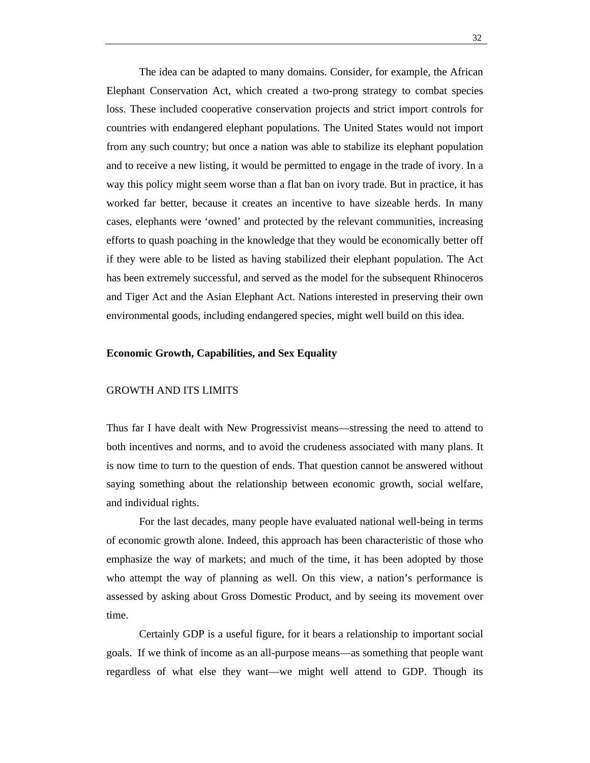The idea can be adapted to many domains. Consider, for example, the African Elephant Conservation Act, which created a two-prong strategy to combat species loss. These included cooperative conservation projects and strict import controls for countries with endangered elephant populations. The United States would not import from any such country; but once a nation was able to stabilize its elephant population and to receive a new listing, it would be permitted to engage in the trade of ivory. In a way this policy might seem worse than a flat ban on ivory trade. But in practice, it has worked far better, because it creates an incentive to have sizeable herds. In many cases, elephants were 'owned' and protected by the relevant communities, increasing efforts to quash poaching in the knowledge that they would be economically better off if they were able to be listed as having stabilized their elephant population. The Act has been extremely successful, and served as the model for the subsequent Rhinoceros and Tiger Act and the Asian Elephant Act. Nations interested in preserving their own environmental goods, including endangered species, might well build on this idea.

## Economic Growth, Capabilities, and Sex Equality

### GROWTH AND ITS LIMITS

Thus far I have dealt with New Progressivist means—stressing the need to attend to both incentives and norms, and to avoid the crudeness associated with many plans. It is now time to turn to the question of ends. That question cannot be answered without saying something about the relationship between economic growth, social welfare, and individual rights.

For the last decades, many people have evaluated national well-being in terms of economic growth alone. Indeed, this approach has been characteristic of those who emphasize the way of markets; and much of the time, it has been adopted by those who attempt the way of planning as well. On this view, a nation's performance is assessed by asking about Gross Domestic Product, and by seeing its movement over time.

Certainly GDP is a useful figure, for it bears a relationship to important social goals. If we think of income as an all-purpose means—as something that people want regardless of what else they want—we might well attend to GDP. Though its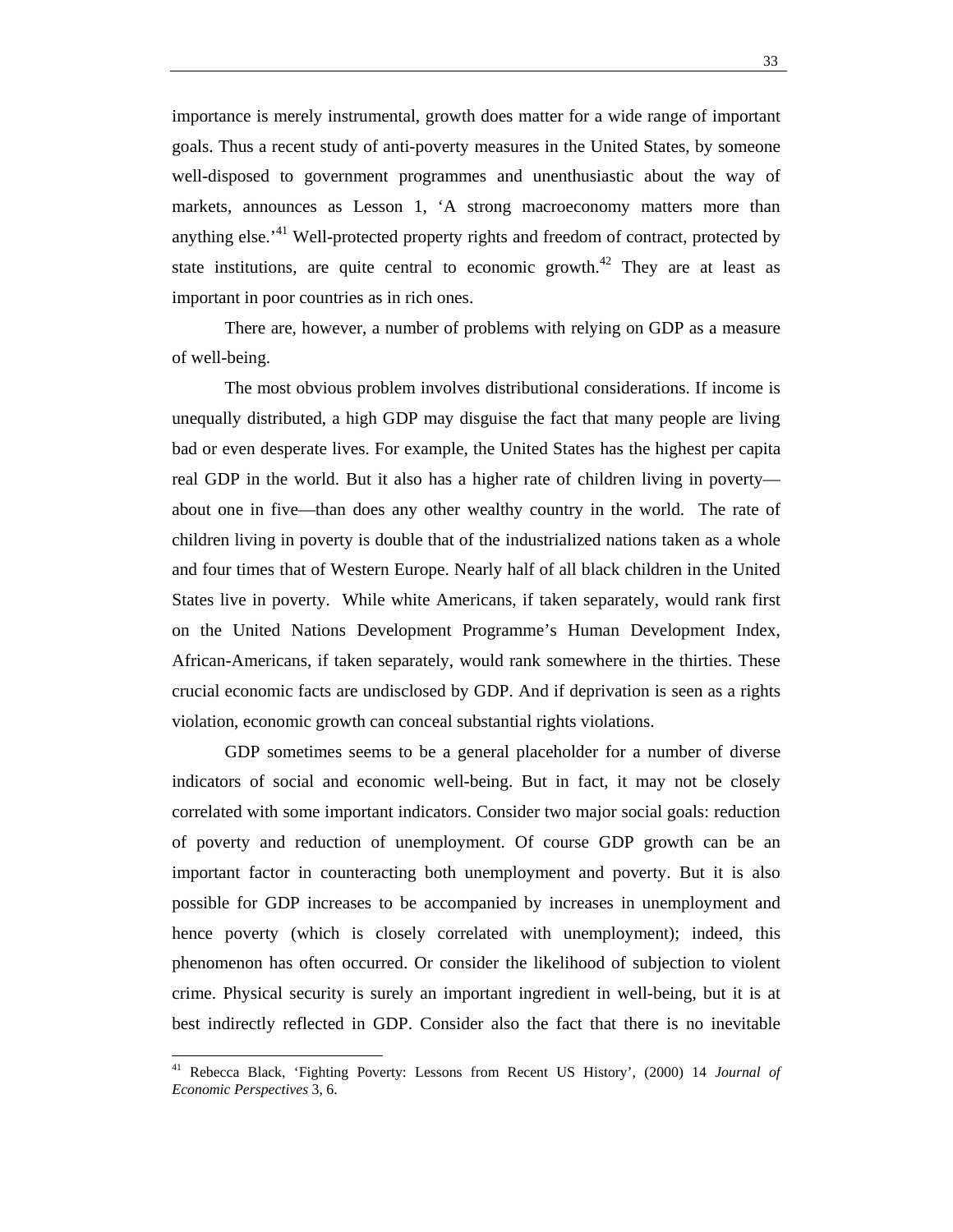importance is merely instrumental, growth does matter for a wide range of important goals. Thus a recent study of anti-poverty measures in the United States, by someone well-disposed to government programmes and unenthusiastic about the way of markets, announces as Lesson 1, 'A strong macroeconomy matters more than anything else.'[41] Well-protected property rights and freedom of contract, protected by state institutions, are quite central to economic growth.[42] They are at least as important in poor countries as in rich ones.

There are, however, a number of problems with relying on GDP as a measure of well-being.

The most obvious problem involves distributional considerations. If income is unequally distributed, a high GDP may disguise the fact that many people are living bad or even desperate lives. For example, the United States has the highest per capita real GDP in the world. But it also has a higher rate of children living in poverty—about one in five—than does any other wealthy country in the world. The rate of children living in poverty is double that of the industrialized nations taken as a whole and four times that of Western Europe. Nearly half of all black children in the United States live in poverty. While white Americans, if taken separately, would rank first on the United Nations Development Programme's Human Development Index, African-Americans, if taken separately, would rank somewhere in the thirties. These crucial economic facts are undisclosed by GDP. And if deprivation is seen as a rights violation, economic growth can conceal substantial rights violations.

GDP sometimes seems to be a general placeholder for a number of diverse indicators of social and economic well-being. But in fact, it may not be closely correlated with some important indicators. Consider two major social goals: reduction of poverty and reduction of unemployment. Of course GDP growth can be an important factor in counteracting both unemployment and poverty. But it is also possible for GDP increases to be accompanied by increases in unemployment and hence poverty (which is closely correlated with unemployment); indeed, this phenomenon has often occurred. Or consider the likelihood of subjection to violent crime. Physical security is surely an important ingredient in well-being, but it is at best indirectly reflected in GDP. Consider also the fact that there is no inevitable

---

[41] Rebecca Black, 'Fighting Poverty: Lessons from Recent US History', (2000) 14 *Journal of Economic Perspectives* 3, 6.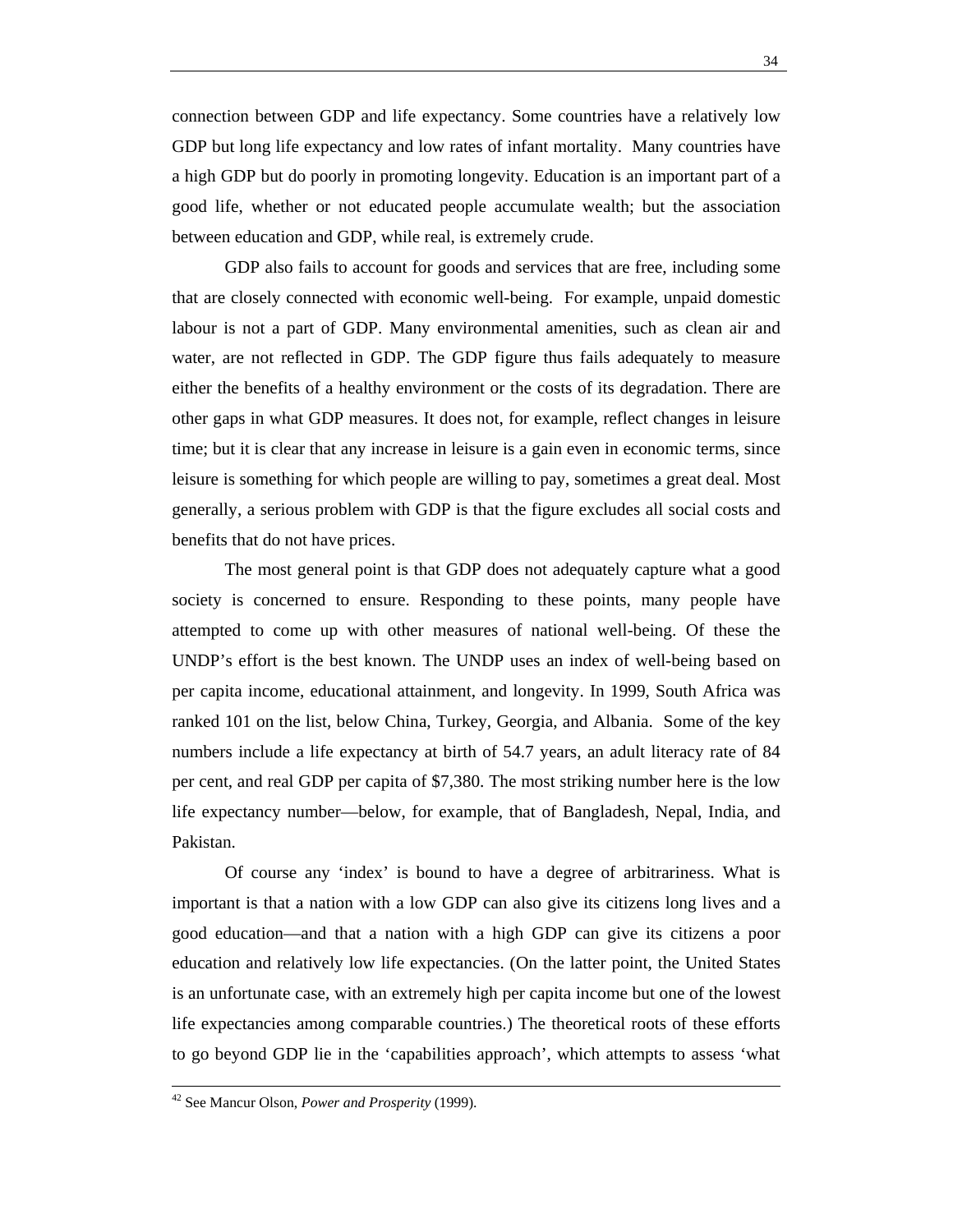connection between GDP and life expectancy. Some countries have a relatively low GDP but long life expectancy and low rates of infant mortality. Many countries have a high GDP but do poorly in promoting longevity. Education is an important part of a good life, whether or not educated people accumulate wealth; but the association between education and GDP, while real, is extremely crude.

GDP also fails to account for goods and services that are free, including some that are closely connected with economic well-being. For example, unpaid domestic labour is not a part of GDP. Many environmental amenities, such as clean air and water, are not reflected in GDP. The GDP figure thus fails adequately to measure either the benefits of a healthy environment or the costs of its degradation. There are other gaps in what GDP measures. It does not, for example, reflect changes in leisure time; but it is clear that any increase in leisure is a gain even in economic terms, since leisure is something for which people are willing to pay, sometimes a great deal. Most generally, a serious problem with GDP is that the figure excludes all social costs and benefits that do not have prices.

The most general point is that GDP does not adequately capture what a good society is concerned to ensure. Responding to these points, many people have attempted to come up with other measures of national well-being. Of these the UNDP's effort is the best known. The UNDP uses an index of well-being based on per capita income, educational attainment, and longevity. In 1999, South Africa was ranked 101 on the list, below China, Turkey, Georgia, and Albania. Some of the key numbers include a life expectancy at birth of 54.7 years, an adult literacy rate of 84 per cent, and real GDP per capita of $7,380. The most striking number here is the low life expectancy number—below, for example, that of Bangladesh, Nepal, India, and Pakistan.

Of course any 'index' is bound to have a degree of arbitrariness. What is important is that a nation with a low GDP can also give its citizens long lives and a good education—and that a nation with a high GDP can give its citizens a poor education and relatively low life expectancies. (On the latter point, the United States is an unfortunate case, with an extremely high per capita income but one of the lowest life expectancies among comparable countries.) The theoretical roots of these efforts to go beyond GDP lie in the 'capabilities approach', which attempts to assess 'what

[42] See Mancur Olson, *Power and Prosperity* (1999).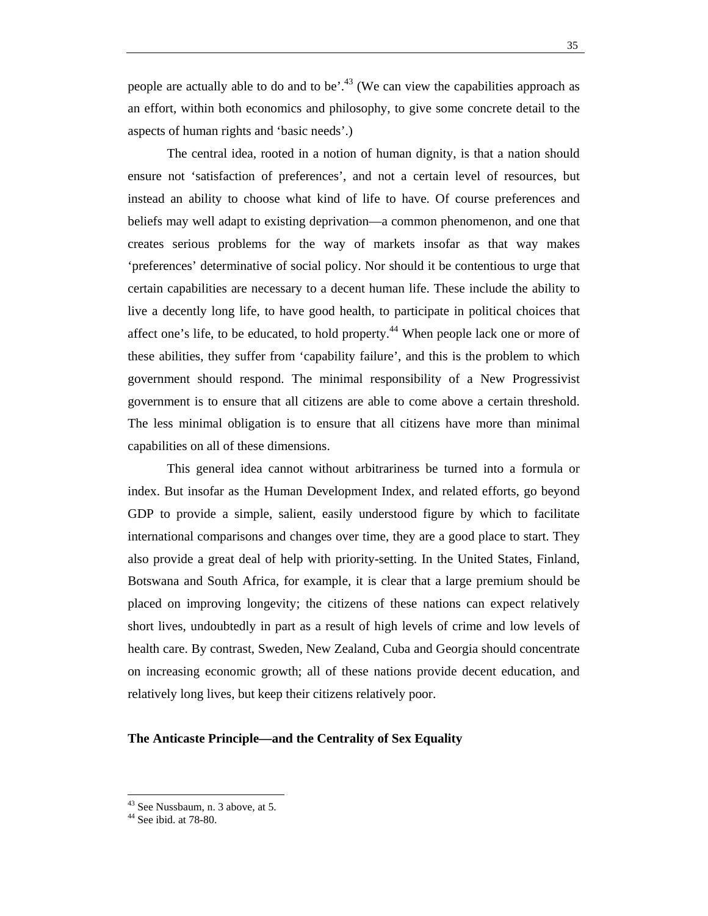people are actually able to do and to be'.[43] (We can view the capabilities approach as an effort, within both economics and philosophy, to give some concrete detail to the aspects of human rights and 'basic needs'.)

The central idea, rooted in a notion of human dignity, is that a nation should ensure not 'satisfaction of preferences', and not a certain level of resources, but instead an ability to choose what kind of life to have. Of course preferences and beliefs may well adapt to existing deprivation—a common phenomenon, and one that creates serious problems for the way of markets insofar as that way makes 'preferences' determinative of social policy. Nor should it be contentious to urge that certain capabilities are necessary to a decent human life. These include the ability to live a decently long life, to have good health, to participate in political choices that affect one's life, to be educated, to hold property.[44] When people lack one or more of these abilities, they suffer from 'capability failure', and this is the problem to which government should respond. The minimal responsibility of a New Progressivist government is to ensure that all citizens are able to come above a certain threshold. The less minimal obligation is to ensure that all citizens have more than minimal capabilities on all of these dimensions.

This general idea cannot without arbitrariness be turned into a formula or index. But insofar as the Human Development Index, and related efforts, go beyond GDP to provide a simple, salient, easily understood figure by which to facilitate international comparisons and changes over time, they are a good place to start. They also provide a great deal of help with priority-setting. In the United States, Finland, Botswana and South Africa, for example, it is clear that a large premium should be placed on improving longevity; the citizens of these nations can expect relatively short lives, undoubtedly in part as a result of high levels of crime and low levels of health care. By contrast, Sweden, New Zealand, Cuba and Georgia should concentrate on increasing economic growth; all of these nations provide decent education, and relatively long lives, but keep their citizens relatively poor.

### The Anticaste Principle—and the Centrality of Sex Equality

---

[43] See Nussbaum, n. 3 above, at 5.

[44] See ibid. at 78-80.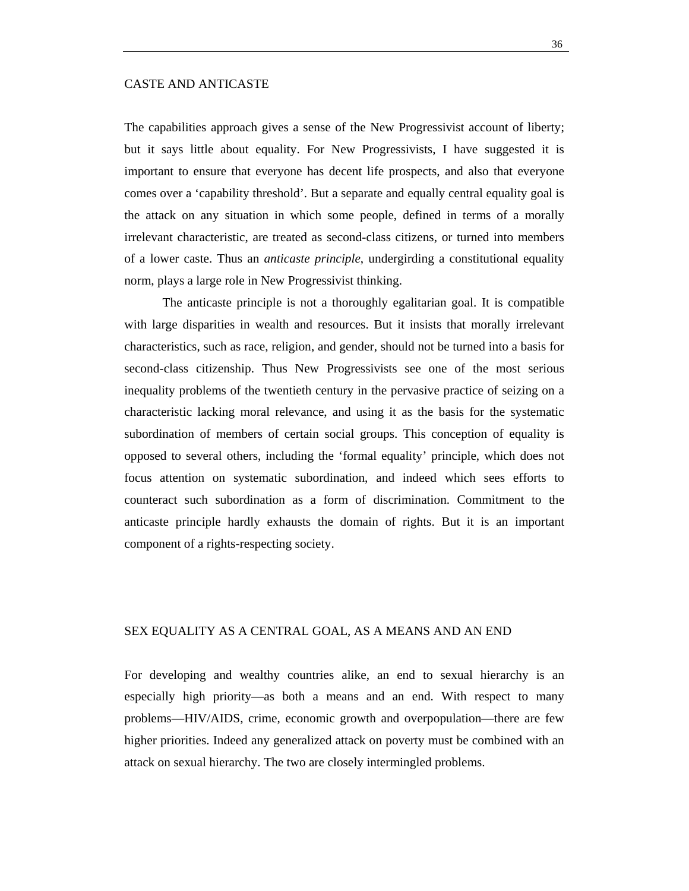## CASTE AND ANTICASTE

The capabilities approach gives a sense of the New Progressivist account of liberty; but it says little about equality. For New Progressivists, I have suggested it is important to ensure that everyone has decent life prospects, and also that everyone comes over a 'capability threshold'. But a separate and equally central equality goal is the attack on any situation in which some people, defined in terms of a morally irrelevant characteristic, are treated as second-class citizens, or turned into members of a lower caste. Thus an *anticaste principle*, undergirding a constitutional equality norm, plays a large role in New Progressivist thinking.

The anticaste principle is not a thoroughly egalitarian goal. It is compatible with large disparities in wealth and resources. But it insists that morally irrelevant characteristics, such as race, religion, and gender, should not be turned into a basis for second-class citizenship. Thus New Progressivists see one of the most serious inequality problems of the twentieth century in the pervasive practice of seizing on a characteristic lacking moral relevance, and using it as the basis for the systematic subordination of members of certain social groups. This conception of equality is opposed to several others, including the 'formal equality' principle, which does not focus attention on systematic subordination, and indeed which sees efforts to counteract such subordination as a form of discrimination. Commitment to the anticaste principle hardly exhausts the domain of rights. But it is an important component of a rights-respecting society.

## SEX EQUALITY AS A CENTRAL GOAL, AS A MEANS AND AN END

For developing and wealthy countries alike, an end to sexual hierarchy is an especially high priority—as both a means and an end. With respect to many problems—HIV/AIDS, crime, economic growth and overpopulation—there are few higher priorities. Indeed any generalized attack on poverty must be combined with an attack on sexual hierarchy. The two are closely intermingled problems.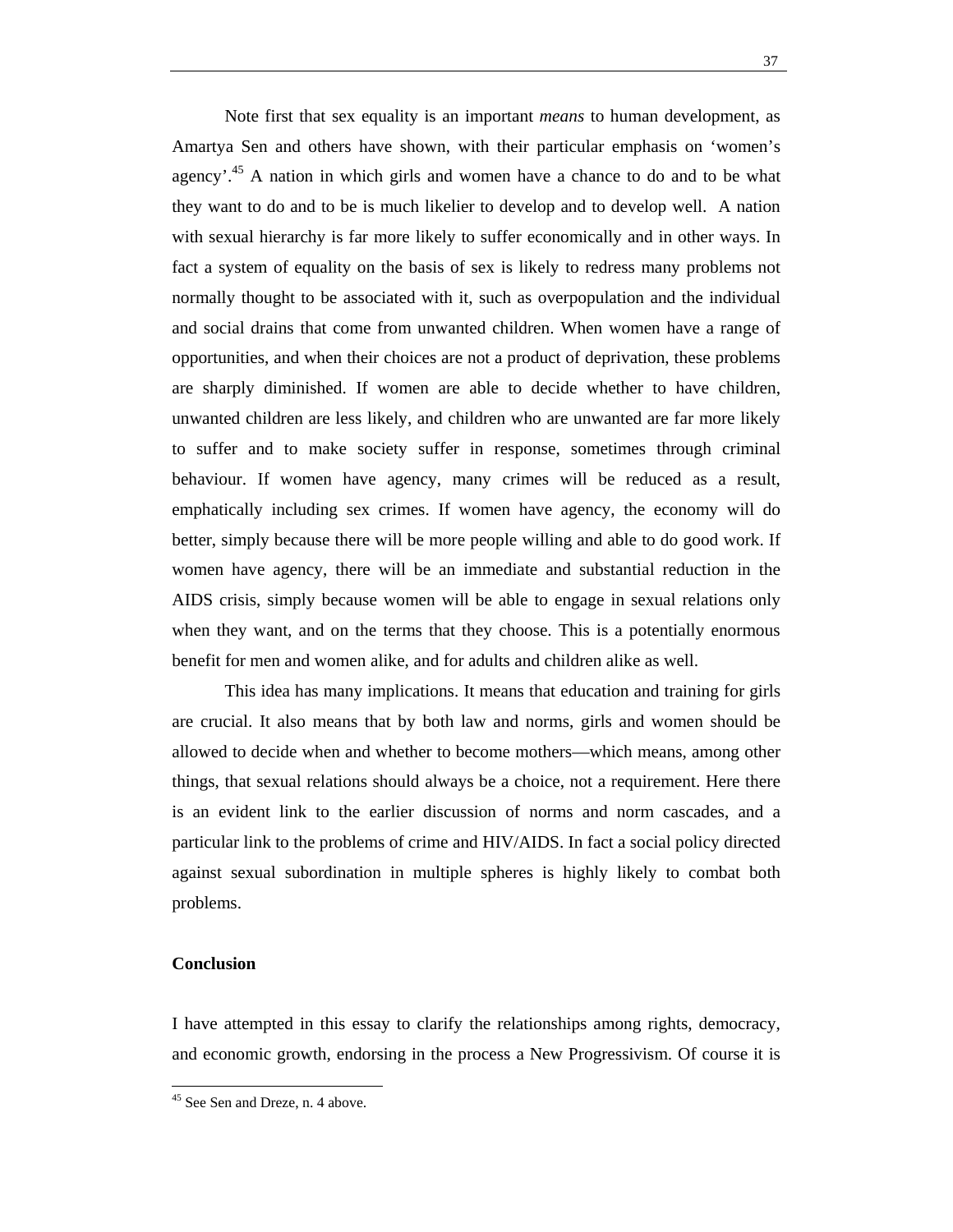Note first that sex equality is an important *means* to human development, as Amartya Sen and others have shown, with their particular emphasis on 'women's agency'.[45] A nation in which girls and women have a chance to do and to be what they want to do and to be is much likelier to develop and to develop well. A nation with sexual hierarchy is far more likely to suffer economically and in other ways. In fact a system of equality on the basis of sex is likely to redress many problems not normally thought to be associated with it, such as overpopulation and the individual and social drains that come from unwanted children. When women have a range of opportunities, and when their choices are not a product of deprivation, these problems are sharply diminished. If women are able to decide whether to have children, unwanted children are less likely, and children who are unwanted are far more likely to suffer and to make society suffer in response, sometimes through criminal behaviour. If women have agency, many crimes will be reduced as a result, emphatically including sex crimes. If women have agency, the economy will do better, simply because there will be more people willing and able to do good work. If women have agency, there will be an immediate and substantial reduction in the AIDS crisis, simply because women will be able to engage in sexual relations only when they want, and on the terms that they choose. This is a potentially enormous benefit for men and women alike, and for adults and children alike as well.

This idea has many implications. It means that education and training for girls are crucial. It also means that by both law and norms, girls and women should be allowed to decide when and whether to become mothers—which means, among other things, that sexual relations should always be a choice, not a requirement. Here there is an evident link to the earlier discussion of norms and norm cascades, and a particular link to the problems of crime and HIV/AIDS. In fact a social policy directed against sexual subordination in multiple spheres is highly likely to combat both problems.

## Conclusion

I have attempted in this essay to clarify the relationships among rights, democracy, and economic growth, endorsing in the process a New Progressivism. Of course it is

[45] See Sen and Dreze, n. 4 above.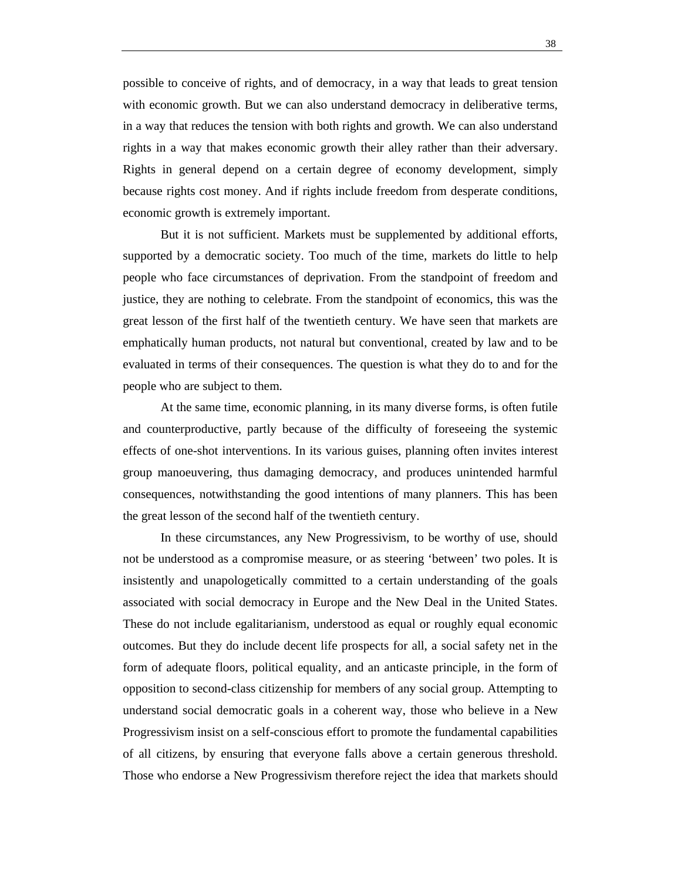possible to conceive of rights, and of democracy, in a way that leads to great tension with economic growth. But we can also understand democracy in deliberative terms, in a way that reduces the tension with both rights and growth. We can also understand rights in a way that makes economic growth their alley rather than their adversary. Rights in general depend on a certain degree of economy development, simply because rights cost money. And if rights include freedom from desperate conditions, economic growth is extremely important.

But it is not sufficient. Markets must be supplemented by additional efforts, supported by a democratic society. Too much of the time, markets do little to help people who face circumstances of deprivation. From the standpoint of freedom and justice, they are nothing to celebrate. From the standpoint of economics, this was the great lesson of the first half of the twentieth century. We have seen that markets are emphatically human products, not natural but conventional, created by law and to be evaluated in terms of their consequences. The question is what they do to and for the people who are subject to them.

At the same time, economic planning, in its many diverse forms, is often futile and counterproductive, partly because of the difficulty of foreseeing the systemic effects of one-shot interventions. In its various guises, planning often invites interest group manoeuvering, thus damaging democracy, and produces unintended harmful consequences, notwithstanding the good intentions of many planners. This has been the great lesson of the second half of the twentieth century.

In these circumstances, any New Progressivism, to be worthy of use, should not be understood as a compromise measure, or as steering 'between' two poles. It is insistently and unapologetically committed to a certain understanding of the goals associated with social democracy in Europe and the New Deal in the United States. These do not include egalitarianism, understood as equal or roughly equal economic outcomes. But they do include decent life prospects for all, a social safety net in the form of adequate floors, political equality, and an anticaste principle, in the form of opposition to second-class citizenship for members of any social group. Attempting to understand social democratic goals in a coherent way, those who believe in a New Progressivism insist on a self-conscious effort to promote the fundamental capabilities of all citizens, by ensuring that everyone falls above a certain generous threshold. Those who endorse a New Progressivism therefore reject the idea that markets should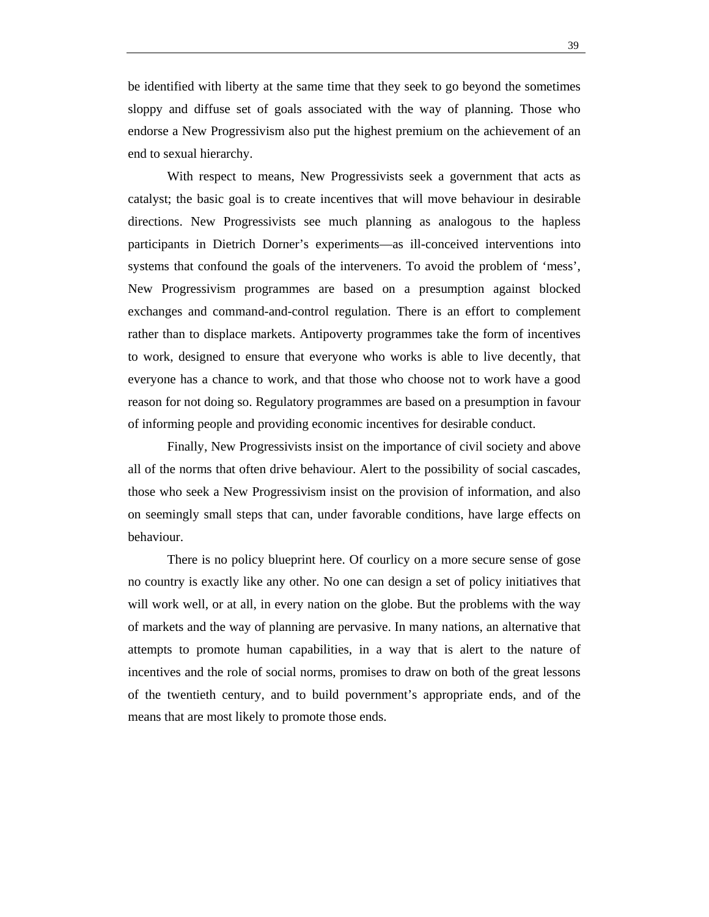be identified with liberty at the same time that they seek to go beyond the sometimes sloppy and diffuse set of goals associated with the way of planning. Those who endorse a New Progressivism also put the highest premium on the achievement of an end to sexual hierarchy.

With respect to means, New Progressivists seek a government that acts as catalyst; the basic goal is to create incentives that will move behaviour in desirable directions. New Progressivists see much planning as analogous to the hapless participants in Dietrich Dorner's experiments—as ill-conceived interventions into systems that confound the goals of the interveners. To avoid the problem of 'mess', New Progressivism programmes are based on a presumption against blocked exchanges and command-and-control regulation. There is an effort to complement rather than to displace markets. Antipoverty programmes take the form of incentives to work, designed to ensure that everyone who works is able to live decently, that everyone has a chance to work, and that those who choose not to work have a good reason for not doing so. Regulatory programmes are based on a presumption in favour of informing people and providing economic incentives for desirable conduct.

Finally, New Progressivists insist on the importance of civil society and above all of the norms that often drive behaviour. Alert to the possibility of social cascades, those who seek a New Progressivism insist on the provision of information, and also on seemingly small steps that can, under favorable conditions, have large effects on behaviour.

There is no policy blueprint here. Of courlicy on a more secure sense of gose no country is exactly like any other. No one can design a set of policy initiatives that will work well, or at all, in every nation on the globe. But the problems with the way of markets and the way of planning are pervasive. In many nations, an alternative that attempts to promote human capabilities, in a way that is alert to the nature of incentives and the role of social norms, promises to draw on both of the great lessons of the twentieth century, and to build povernment's appropriate ends, and of the means that are most likely to promote those ends.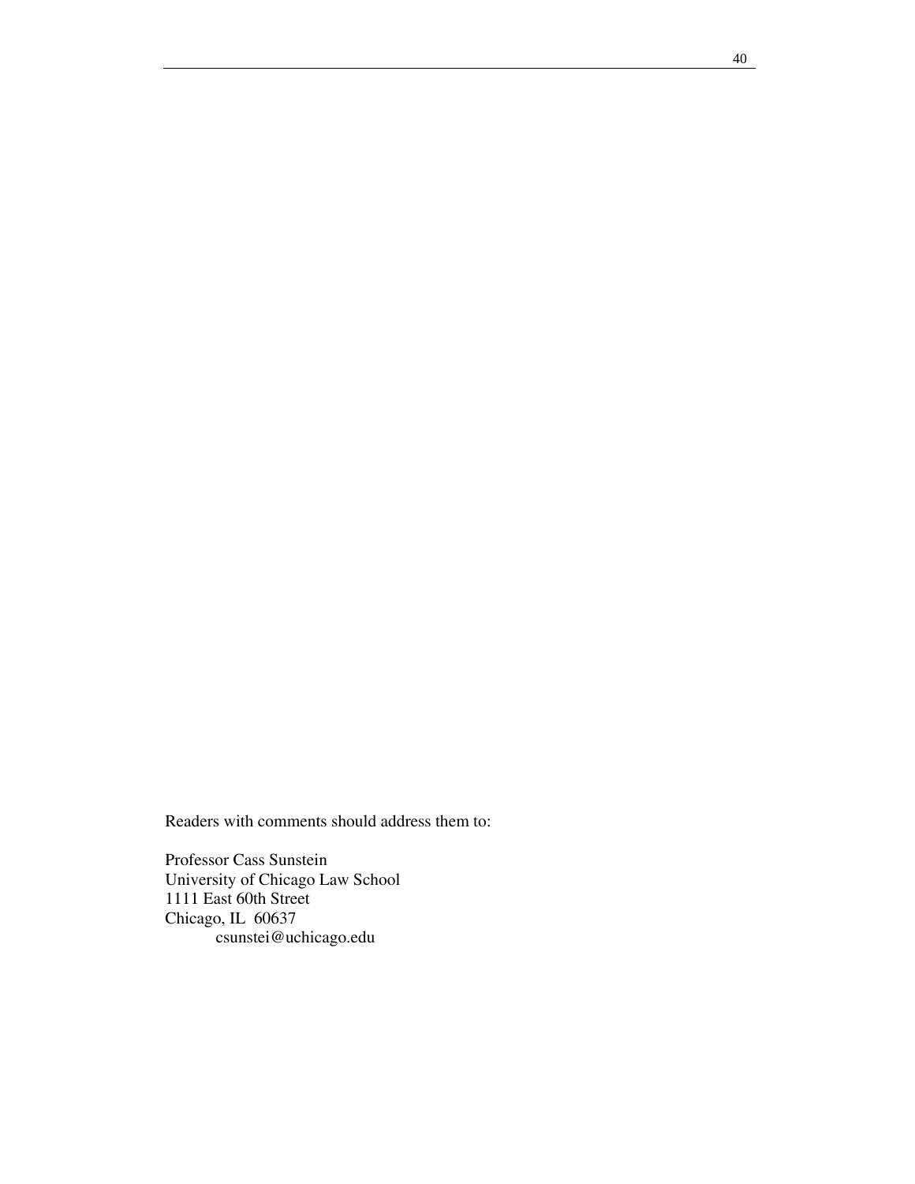Readers with comments should address them to:

Professor Cass Sunstein  
University of Chicago Law School  
1111 East 60th Street  
Chicago, IL 60637  
csunstei@uchicago.edu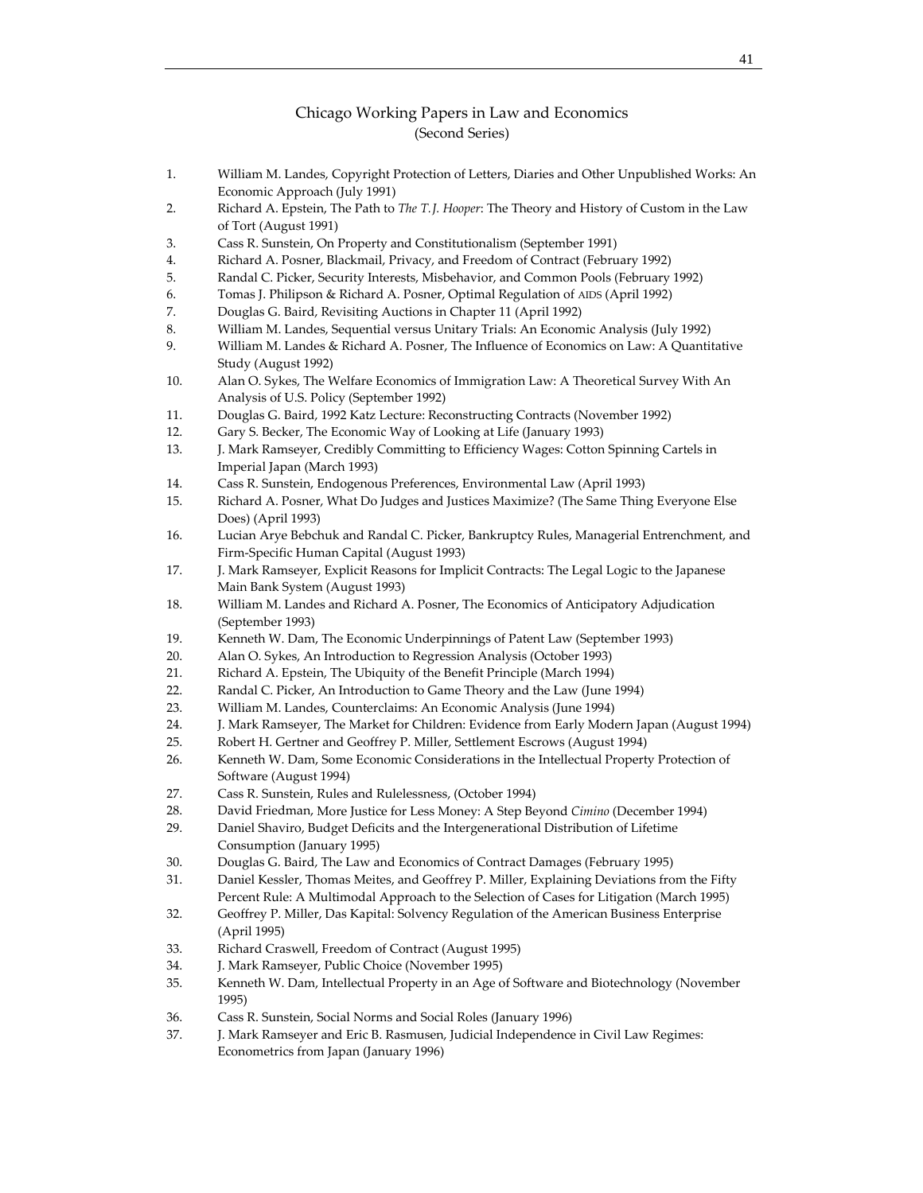# Chicago Working Papers in Law and Economics
(Second Series)

1. William M. Landes, Copyright Protection of Letters, Diaries and Other Unpublished Works: An Economic Approach (July 1991)
2. Richard A. Epstein, The Path to *The T.J. Hooper*: The Theory and History of Custom in the Law of Tort (August 1991)
3. Cass R. Sunstein, On Property and Constitutionalism (September 1991)
4. Richard A. Posner, Blackmail, Privacy, and Freedom of Contract (February 1992)
5. Randal C. Picker, Security Interests, Misbehavior, and Common Pools (February 1992)
6. Tomas J. Philipson & Richard A. Posner, Optimal Regulation of AIDS (April 1992)
7. Douglas G. Baird, Revisiting Auctions in Chapter 11 (April 1992)
8. William M. Landes, Sequential versus Unitary Trials: An Economic Analysis (July 1992)
9. William M. Landes & Richard A. Posner, The Influence of Economics on Law: A Quantitative Study (August 1992)
10. Alan O. Sykes, The Welfare Economics of Immigration Law: A Theoretical Survey With An Analysis of U.S. Policy (September 1992)
11. Douglas G. Baird, 1992 Katz Lecture: Reconstructing Contracts (November 1992)
12. Gary S. Becker, The Economic Way of Looking at Life (January 1993)
13. J. Mark Ramseyer, Credibly Committing to Efficiency Wages: Cotton Spinning Cartels in Imperial Japan (March 1993)
14. Cass R. Sunstein, Endogenous Preferences, Environmental Law (April 1993)
15. Richard A. Posner, What Do Judges and Justices Maximize? (The Same Thing Everyone Else Does) (April 1993)
16. Lucian Arye Bebchuk and Randal C. Picker, Bankruptcy Rules, Managerial Entrenchment, and Firm-Specific Human Capital (August 1993)
17. J. Mark Ramseyer, Explicit Reasons for Implicit Contracts: The Legal Logic to the Japanese Main Bank System (August 1993)
18. William M. Landes and Richard A. Posner, The Economics of Anticipatory Adjudication (September 1993)
19. Kenneth W. Dam, The Economic Underpinnings of Patent Law (September 1993)
20. Alan O. Sykes, An Introduction to Regression Analysis (October 1993)
21. Richard A. Epstein, The Ubiquity of the Benefit Principle (March 1994)
22. Randal C. Picker, An Introduction to Game Theory and the Law (June 1994)
23. William M. Landes, Counterclaims: An Economic Analysis (June 1994)
24. J. Mark Ramseyer, The Market for Children: Evidence from Early Modern Japan (August 1994)
25. Robert H. Gertner and Geoffrey P. Miller, Settlement Escrows (August 1994)
26. Kenneth W. Dam, Some Economic Considerations in the Intellectual Property Protection of Software (August 1994)
27. Cass R. Sunstein, Rules and Rulelessness, (October 1994)
28. David Friedman, More Justice for Less Money: A Step Beyond *Cimino* (December 1994)
29. Daniel Shaviro, Budget Deficits and the Intergenerational Distribution of Lifetime Consumption (January 1995)
30. Douglas G. Baird, The Law and Economics of Contract Damages (February 1995)
31. Daniel Kessler, Thomas Meites, and Geoffrey P. Miller, Explaining Deviations from the Fifty Percent Rule: A Multimodal Approach to the Selection of Cases for Litigation (March 1995)
32. Geoffrey P. Miller, Das Kapital: Solvency Regulation of the American Business Enterprise (April 1995)
33. Richard Craswell, Freedom of Contract (August 1995)
34. J. Mark Ramseyer, Public Choice (November 1995)
35. Kenneth W. Dam, Intellectual Property in an Age of Software and Biotechnology (November 1995)
36. Cass R. Sunstein, Social Norms and Social Roles (January 1996)
37. J. Mark Ramseyer and Eric B. Rasmusen, Judicial Independence in Civil Law Regimes: Econometrics from Japan (January 1996)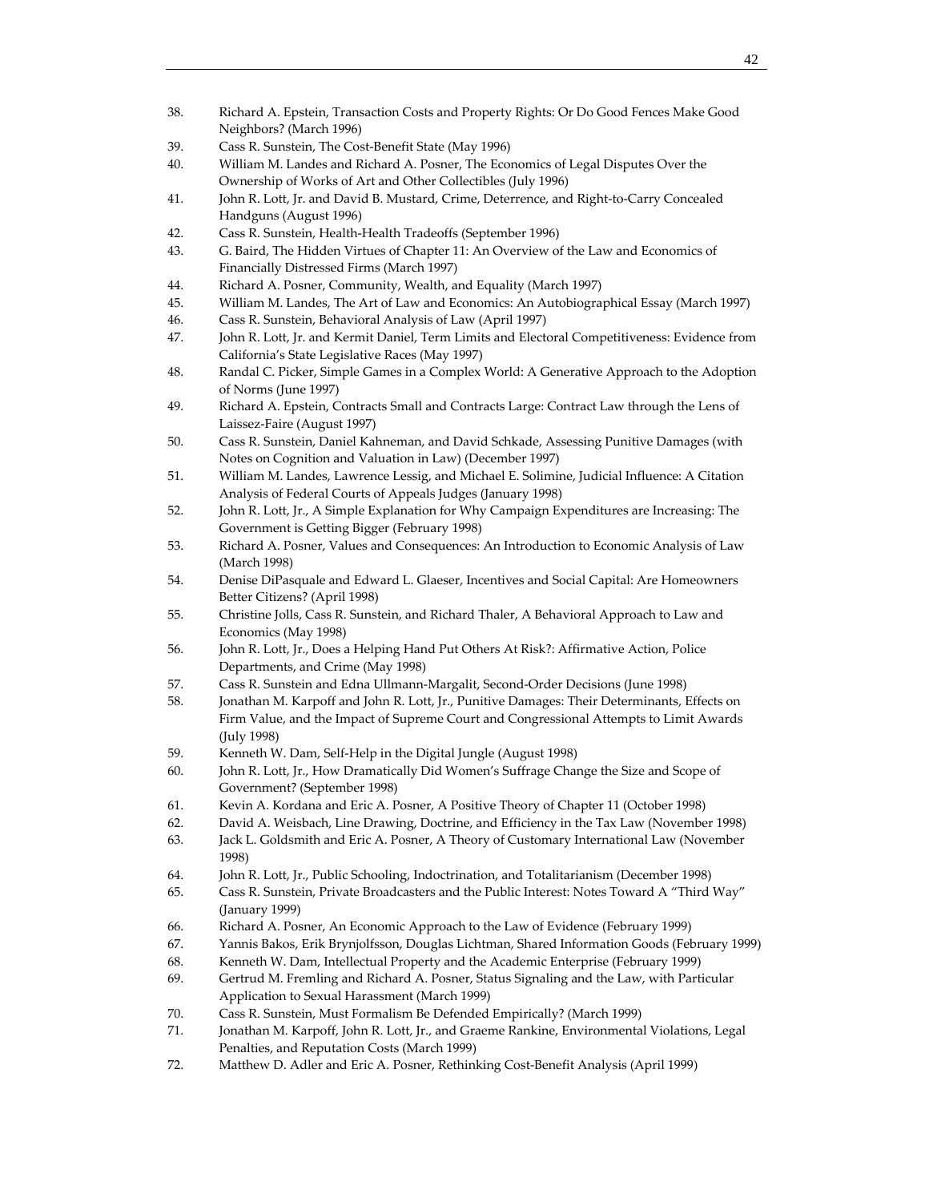38. Richard A. Epstein, Transaction Costs and Property Rights: Or Do Good Fences Make Good Neighbors? (March 1996)
39. Cass R. Sunstein, The Cost-Benefit State (May 1996)
40. William M. Landes and Richard A. Posner, The Economics of Legal Disputes Over the Ownership of Works of Art and Other Collectibles (July 1996)
41. John R. Lott, Jr. and David B. Mustard, Crime, Deterrence, and Right-to-Carry Concealed Handguns (August 1996)
42. Cass R. Sunstein, Health-Health Tradeoffs (September 1996)
43. G. Baird, The Hidden Virtues of Chapter 11: An Overview of the Law and Economics of Financially Distressed Firms (March 1997)
44. Richard A. Posner, Community, Wealth, and Equality (March 1997)
45. William M. Landes, The Art of Law and Economics: An Autobiographical Essay (March 1997)
46. Cass R. Sunstein, Behavioral Analysis of Law (April 1997)
47. John R. Lott, Jr. and Kermit Daniel, Term Limits and Electoral Competitiveness: Evidence from California's State Legislative Races (May 1997)
48. Randal C. Picker, Simple Games in a Complex World: A Generative Approach to the Adoption of Norms (June 1997)
49. Richard A. Epstein, Contracts Small and Contracts Large: Contract Law through the Lens of Laissez-Faire (August 1997)
50. Cass R. Sunstein, Daniel Kahneman, and David Schkade, Assessing Punitive Damages (with Notes on Cognition and Valuation in Law) (December 1997)
51. William M. Landes, Lawrence Lessig, and Michael E. Solimine, Judicial Influence: A Citation Analysis of Federal Courts of Appeals Judges (January 1998)
52. John R. Lott, Jr., A Simple Explanation for Why Campaign Expenditures are Increasing: The Government is Getting Bigger (February 1998)
53. Richard A. Posner, Values and Consequences: An Introduction to Economic Analysis of Law (March 1998)
54. Denise DiPasquale and Edward L. Glaeser, Incentives and Social Capital: Are Homeowners Better Citizens? (April 1998)
55. Christine Jolls, Cass R. Sunstein, and Richard Thaler, A Behavioral Approach to Law and Economics (May 1998)
56. John R. Lott, Jr., Does a Helping Hand Put Others At Risk?: Affirmative Action, Police Departments, and Crime (May 1998)
57. Cass R. Sunstein and Edna Ullmann-Margalit, Second-Order Decisions (June 1998)
58. Jonathan M. Karpoff and John R. Lott, Jr., Punitive Damages: Their Determinants, Effects on Firm Value, and the Impact of Supreme Court and Congressional Attempts to Limit Awards (July 1998)
59. Kenneth W. Dam, Self-Help in the Digital Jungle (August 1998)
60. John R. Lott, Jr., How Dramatically Did Women's Suffrage Change the Size and Scope of Government? (September 1998)
61. Kevin A. Kordana and Eric A. Posner, A Positive Theory of Chapter 11 (October 1998)
62. David A. Weisbach, Line Drawing, Doctrine, and Efficiency in the Tax Law (November 1998)
63. Jack L. Goldsmith and Eric A. Posner, A Theory of Customary International Law (November 1998)
64. John R. Lott, Jr., Public Schooling, Indoctrination, and Totalitarianism (December 1998)
65. Cass R. Sunstein, Private Broadcasters and the Public Interest: Notes Toward A "Third Way" (January 1999)
66. Richard A. Posner, An Economic Approach to the Law of Evidence (February 1999)
67. Yannis Bakos, Erik Brynjolfsson, Douglas Lichtman, Shared Information Goods (February 1999)
68. Kenneth W. Dam, Intellectual Property and the Academic Enterprise (February 1999)
69. Gertrud M. Fremling and Richard A. Posner, Status Signaling and the Law, with Particular Application to Sexual Harassment (March 1999)
70. Cass R. Sunstein, Must Formalism Be Defended Empirically? (March 1999)
71. Jonathan M. Karpoff, John R. Lott, Jr., and Graeme Rankine, Environmental Violations, Legal Penalties, and Reputation Costs (March 1999)
72. Matthew D. Adler and Eric A. Posner, Rethinking Cost-Benefit Analysis (April 1999)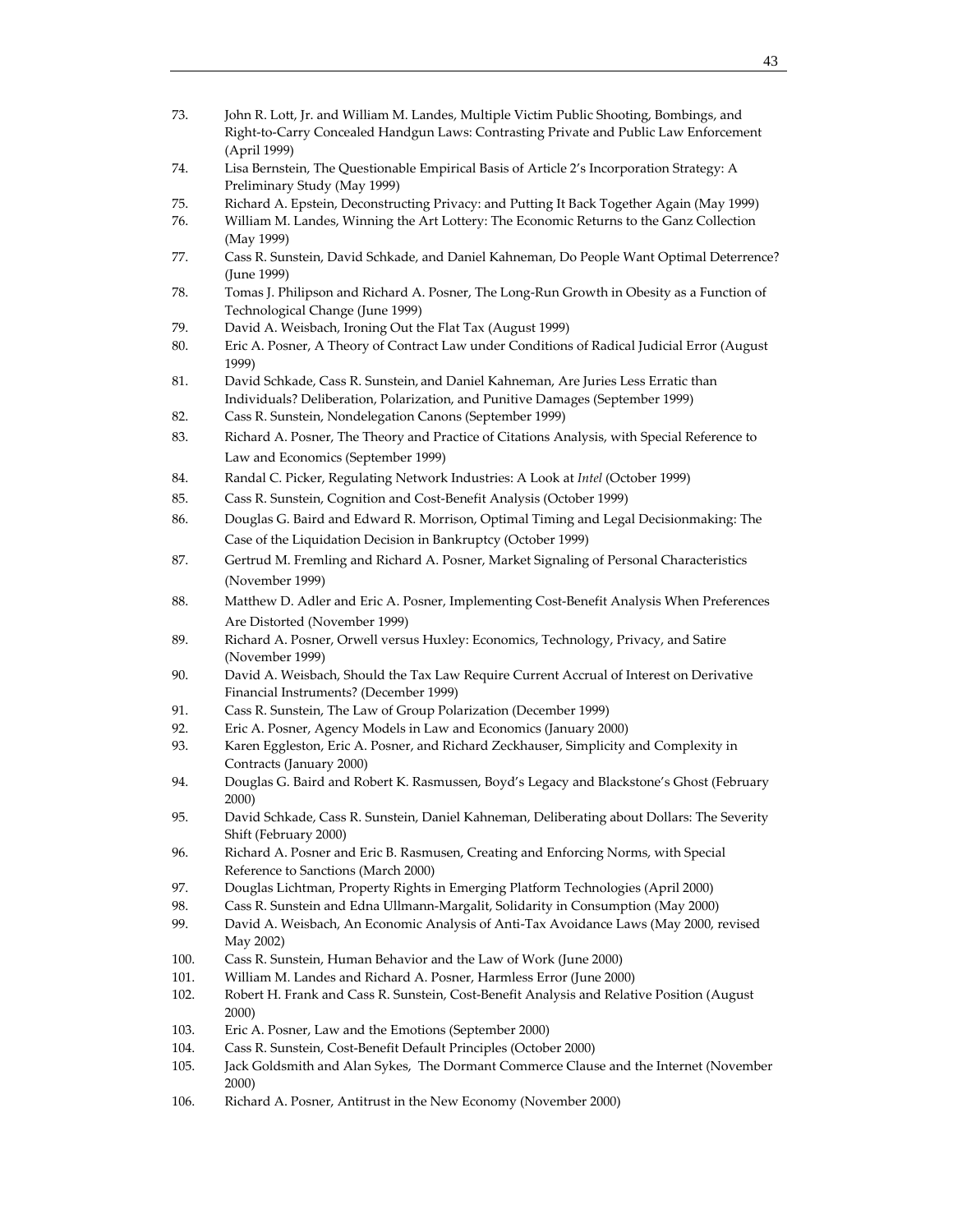73. John R. Lott, Jr. and William M. Landes, Multiple Victim Public Shooting, Bombings, and Right-to-Carry Concealed Handgun Laws: Contrasting Private and Public Law Enforcement (April 1999)
74. Lisa Bernstein, The Questionable Empirical Basis of Article 2's Incorporation Strategy: A Preliminary Study (May 1999)
75. Richard A. Epstein, Deconstructing Privacy: and Putting It Back Together Again (May 1999)
76. William M. Landes, Winning the Art Lottery: The Economic Returns to the Ganz Collection (May 1999)
77. Cass R. Sunstein, David Schkade, and Daniel Kahneman, Do People Want Optimal Deterrence? (June 1999)
78. Tomas J. Philipson and Richard A. Posner, The Long-Run Growth in Obesity as a Function of Technological Change (June 1999)
79. David A. Weisbach, Ironing Out the Flat Tax (August 1999)
80. Eric A. Posner, A Theory of Contract Law under Conditions of Radical Judicial Error (August 1999)
81. David Schkade, Cass R. Sunstein, and Daniel Kahneman, Are Juries Less Erratic than Individuals? Deliberation, Polarization, and Punitive Damages (September 1999)
82. Cass R. Sunstein, Nondelegation Canons (September 1999)
83. Richard A. Posner, The Theory and Practice of Citations Analysis, with Special Reference to Law and Economics (September 1999)
84. Randal C. Picker, Regulating Network Industries: A Look at *Intel* (October 1999)
85. Cass R. Sunstein, Cognition and Cost-Benefit Analysis (October 1999)
86. Douglas G. Baird and Edward R. Morrison, Optimal Timing and Legal Decisionmaking: The Case of the Liquidation Decision in Bankruptcy (October 1999)
87. Gertrud M. Fremling and Richard A. Posner, Market Signaling of Personal Characteristics (November 1999)
88. Matthew D. Adler and Eric A. Posner, Implementing Cost-Benefit Analysis When Preferences Are Distorted (November 1999)
89. Richard A. Posner, Orwell versus Huxley: Economics, Technology, Privacy, and Satire (November 1999)
90. David A. Weisbach, Should the Tax Law Require Current Accrual of Interest on Derivative Financial Instruments? (December 1999)
91. Cass R. Sunstein, The Law of Group Polarization (December 1999)
92. Eric A. Posner, Agency Models in Law and Economics (January 2000)
93. Karen Eggleston, Eric A. Posner, and Richard Zeckhauser, Simplicity and Complexity in Contracts (January 2000)
94. Douglas G. Baird and Robert K. Rasmussen, Boyd's Legacy and Blackstone's Ghost (February 2000)
95. David Schkade, Cass R. Sunstein, Daniel Kahneman, Deliberating about Dollars: The Severity Shift (February 2000)
96. Richard A. Posner and Eric B. Rasmusen, Creating and Enforcing Norms, with Special Reference to Sanctions (March 2000)
97. Douglas Lichtman, Property Rights in Emerging Platform Technologies (April 2000)
98. Cass R. Sunstein and Edna Ullmann-Margalit, Solidarity in Consumption (May 2000)
99. David A. Weisbach, An Economic Analysis of Anti-Tax Avoidance Laws (May 2000, revised May 2002)
100. Cass R. Sunstein, Human Behavior and the Law of Work (June 2000)
101. William M. Landes and Richard A. Posner, Harmless Error (June 2000)
102. Robert H. Frank and Cass R. Sunstein, Cost-Benefit Analysis and Relative Position (August 2000)
103. Eric A. Posner, Law and the Emotions (September 2000)
104. Cass R. Sunstein, Cost-Benefit Default Principles (October 2000)
105. Jack Goldsmith and Alan Sykes, The Dormant Commerce Clause and the Internet (November 2000)
106. Richard A. Posner, Antitrust in the New Economy (November 2000)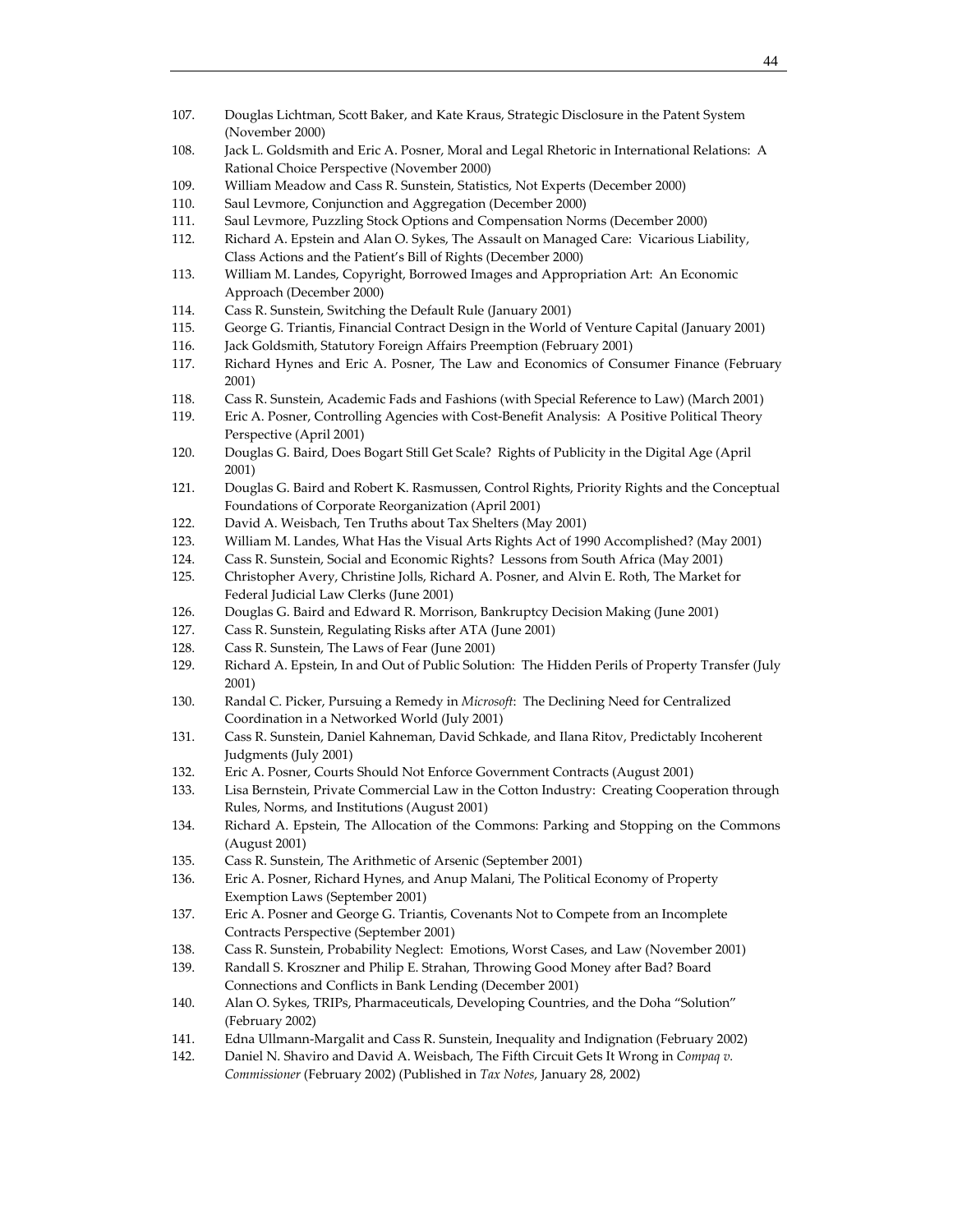107. Douglas Lichtman, Scott Baker, and Kate Kraus, Strategic Disclosure in the Patent System (November 2000)
108. Jack L. Goldsmith and Eric A. Posner, Moral and Legal Rhetoric in International Relations: A Rational Choice Perspective (November 2000)
109. William Meadow and Cass R. Sunstein, Statistics, Not Experts (December 2000)
110. Saul Levmore, Conjunction and Aggregation (December 2000)
111. Saul Levmore, Puzzling Stock Options and Compensation Norms (December 2000)
112. Richard A. Epstein and Alan O. Sykes, The Assault on Managed Care: Vicarious Liability, Class Actions and the Patient's Bill of Rights (December 2000)
113. William M. Landes, Copyright, Borrowed Images and Appropriation Art: An Economic Approach (December 2000)
114. Cass R. Sunstein, Switching the Default Rule (January 2001)
115. George G. Triantis, Financial Contract Design in the World of Venture Capital (January 2001)
116. Jack Goldsmith, Statutory Foreign Affairs Preemption (February 2001)
117. Richard Hynes and Eric A. Posner, The Law and Economics of Consumer Finance (February 2001)
118. Cass R. Sunstein, Academic Fads and Fashions (with Special Reference to Law) (March 2001)
119. Eric A. Posner, Controlling Agencies with Cost-Benefit Analysis: A Positive Political Theory Perspective (April 2001)
120. Douglas G. Baird, Does Bogart Still Get Scale? Rights of Publicity in the Digital Age (April 2001)
121. Douglas G. Baird and Robert K. Rasmussen, Control Rights, Priority Rights and the Conceptual Foundations of Corporate Reorganization (April 2001)
122. David A. Weisbach, Ten Truths about Tax Shelters (May 2001)
123. William M. Landes, What Has the Visual Arts Rights Act of 1990 Accomplished? (May 2001)
124. Cass R. Sunstein, Social and Economic Rights? Lessons from South Africa (May 2001)
125. Christopher Avery, Christine Jolls, Richard A. Posner, and Alvin E. Roth, The Market for Federal Judicial Law Clerks (June 2001)
126. Douglas G. Baird and Edward R. Morrison, Bankruptcy Decision Making (June 2001)
127. Cass R. Sunstein, Regulating Risks after ATA (June 2001)
128. Cass R. Sunstein, The Laws of Fear (June 2001)
129. Richard A. Epstein, In and Out of Public Solution: The Hidden Perils of Property Transfer (July 2001)
130. Randal C. Picker, Pursuing a Remedy in *Microsoft*: The Declining Need for Centralized Coordination in a Networked World (July 2001)
131. Cass R. Sunstein, Daniel Kahneman, David Schkade, and Ilana Ritov, Predictably Incoherent Judgments (July 2001)
132. Eric A. Posner, Courts Should Not Enforce Government Contracts (August 2001)
133. Lisa Bernstein, Private Commercial Law in the Cotton Industry: Creating Cooperation through Rules, Norms, and Institutions (August 2001)
134. Richard A. Epstein, The Allocation of the Commons: Parking and Stopping on the Commons (August 2001)
135. Cass R. Sunstein, The Arithmetic of Arsenic (September 2001)
136. Eric A. Posner, Richard Hynes, and Anup Malani, The Political Economy of Property Exemption Laws (September 2001)
137. Eric A. Posner and George G. Triantis, Covenants Not to Compete from an Incomplete Contracts Perspective (September 2001)
138. Cass R. Sunstein, Probability Neglect: Emotions, Worst Cases, and Law (November 2001)
139. Randall S. Kroszner and Philip E. Strahan, Throwing Good Money after Bad? Board Connections and Conflicts in Bank Lending (December 2001)
140. Alan O. Sykes, TRIPs, Pharmaceuticals, Developing Countries, and the Doha "Solution" (February 2002)
141. Edna Ullmann-Margalit and Cass R. Sunstein, Inequality and Indignation (February 2002)
142. Daniel N. Shaviro and David A. Weisbach, The Fifth Circuit Gets It Wrong in *Compaq v. Commissioner* (February 2002) (Published in *Tax Notes*, January 28, 2002)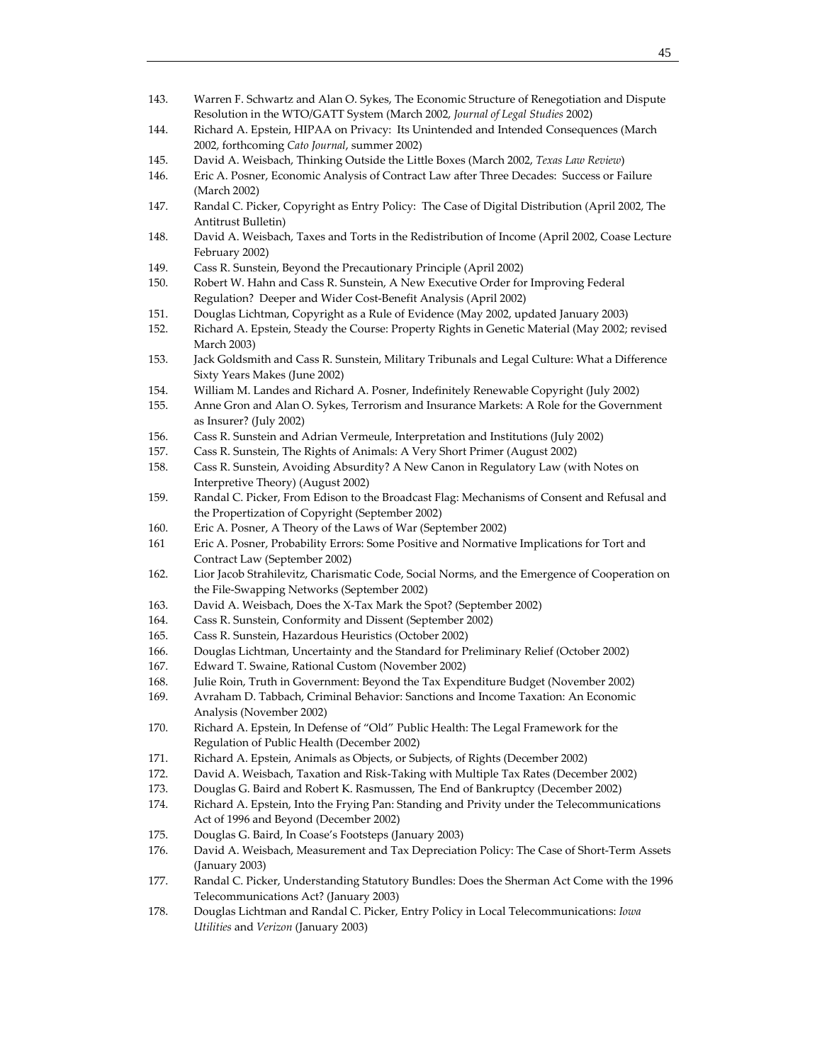143. Warren F. Schwartz and Alan O. Sykes, The Economic Structure of Renegotiation and Dispute Resolution in the WTO/GATT System (March 2002, *Journal of Legal Studies* 2002)
144. Richard A. Epstein, HIPAA on Privacy: Its Unintended and Intended Consequences (March 2002, forthcoming *Cato Journal*, summer 2002)
145. David A. Weisbach, Thinking Outside the Little Boxes (March 2002, *Texas Law Review*)
146. Eric A. Posner, Economic Analysis of Contract Law after Three Decades: Success or Failure (March 2002)
147. Randal C. Picker, Copyright as Entry Policy: The Case of Digital Distribution (April 2002, The Antitrust Bulletin)
148. David A. Weisbach, Taxes and Torts in the Redistribution of Income (April 2002, Coase Lecture February 2002)
149. Cass R. Sunstein, Beyond the Precautionary Principle (April 2002)
150. Robert W. Hahn and Cass R. Sunstein, A New Executive Order for Improving Federal Regulation? Deeper and Wider Cost-Benefit Analysis (April 2002)
151. Douglas Lichtman, Copyright as a Rule of Evidence (May 2002, updated January 2003)
152. Richard A. Epstein, Steady the Course: Property Rights in Genetic Material (May 2002; revised March 2003)
153. Jack Goldsmith and Cass R. Sunstein, Military Tribunals and Legal Culture: What a Difference Sixty Years Makes (June 2002)
154. William M. Landes and Richard A. Posner, Indefinitely Renewable Copyright (July 2002)
155. Anne Gron and Alan O. Sykes, Terrorism and Insurance Markets: A Role for the Government as Insurer? (July 2002)
156. Cass R. Sunstein and Adrian Vermeule, Interpretation and Institutions (July 2002)
157. Cass R. Sunstein, The Rights of Animals: A Very Short Primer (August 2002)
158. Cass R. Sunstein, Avoiding Absurdity? A New Canon in Regulatory Law (with Notes on Interpretive Theory) (August 2002)
159. Randal C. Picker, From Edison to the Broadcast Flag: Mechanisms of Consent and Refusal and the Propertization of Copyright (September 2002)
160. Eric A. Posner, A Theory of the Laws of War (September 2002)
161 Eric A. Posner, Probability Errors: Some Positive and Normative Implications for Tort and Contract Law (September 2002)
162. Lior Jacob Strahilevitz, Charismatic Code, Social Norms, and the Emergence of Cooperation on the File-Swapping Networks (September 2002)
163. David A. Weisbach, Does the X-Tax Mark the Spot? (September 2002)
164. Cass R. Sunstein, Conformity and Dissent (September 2002)
165. Cass R. Sunstein, Hazardous Heuristics (October 2002)
166. Douglas Lichtman, Uncertainty and the Standard for Preliminary Relief (October 2002)
167. Edward T. Swaine, Rational Custom (November 2002)
168. Julie Roin, Truth in Government: Beyond the Tax Expenditure Budget (November 2002)
169. Avraham D. Tabbach, Criminal Behavior: Sanctions and Income Taxation: An Economic Analysis (November 2002)
170. Richard A. Epstein, In Defense of "Old" Public Health: The Legal Framework for the Regulation of Public Health (December 2002)
171. Richard A. Epstein, Animals as Objects, or Subjects, of Rights (December 2002)
172. David A. Weisbach, Taxation and Risk-Taking with Multiple Tax Rates (December 2002)
173. Douglas G. Baird and Robert K. Rasmussen, The End of Bankruptcy (December 2002)
174. Richard A. Epstein, Into the Frying Pan: Standing and Privity under the Telecommunications Act of 1996 and Beyond (December 2002)
175. Douglas G. Baird, In Coase's Footsteps (January 2003)
176. David A. Weisbach, Measurement and Tax Depreciation Policy: The Case of Short-Term Assets (January 2003)
177. Randal C. Picker, Understanding Statutory Bundles: Does the Sherman Act Come with the 1996 Telecommunications Act? (January 2003)
178. Douglas Lichtman and Randal C. Picker, Entry Policy in Local Telecommunications: *Iowa Utilities* and *Verizon* (January 2003)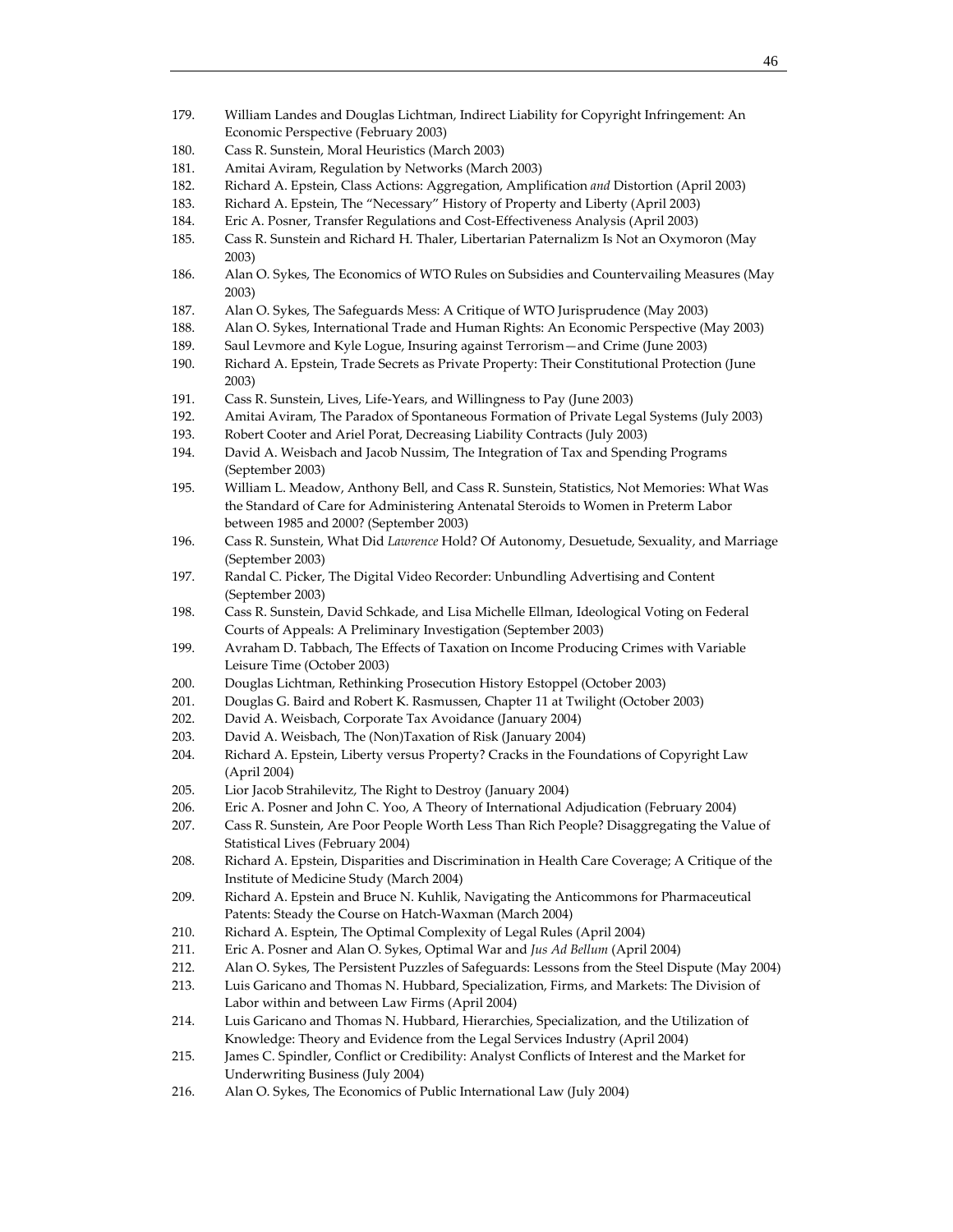179. William Landes and Douglas Lichtman, Indirect Liability for Copyright Infringement: An Economic Perspective (February 2003)
180. Cass R. Sunstein, Moral Heuristics (March 2003)
181. Amitai Aviram, Regulation by Networks (March 2003)
182. Richard A. Epstein, Class Actions: Aggregation, Amplification *and* Distortion (April 2003)
183. Richard A. Epstein, The "Necessary" History of Property and Liberty (April 2003)
184. Eric A. Posner, Transfer Regulations and Cost-Effectiveness Analysis (April 2003)
185. Cass R. Sunstein and Richard H. Thaler, Libertarian Paternalizm Is Not an Oxymoron (May 2003)
186. Alan O. Sykes, The Economics of WTO Rules on Subsidies and Countervailing Measures (May 2003)
187. Alan O. Sykes, The Safeguards Mess: A Critique of WTO Jurisprudence (May 2003)
188. Alan O. Sykes, International Trade and Human Rights: An Economic Perspective (May 2003)
189. Saul Levmore and Kyle Logue, Insuring against Terrorism—and Crime (June 2003)
190. Richard A. Epstein, Trade Secrets as Private Property: Their Constitutional Protection (June 2003)
191. Cass R. Sunstein, Lives, Life-Years, and Willingness to Pay (June 2003)
192. Amitai Aviram, The Paradox of Spontaneous Formation of Private Legal Systems (July 2003)
193. Robert Cooter and Ariel Porat, Decreasing Liability Contracts (July 2003)
194. David A. Weisbach and Jacob Nussim, The Integration of Tax and Spending Programs (September 2003)
195. William L. Meadow, Anthony Bell, and Cass R. Sunstein, Statistics, Not Memories: What Was the Standard of Care for Administering Antenatal Steroids to Women in Preterm Labor between 1985 and 2000? (September 2003)
196. Cass R. Sunstein, What Did *Lawrence* Hold? Of Autonomy, Desuetude, Sexuality, and Marriage (September 2003)
197. Randal C. Picker, The Digital Video Recorder: Unbundling Advertising and Content (September 2003)
198. Cass R. Sunstein, David Schkade, and Lisa Michelle Ellman, Ideological Voting on Federal Courts of Appeals: A Preliminary Investigation (September 2003)
199. Avraham D. Tabbach, The Effects of Taxation on Income Producing Crimes with Variable Leisure Time (October 2003)
200. Douglas Lichtman, Rethinking Prosecution History Estoppel (October 2003)
201. Douglas G. Baird and Robert K. Rasmussen, Chapter 11 at Twilight (October 2003)
202. David A. Weisbach, Corporate Tax Avoidance (January 2004)
203. David A. Weisbach, The (Non)Taxation of Risk (January 2004)
204. Richard A. Epstein, Liberty versus Property? Cracks in the Foundations of Copyright Law (April 2004)
205. Lior Jacob Strahilevitz, The Right to Destroy (January 2004)
206. Eric A. Posner and John C. Yoo, A Theory of International Adjudication (February 2004)
207. Cass R. Sunstein, Are Poor People Worth Less Than Rich People? Disaggregating the Value of Statistical Lives (February 2004)
208. Richard A. Epstein, Disparities and Discrimination in Health Care Coverage; A Critique of the Institute of Medicine Study (March 2004)
209. Richard A. Epstein and Bruce N. Kuhlik, Navigating the Anticommons for Pharmaceutical Patents: Steady the Course on Hatch-Waxman (March 2004)
210. Richard A. Esptein, The Optimal Complexity of Legal Rules (April 2004)
211. Eric A. Posner and Alan O. Sykes, Optimal War and *Jus Ad Bellum* (April 2004)
212. Alan O. Sykes, The Persistent Puzzles of Safeguards: Lessons from the Steel Dispute (May 2004)
213. Luis Garicano and Thomas N. Hubbard, Specialization, Firms, and Markets: The Division of Labor within and between Law Firms (April 2004)
214. Luis Garicano and Thomas N. Hubbard, Hierarchies, Specialization, and the Utilization of Knowledge: Theory and Evidence from the Legal Services Industry (April 2004)
215. James C. Spindler, Conflict or Credibility: Analyst Conflicts of Interest and the Market for Underwriting Business (July 2004)
216. Alan O. Sykes, The Economics of Public International Law (July 2004)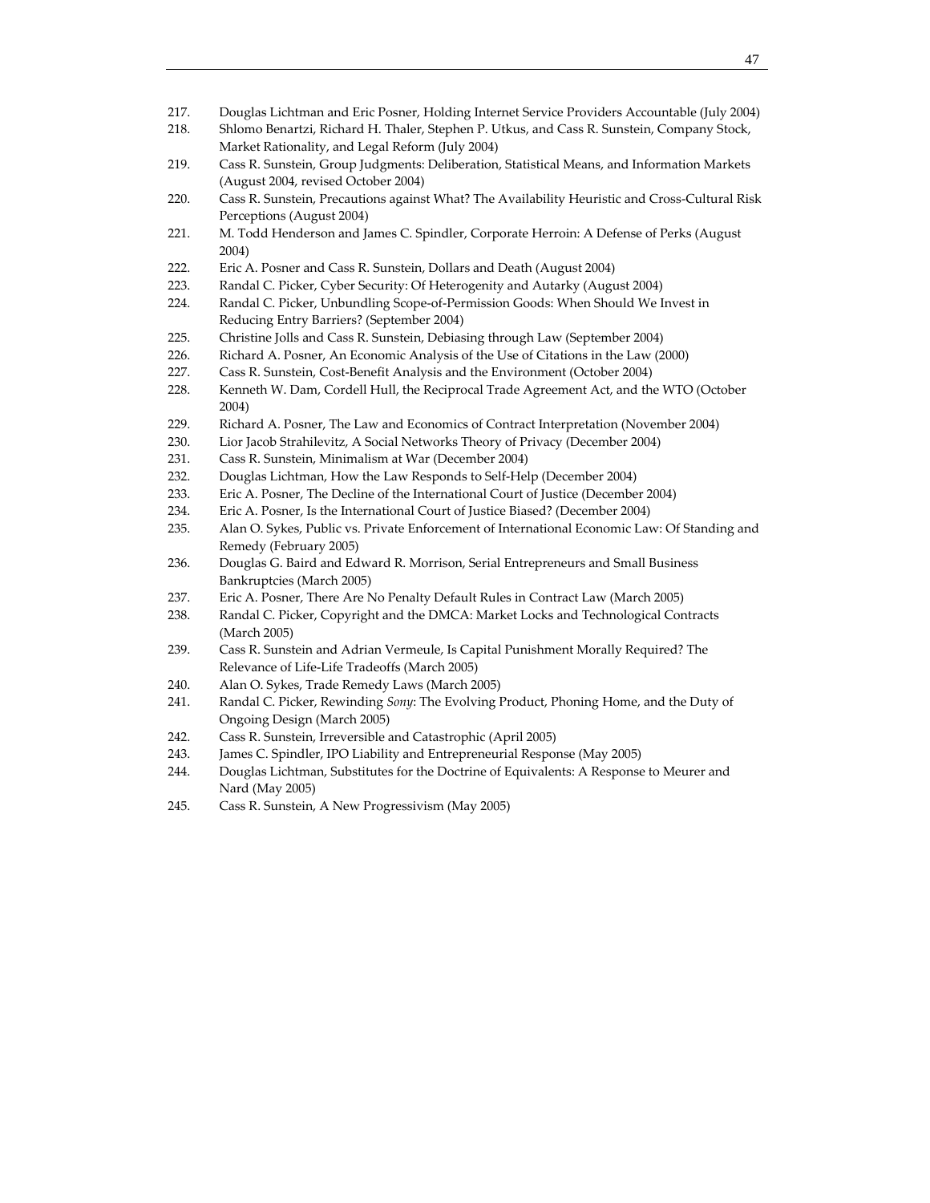217. Douglas Lichtman and Eric Posner, Holding Internet Service Providers Accountable (July 2004)
218. Shlomo Benartzi, Richard H. Thaler, Stephen P. Utkus, and Cass R. Sunstein, Company Stock, Market Rationality, and Legal Reform (July 2004)
219. Cass R. Sunstein, Group Judgments: Deliberation, Statistical Means, and Information Markets (August 2004, revised October 2004)
220. Cass R. Sunstein, Precautions against What? The Availability Heuristic and Cross-Cultural Risk Perceptions (August 2004)
221. M. Todd Henderson and James C. Spindler, Corporate Herroin: A Defense of Perks (August 2004)
222. Eric A. Posner and Cass R. Sunstein, Dollars and Death (August 2004)
223. Randal C. Picker, Cyber Security: Of Heterogenity and Autarky (August 2004)
224. Randal C. Picker, Unbundling Scope-of-Permission Goods: When Should We Invest in Reducing Entry Barriers? (September 2004)
225. Christine Jolls and Cass R. Sunstein, Debiasing through Law (September 2004)
226. Richard A. Posner, An Economic Analysis of the Use of Citations in the Law (2000)
227. Cass R. Sunstein, Cost-Benefit Analysis and the Environment (October 2004)
228. Kenneth W. Dam, Cordell Hull, the Reciprocal Trade Agreement Act, and the WTO (October 2004)
229. Richard A. Posner, The Law and Economics of Contract Interpretation (November 2004)
230. Lior Jacob Strahilevitz, A Social Networks Theory of Privacy (December 2004)
231. Cass R. Sunstein, Minimalism at War (December 2004)
232. Douglas Lichtman, How the Law Responds to Self-Help (December 2004)
233. Eric A. Posner, The Decline of the International Court of Justice (December 2004)
234. Eric A. Posner, Is the International Court of Justice Biased? (December 2004)
235. Alan O. Sykes, Public vs. Private Enforcement of International Economic Law: Of Standing and Remedy (February 2005)
236. Douglas G. Baird and Edward R. Morrison, Serial Entrepreneurs and Small Business Bankruptcies (March 2005)
237. Eric A. Posner, There Are No Penalty Default Rules in Contract Law (March 2005)
238. Randal C. Picker, Copyright and the DMCA: Market Locks and Technological Contracts (March 2005)
239. Cass R. Sunstein and Adrian Vermeule, Is Capital Punishment Morally Required? The Relevance of Life-Life Tradeoffs (March 2005)
240. Alan O. Sykes, Trade Remedy Laws (March 2005)
241. Randal C. Picker, Rewinding *Sony*: The Evolving Product, Phoning Home, and the Duty of Ongoing Design (March 2005)
242. Cass R. Sunstein, Irreversible and Catastrophic (April 2005)
243. James C. Spindler, IPO Liability and Entrepreneurial Response (May 2005)
244. Douglas Lichtman, Substitutes for the Doctrine of Equivalents: A Response to Meurer and Nard (May 2005)
245. Cass R. Sunstein, A New Progressivism (May 2005)